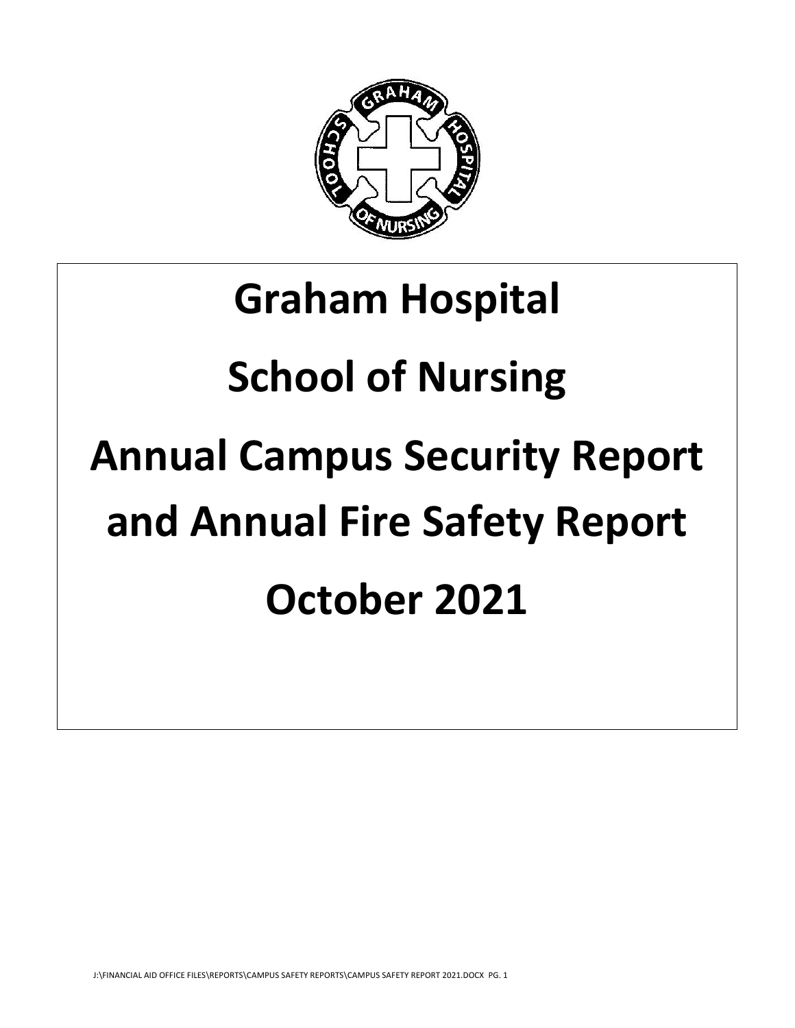# Graham Hospital

# School of Nursing

# Annual Campus Security Report and Annual Fire Safety Report

# October 2021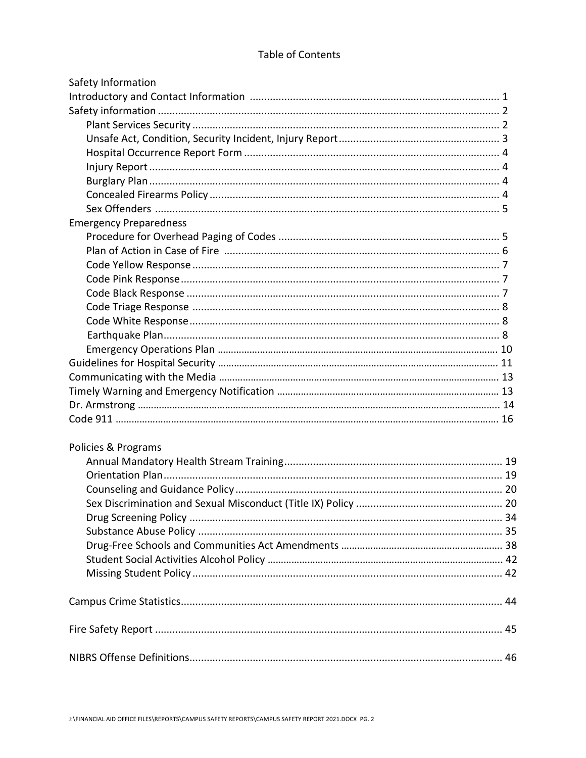# Table of Contents

Safety Information

Introductory and Contact Information .......................................................................................... 1

Safety information ....................................................................................................................... 2

- Plant Services Security ............................................................................................................ 2
- Unsafe Act, Condition, Security Incident, Injury Report......................................................... 3
- Hospital Occurrence Report Form .......................................................................................... 4
- Injury Report ............................................................................................................................ 4
- Burglary Plan ............................................................................................................................ 4
- Concealed Firearms Policy ...................................................................................................... 4
- Sex Offenders .......................................................................................................................... 5

Emergency Preparedness

- Procedure for Overhead Paging of Codes ............................................................................... 5
- Plan of Action in Case of Fire .................................................................................................. 6
- Code Yellow Response ............................................................................................................. 7
- Code Pink Response ................................................................................................................. 7
- Code Black Response ............................................................................................................... 7
- Code Triage Response .............................................................................................................. 8
- Code White Response ............................................................................................................... 8
- Earthquake Plan ........................................................................................................................ 8
- Emergency Operations Plan .................................................................................................... 10

Guidelines for Hospital Security ..................................................................................................... 11

Communicating with the Media ...................................................................................................... 13

Timely Warning and Emergency Notification ................................................................................. 13

Dr. Armstrong ................................................................................................................................. 14

Code 911 ......................................................................................................................................... 16

Policies & Programs

- Annual Mandatory Health Stream Training ............................................................................. 19
- Orientation Plan ....................................................................................................................... 19
- Counseling and Guidance Policy ............................................................................................. 20
- Sex Discrimination and Sexual Misconduct (Title IX) Policy ................................................... 20
- Drug Screening Policy .............................................................................................................. 34
- Substance Abuse Policy ........................................................................................................... 35
- Drug-Free Schools and Communities Act Amendments ......................................................... 38
- Student Social Activities Alcohol Policy ................................................................................... 42
- Missing Student Policy ............................................................................................................. 42

Campus Crime Statistics ................................................................................................................. 44

Fire Safety Report ........................................................................................................................... 45

NIBRS Offense Definitions ............................................................................................................... 46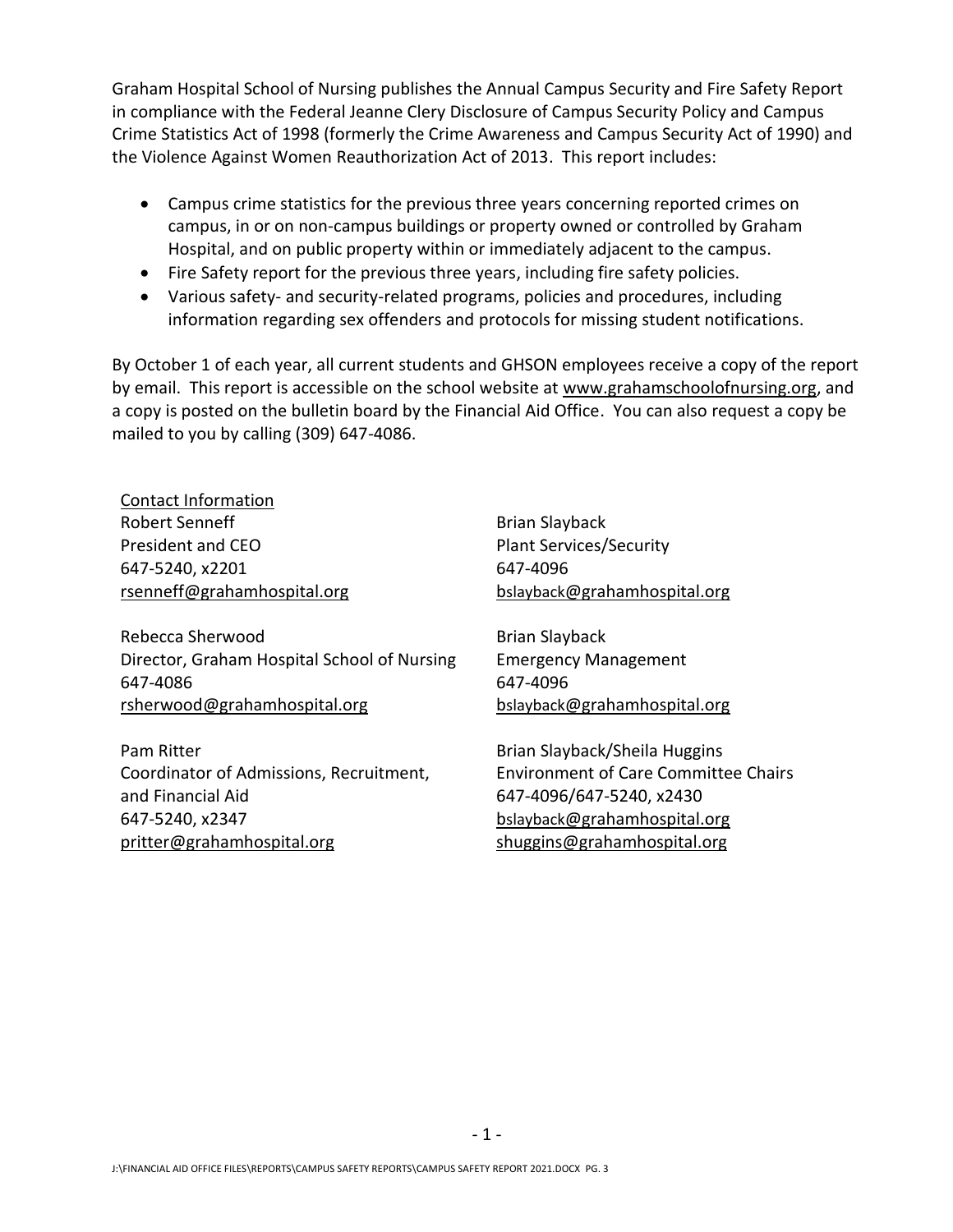Graham Hospital School of Nursing publishes the Annual Campus Security and Fire Safety Report in compliance with the Federal Jeanne Clery Disclosure of Campus Security Policy and Campus Crime Statistics Act of 1998 (formerly the Crime Awareness and Campus Security Act of 1990) and the Violence Against Women Reauthorization Act of 2013. This report includes:

- Campus crime statistics for the previous three years concerning reported crimes on campus, in or on non-campus buildings or property owned or controlled by Graham Hospital, and on public property within or immediately adjacent to the campus.
- Fire Safety report for the previous three years, including fire safety policies.
- Various safety- and security-related programs, policies and procedures, including information regarding sex offenders and protocols for missing student notifications.

By October 1 of each year, all current students and GHSON employees receive a copy of the report by email. This report is accessible on the school website at www.grahamschoolofnursing.org, and a copy is posted on the bulletin board by the Financial Aid Office. You can also request a copy be mailed to you by calling (309) 647-4086.

Contact Information

Robert Senneff
President and CEO
647-5240, x2201
rsenneff@grahamhospital.org

Rebecca Sherwood
Director, Graham Hospital School of Nursing
647-4086
rsherwood@grahamhospital.org

Pam Ritter
Coordinator of Admissions, Recruitment, and Financial Aid
647-5240, x2347
pritter@grahamhospital.org

Brian Slayback
Plant Services/Security
647-4096
bslayback@grahamhospital.org

Brian Slayback
Emergency Management
647-4096
bslayback@grahamhospital.org

Brian Slayback/Sheila Huggins
Environment of Care Committee Chairs
647-4096/647-5240, x2430
bslayback@grahamhospital.org
shuggins@grahamhospital.org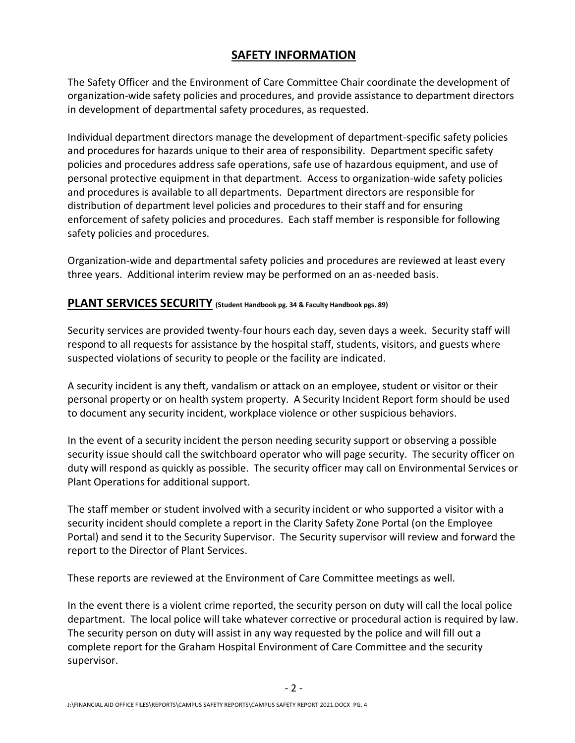## SAFETY INFORMATION

The Safety Officer and the Environment of Care Committee Chair coordinate the development of organization-wide safety policies and procedures, and provide assistance to department directors in development of departmental safety procedures, as requested.

Individual department directors manage the development of department-specific safety policies and procedures for hazards unique to their area of responsibility. Department specific safety policies and procedures address safe operations, safe use of hazardous equipment, and use of personal protective equipment in that department. Access to organization-wide safety policies and procedures is available to all departments. Department directors are responsible for distribution of department level policies and procedures to their staff and for ensuring enforcement of safety policies and procedures. Each staff member is responsible for following safety policies and procedures.

Organization-wide and departmental safety policies and procedures are reviewed at least every three years. Additional interim review may be performed on an as-needed basis.

## PLANT SERVICES SECURITY (Student Handbook pg. 34 & Faculty Handbook pgs. 89)

Security services are provided twenty-four hours each day, seven days a week. Security staff will respond to all requests for assistance by the hospital staff, students, visitors, and guests where suspected violations of security to people or the facility are indicated.

A security incident is any theft, vandalism or attack on an employee, student or visitor or their personal property or on health system property. A Security Incident Report form should be used to document any security incident, workplace violence or other suspicious behaviors.

In the event of a security incident the person needing security support or observing a possible security issue should call the switchboard operator who will page security. The security officer on duty will respond as quickly as possible. The security officer may call on Environmental Services or Plant Operations for additional support.

The staff member or student involved with a security incident or who supported a visitor with a security incident should complete a report in the Clarity Safety Zone Portal (on the Employee Portal) and send it to the Security Supervisor. The Security supervisor will review and forward the report to the Director of Plant Services.

These reports are reviewed at the Environment of Care Committee meetings as well.

In the event there is a violent crime reported, the security person on duty will call the local police department. The local police will take whatever corrective or procedural action is required by law. The security person on duty will assist in any way requested by the police and will fill out a complete report for the Graham Hospital Environment of Care Committee and the security supervisor.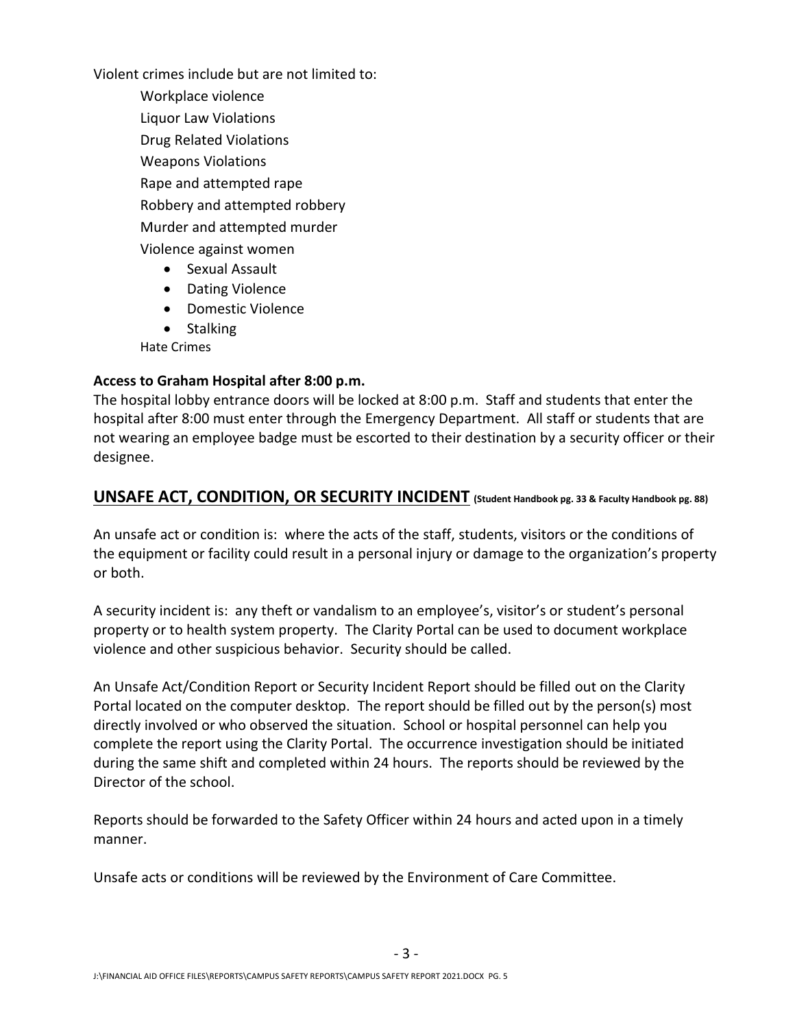Violent crimes include but are not limited to:

- Workplace violence
- Liquor Law Violations
- Drug Related Violations
- Weapons Violations
- Rape and attempted rape
- Robbery and attempted robbery
- Murder and attempted murder
- Violence against women
  - Sexual Assault
  - Dating Violence
  - Domestic Violence
  - Stalking
- Hate Crimes

**Access to Graham Hospital after 8:00 p.m.**

The hospital lobby entrance doors will be locked at 8:00 p.m. Staff and students that enter the hospital after 8:00 must enter through the Emergency Department. All staff or students that are not wearing an employee badge must be escorted to their destination by a security officer or their designee.

## UNSAFE ACT, CONDITION, OR SECURITY INCIDENT (Student Handbook pg. 33 & Faculty Handbook pg. 88)

An unsafe act or condition is: where the acts of the staff, students, visitors or the conditions of the equipment or facility could result in a personal injury or damage to the organization's property or both.

A security incident is: any theft or vandalism to an employee's, visitor's or student's personal property or to health system property. The Clarity Portal can be used to document workplace violence and other suspicious behavior. Security should be called.

An Unsafe Act/Condition Report or Security Incident Report should be filled out on the Clarity Portal located on the computer desktop. The report should be filled out by the person(s) most directly involved or who observed the situation. School or hospital personnel can help you complete the report using the Clarity Portal. The occurrence investigation should be initiated during the same shift and completed within 24 hours. The reports should be reviewed by the Director of the school.

Reports should be forwarded to the Safety Officer within 24 hours and acted upon in a timely manner.

Unsafe acts or conditions will be reviewed by the Environment of Care Committee.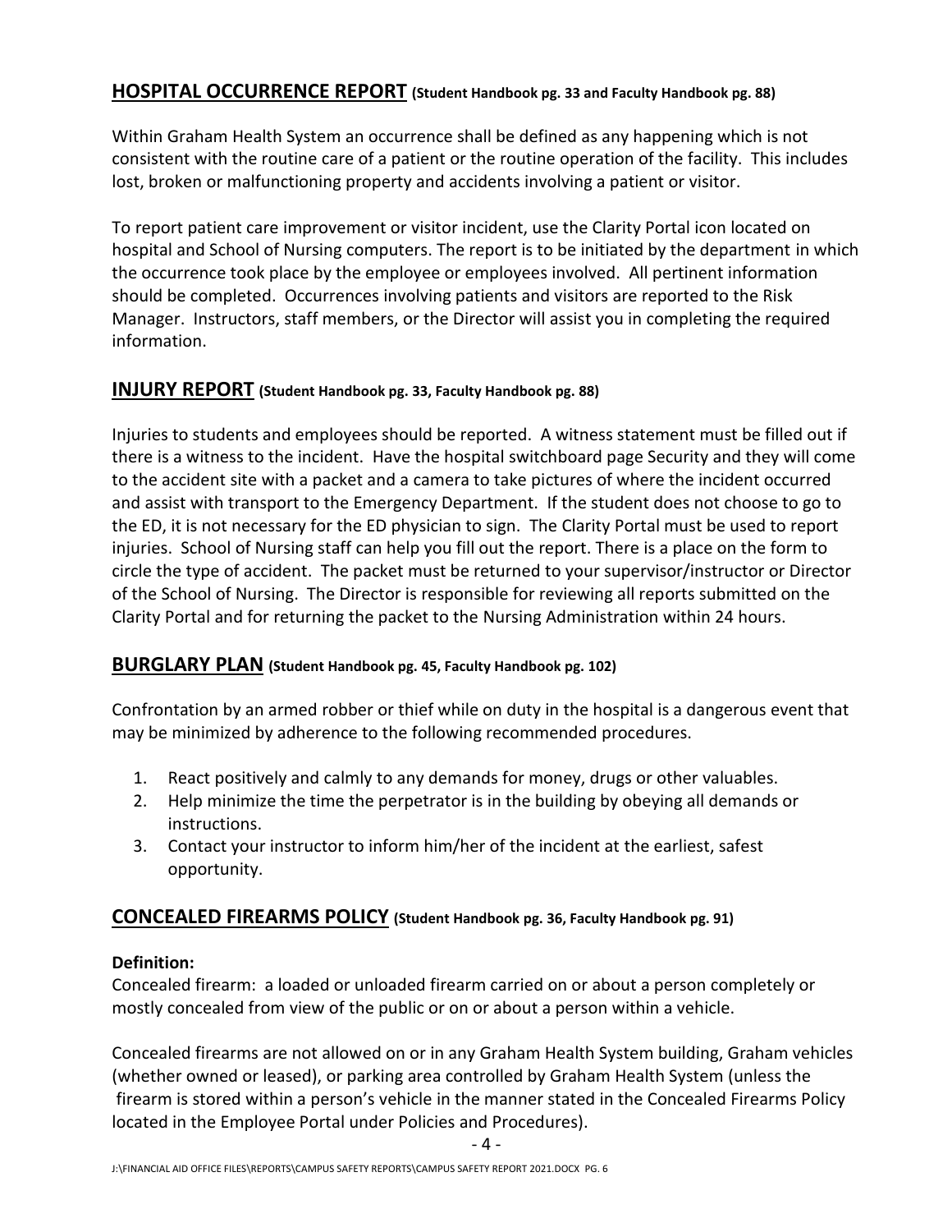## HOSPITAL OCCURRENCE REPORT (Student Handbook pg. 33 and Faculty Handbook pg. 88)

Within Graham Health System an occurrence shall be defined as any happening which is not consistent with the routine care of a patient or the routine operation of the facility. This includes lost, broken or malfunctioning property and accidents involving a patient or visitor.

To report patient care improvement or visitor incident, use the Clarity Portal icon located on hospital and School of Nursing computers. The report is to be initiated by the department in which the occurrence took place by the employee or employees involved. All pertinent information should be completed. Occurrences involving patients and visitors are reported to the Risk Manager. Instructors, staff members, or the Director will assist you in completing the required information.

## INJURY REPORT (Student Handbook pg. 33, Faculty Handbook pg. 88)

Injuries to students and employees should be reported. A witness statement must be filled out if there is a witness to the incident. Have the hospital switchboard page Security and they will come to the accident site with a packet and a camera to take pictures of where the incident occurred and assist with transport to the Emergency Department. If the student does not choose to go to the ED, it is not necessary for the ED physician to sign. The Clarity Portal must be used to report injuries. School of Nursing staff can help you fill out the report. There is a place on the form to circle the type of accident. The packet must be returned to your supervisor/instructor or Director of the School of Nursing. The Director is responsible for reviewing all reports submitted on the Clarity Portal and for returning the packet to the Nursing Administration within 24 hours.

## BURGLARY PLAN (Student Handbook pg. 45, Faculty Handbook pg. 102)

Confrontation by an armed robber or thief while on duty in the hospital is a dangerous event that may be minimized by adherence to the following recommended procedures.

1. React positively and calmly to any demands for money, drugs or other valuables.
2. Help minimize the time the perpetrator is in the building by obeying all demands or instructions.
3. Contact your instructor to inform him/her of the incident at the earliest, safest opportunity.

## CONCEALED FIREARMS POLICY (Student Handbook pg. 36, Faculty Handbook pg. 91)

**Definition:**
Concealed firearm: a loaded or unloaded firearm carried on or about a person completely or mostly concealed from view of the public or on or about a person within a vehicle.

Concealed firearms are not allowed on or in any Graham Health System building, Graham vehicles (whether owned or leased), or parking area controlled by Graham Health System (unless the firearm is stored within a person's vehicle in the manner stated in the Concealed Firearms Policy located in the Employee Portal under Policies and Procedures).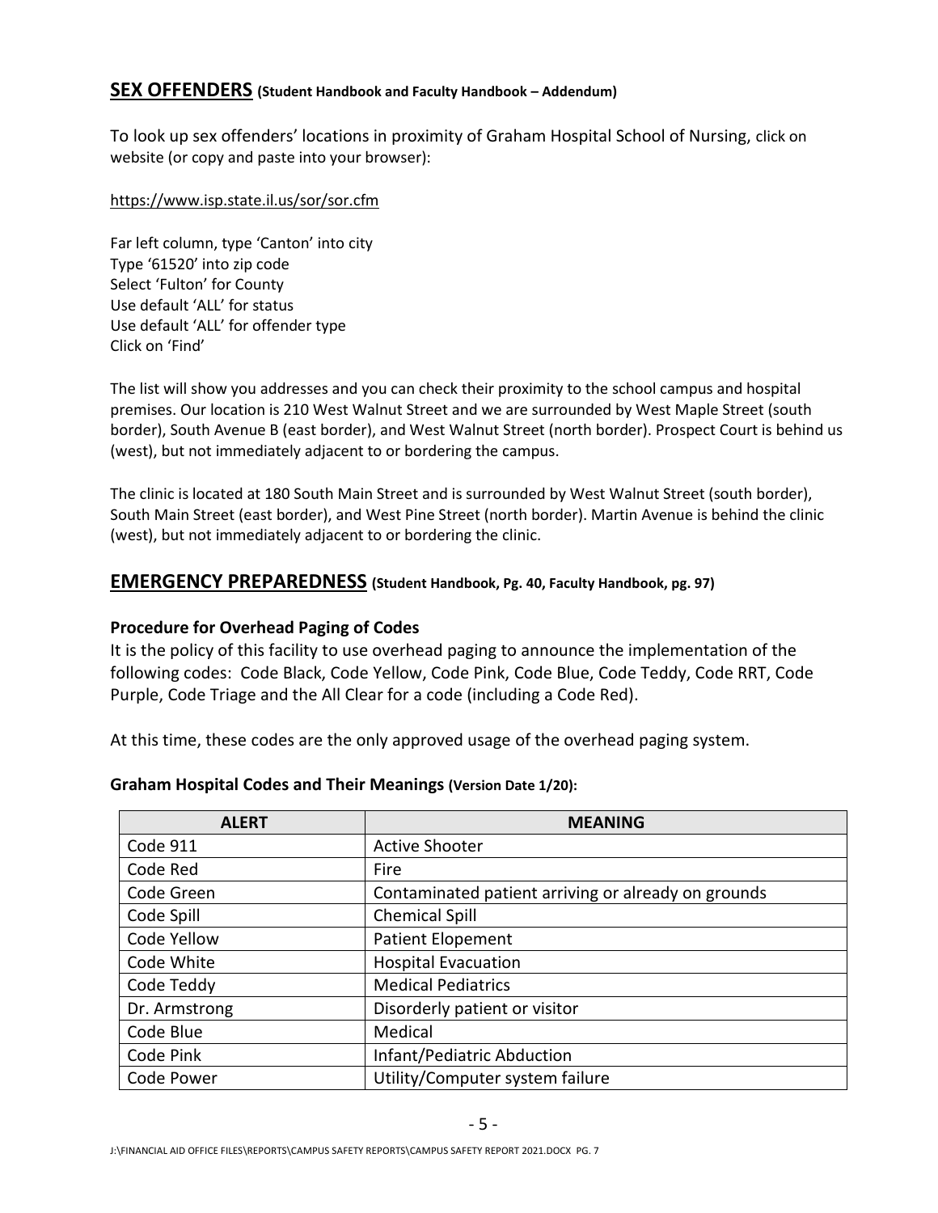## SEX OFFENDERS (Student Handbook and Faculty Handbook – Addendum)

To look up sex offenders' locations in proximity of Graham Hospital School of Nursing, click on website (or copy and paste into your browser):

https://www.isp.state.il.us/sor/sor.cfm

Far left column, type 'Canton' into city
Type '61520' into zip code
Select 'Fulton' for County
Use default 'ALL' for status
Use default 'ALL' for offender type
Click on 'Find'

The list will show you addresses and you can check their proximity to the school campus and hospital premises. Our location is 210 West Walnut Street and we are surrounded by West Maple Street (south border), South Avenue B (east border), and West Walnut Street (north border). Prospect Court is behind us (west), but not immediately adjacent to or bordering the campus.

The clinic is located at 180 South Main Street and is surrounded by West Walnut Street (south border), South Main Street (east border), and West Pine Street (north border). Martin Avenue is behind the clinic (west), but not immediately adjacent to or bordering the clinic.

## EMERGENCY PREPAREDNESS (Student Handbook, Pg. 40, Faculty Handbook, pg. 97)

### Procedure for Overhead Paging of Codes

It is the policy of this facility to use overhead paging to announce the implementation of the following codes: Code Black, Code Yellow, Code Pink, Code Blue, Code Teddy, Code RRT, Code Purple, Code Triage and the All Clear for a code (including a Code Red).

At this time, these codes are the only approved usage of the overhead paging system.

### Graham Hospital Codes and Their Meanings (Version Date 1/20):

| ALERT | MEANING |
|---|---|
| Code 911 | Active Shooter |
| Code Red | Fire |
| Code Green | Contaminated patient arriving or already on grounds |
| Code Spill | Chemical Spill |
| Code Yellow | Patient Elopement |
| Code White | Hospital Evacuation |
| Code Teddy | Medical Pediatrics |
| Dr. Armstrong | Disorderly patient or visitor |
| Code Blue | Medical |
| Code Pink | Infant/Pediatric Abduction |
| Code Power | Utility/Computer system failure |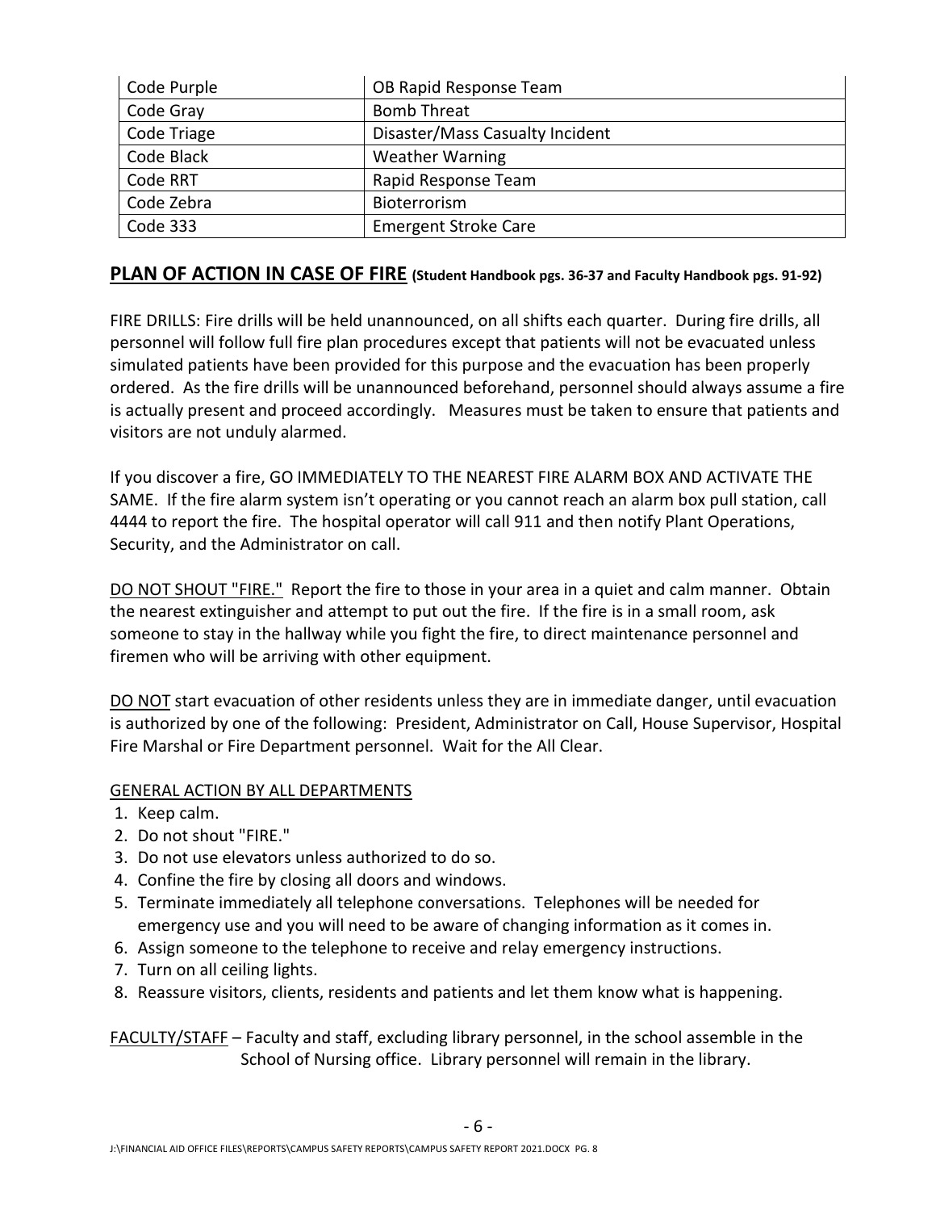| Code Purple | OB Rapid Response Team |
| --- | --- |
| Code Gray | Bomb Threat |
| Code Triage | Disaster/Mass Casualty Incident |
| Code Black | Weather Warning |
| Code RRT | Rapid Response Team |
| Code Zebra | Bioterrorism |
| Code 333 | Emergent Stroke Care |

## PLAN OF ACTION IN CASE OF FIRE (Student Handbook pgs. 36-37 and Faculty Handbook pgs. 91-92)

FIRE DRILLS: Fire drills will be held unannounced, on all shifts each quarter. During fire drills, all personnel will follow full fire plan procedures except that patients will not be evacuated unless simulated patients have been provided for this purpose and the evacuation has been properly ordered. As the fire drills will be unannounced beforehand, personnel should always assume a fire is actually present and proceed accordingly. Measures must be taken to ensure that patients and visitors are not unduly alarmed.

If you discover a fire, GO IMMEDIATELY TO THE NEAREST FIRE ALARM BOX AND ACTIVATE THE SAME. If the fire alarm system isn't operating or you cannot reach an alarm box pull station, call 4444 to report the fire. The hospital operator will call 911 and then notify Plant Operations, Security, and the Administrator on call.

DO NOT SHOUT "FIRE." Report the fire to those in your area in a quiet and calm manner. Obtain the nearest extinguisher and attempt to put out the fire. If the fire is in a small room, ask someone to stay in the hallway while you fight the fire, to direct maintenance personnel and firemen who will be arriving with other equipment.

DO NOT start evacuation of other residents unless they are in immediate danger, until evacuation is authorized by one of the following: President, Administrator on Call, House Supervisor, Hospital Fire Marshal or Fire Department personnel. Wait for the All Clear.

GENERAL ACTION BY ALL DEPARTMENTS

1. Keep calm.
2. Do not shout "FIRE."
3. Do not use elevators unless authorized to do so.
4. Confine the fire by closing all doors and windows.
5. Terminate immediately all telephone conversations. Telephones will be needed for emergency use and you will need to be aware of changing information as it comes in.
6. Assign someone to the telephone to receive and relay emergency instructions.
7. Turn on all ceiling lights.
8. Reassure visitors, clients, residents and patients and let them know what is happening.

FACULTY/STAFF – Faculty and staff, excluding library personnel, in the school assemble in the School of Nursing office. Library personnel will remain in the library.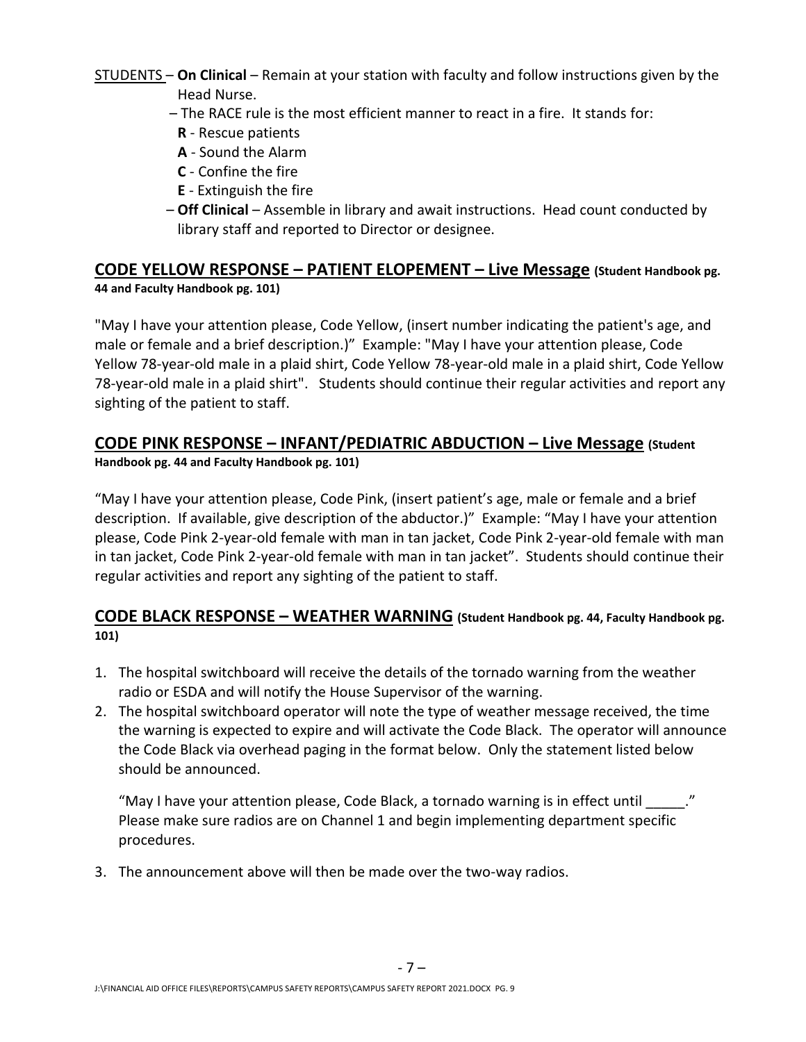STUDENTS – **On Clinical** – Remain at your station with faculty and follow instructions given by the Head Nurse.

– The RACE rule is the most efficient manner to react in a fire. It stands for:

**R** - Rescue patients
**A** - Sound the Alarm
**C** - Confine the fire
**E** - Extinguish the fire

– **Off Clinical** – Assemble in library and await instructions. Head count conducted by library staff and reported to Director or designee.

## CODE YELLOW RESPONSE – PATIENT ELOPEMENT – Live Message (Student Handbook pg. 44 and Faculty Handbook pg. 101)

"May I have your attention please, Code Yellow, (insert number indicating the patient's age, and male or female and a brief description.)" Example: "May I have your attention please, Code Yellow 78-year-old male in a plaid shirt, Code Yellow 78-year-old male in a plaid shirt, Code Yellow 78-year-old male in a plaid shirt". Students should continue their regular activities and report any sighting of the patient to staff.

## CODE PINK RESPONSE – INFANT/PEDIATRIC ABDUCTION – Live Message (Student Handbook pg. 44 and Faculty Handbook pg. 101)

"May I have your attention please, Code Pink, (insert patient's age, male or female and a brief description. If available, give description of the abductor.)" Example: "May I have your attention please, Code Pink 2-year-old female with man in tan jacket, Code Pink 2-year-old female with man in tan jacket, Code Pink 2-year-old female with man in tan jacket". Students should continue their regular activities and report any sighting of the patient to staff.

## CODE BLACK RESPONSE – WEATHER WARNING (Student Handbook pg. 44, Faculty Handbook pg. 101)

1. The hospital switchboard will receive the details of the tornado warning from the weather radio or ESDA and will notify the House Supervisor of the warning.
2. The hospital switchboard operator will note the type of weather message received, the time the warning is expected to expire and will activate the Code Black. The operator will announce the Code Black via overhead paging in the format below. Only the statement listed below should be announced.

   "May I have your attention please, Code Black, a tornado warning is in effect until _____." Please make sure radios are on Channel 1 and begin implementing department specific procedures.

3. The announcement above will then be made over the two-way radios.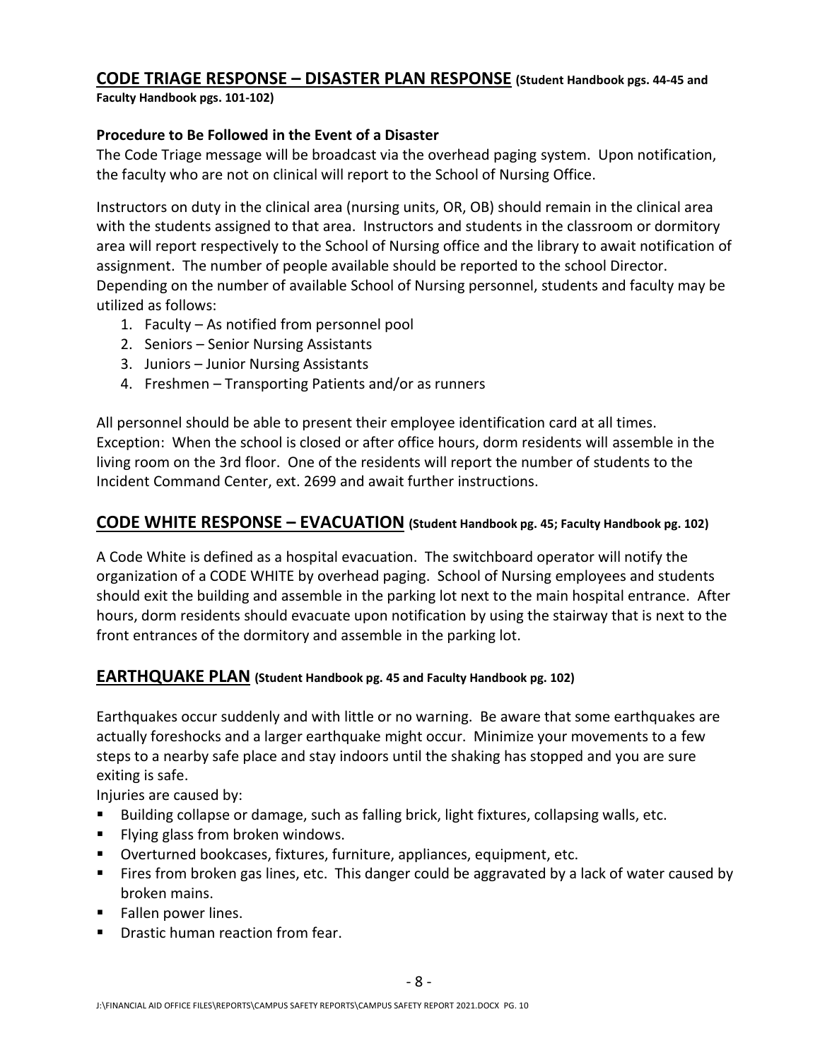## CODE TRIAGE RESPONSE – DISASTER PLAN RESPONSE (Student Handbook pgs. 44-45 and Faculty Handbook pgs. 101-102)

### Procedure to Be Followed in the Event of a Disaster

The Code Triage message will be broadcast via the overhead paging system. Upon notification, the faculty who are not on clinical will report to the School of Nursing Office.

Instructors on duty in the clinical area (nursing units, OR, OB) should remain in the clinical area with the students assigned to that area. Instructors and students in the classroom or dormitory area will report respectively to the School of Nursing office and the library to await notification of assignment. The number of people available should be reported to the school Director. Depending on the number of available School of Nursing personnel, students and faculty may be utilized as follows:

1. Faculty – As notified from personnel pool
2. Seniors – Senior Nursing Assistants
3. Juniors – Junior Nursing Assistants
4. Freshmen – Transporting Patients and/or as runners

All personnel should be able to present their employee identification card at all times. Exception: When the school is closed or after office hours, dorm residents will assemble in the living room on the 3rd floor. One of the residents will report the number of students to the Incident Command Center, ext. 2699 and await further instructions.

## CODE WHITE RESPONSE – EVACUATION (Student Handbook pg. 45; Faculty Handbook pg. 102)

A Code White is defined as a hospital evacuation. The switchboard operator will notify the organization of a CODE WHITE by overhead paging. School of Nursing employees and students should exit the building and assemble in the parking lot next to the main hospital entrance. After hours, dorm residents should evacuate upon notification by using the stairway that is next to the front entrances of the dormitory and assemble in the parking lot.

## EARTHQUAKE PLAN (Student Handbook pg. 45 and Faculty Handbook pg. 102)

Earthquakes occur suddenly and with little or no warning. Be aware that some earthquakes are actually foreshocks and a larger earthquake might occur. Minimize your movements to a few steps to a nearby safe place and stay indoors until the shaking has stopped and you are sure exiting is safe.

Injuries are caused by:

- Building collapse or damage, such as falling brick, light fixtures, collapsing walls, etc.
- Flying glass from broken windows.
- Overturned bookcases, fixtures, furniture, appliances, equipment, etc.
- Fires from broken gas lines, etc. This danger could be aggravated by a lack of water caused by broken mains.
- Fallen power lines.
- Drastic human reaction from fear.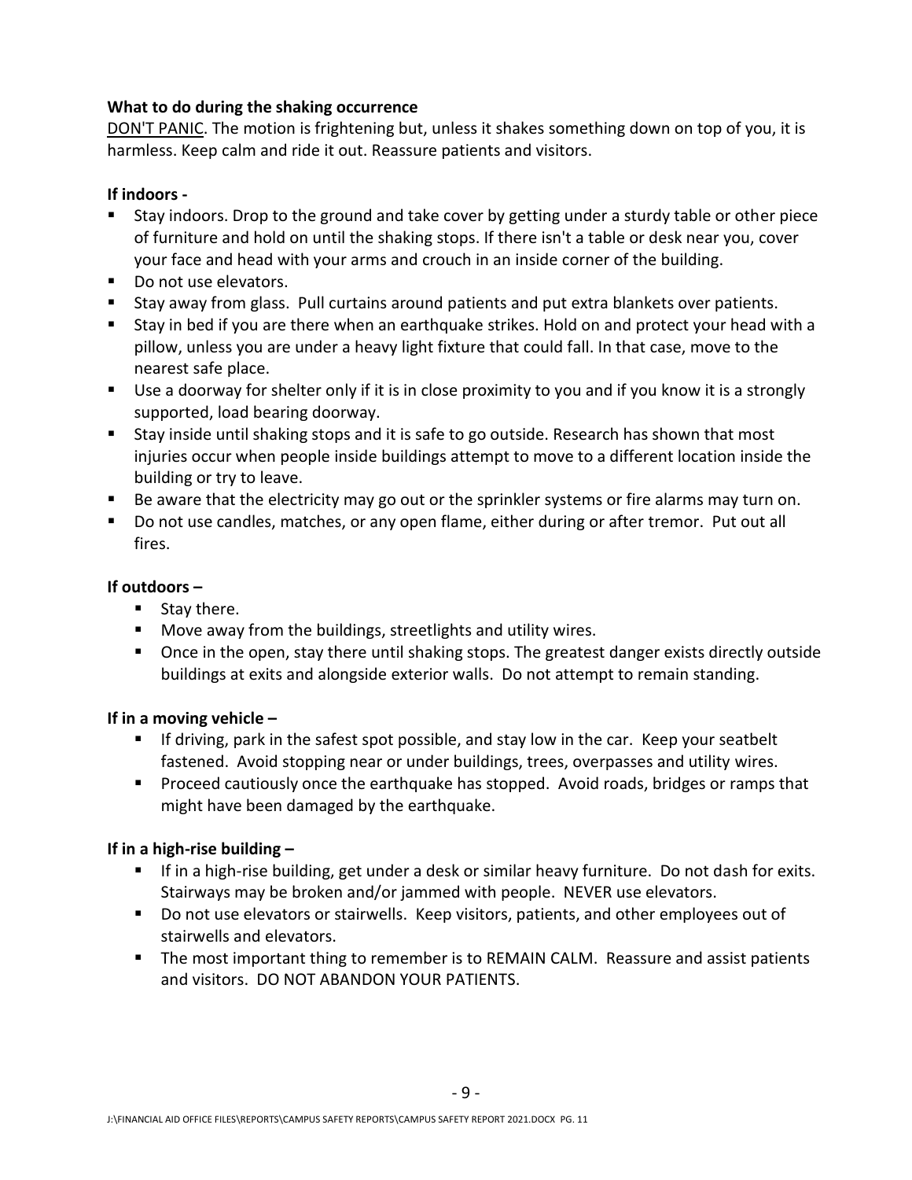**What to do during the shaking occurrence**

DON'T PANIC. The motion is frightening but, unless it shakes something down on top of you, it is harmless. Keep calm and ride it out. Reassure patients and visitors.

**If indoors -**

- Stay indoors. Drop to the ground and take cover by getting under a sturdy table or other piece of furniture and hold on until the shaking stops. If there isn't a table or desk near you, cover your face and head with your arms and crouch in an inside corner of the building.
- Do not use elevators.
- Stay away from glass. Pull curtains around patients and put extra blankets over patients.
- Stay in bed if you are there when an earthquake strikes. Hold on and protect your head with a pillow, unless you are under a heavy light fixture that could fall. In that case, move to the nearest safe place.
- Use a doorway for shelter only if it is in close proximity to you and if you know it is a strongly supported, load bearing doorway.
- Stay inside until shaking stops and it is safe to go outside. Research has shown that most injuries occur when people inside buildings attempt to move to a different location inside the building or try to leave.
- Be aware that the electricity may go out or the sprinkler systems or fire alarms may turn on.
- Do not use candles, matches, or any open flame, either during or after tremor. Put out all fires.

**If outdoors –**

- Stay there.
- Move away from the buildings, streetlights and utility wires.
- Once in the open, stay there until shaking stops. The greatest danger exists directly outside buildings at exits and alongside exterior walls. Do not attempt to remain standing.

**If in a moving vehicle –**

- If driving, park in the safest spot possible, and stay low in the car. Keep your seatbelt fastened. Avoid stopping near or under buildings, trees, overpasses and utility wires.
- Proceed cautiously once the earthquake has stopped. Avoid roads, bridges or ramps that might have been damaged by the earthquake.

**If in a high-rise building –**

- If in a high-rise building, get under a desk or similar heavy furniture. Do not dash for exits. Stairways may be broken and/or jammed with people. NEVER use elevators.
- Do not use elevators or stairwells. Keep visitors, patients, and other employees out of stairwells and elevators.
- The most important thing to remember is to REMAIN CALM. Reassure and assist patients and visitors. DO NOT ABANDON YOUR PATIENTS.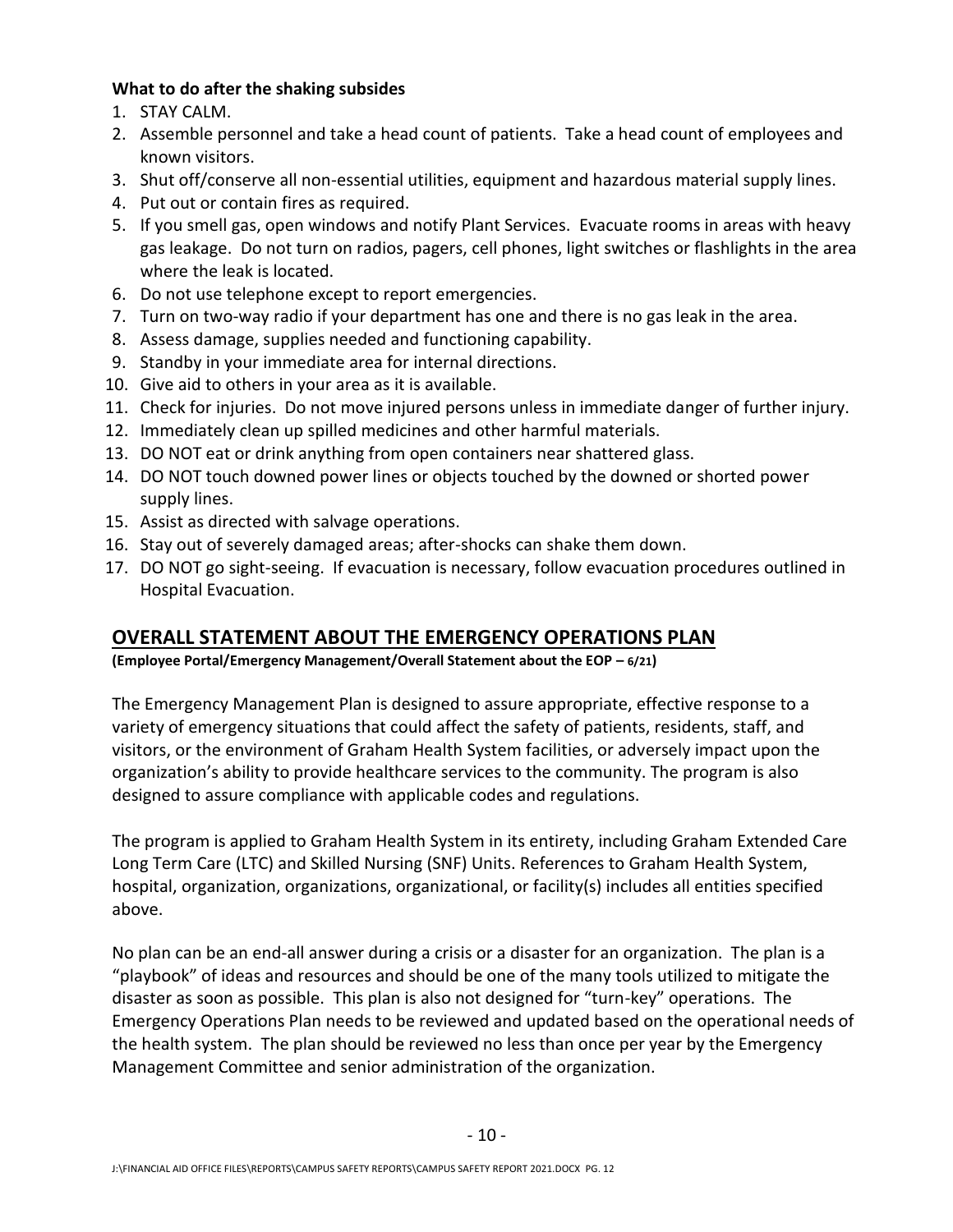**What to do after the shaking subsides**

1. STAY CALM.
2. Assemble personnel and take a head count of patients. Take a head count of employees and known visitors.
3. Shut off/conserve all non-essential utilities, equipment and hazardous material supply lines.
4. Put out or contain fires as required.
5. If you smell gas, open windows and notify Plant Services. Evacuate rooms in areas with heavy gas leakage. Do not turn on radios, pagers, cell phones, light switches or flashlights in the area where the leak is located.
6. Do not use telephone except to report emergencies.
7. Turn on two-way radio if your department has one and there is no gas leak in the area.
8. Assess damage, supplies needed and functioning capability.
9. Standby in your immediate area for internal directions.
10. Give aid to others in your area as it is available.
11. Check for injuries. Do not move injured persons unless in immediate danger of further injury.
12. Immediately clean up spilled medicines and other harmful materials.
13. DO NOT eat or drink anything from open containers near shattered glass.
14. DO NOT touch downed power lines or objects touched by the downed or shorted power supply lines.
15. Assist as directed with salvage operations.
16. Stay out of severely damaged areas; after-shocks can shake them down.
17. DO NOT go sight-seeing. If evacuation is necessary, follow evacuation procedures outlined in Hospital Evacuation.

## OVERALL STATEMENT ABOUT THE EMERGENCY OPERATIONS PLAN

**(Employee Portal/Emergency Management/Overall Statement about the EOP – 6/21)**

The Emergency Management Plan is designed to assure appropriate, effective response to a variety of emergency situations that could affect the safety of patients, residents, staff, and visitors, or the environment of Graham Health System facilities, or adversely impact upon the organization's ability to provide healthcare services to the community. The program is also designed to assure compliance with applicable codes and regulations.

The program is applied to Graham Health System in its entirety, including Graham Extended Care Long Term Care (LTC) and Skilled Nursing (SNF) Units. References to Graham Health System, hospital, organization, organizations, organizational, or facility(s) includes all entities specified above.

No plan can be an end-all answer during a crisis or a disaster for an organization. The plan is a "playbook" of ideas and resources and should be one of the many tools utilized to mitigate the disaster as soon as possible. This plan is also not designed for "turn-key" operations. The Emergency Operations Plan needs to be reviewed and updated based on the operational needs of the health system. The plan should be reviewed no less than once per year by the Emergency Management Committee and senior administration of the organization.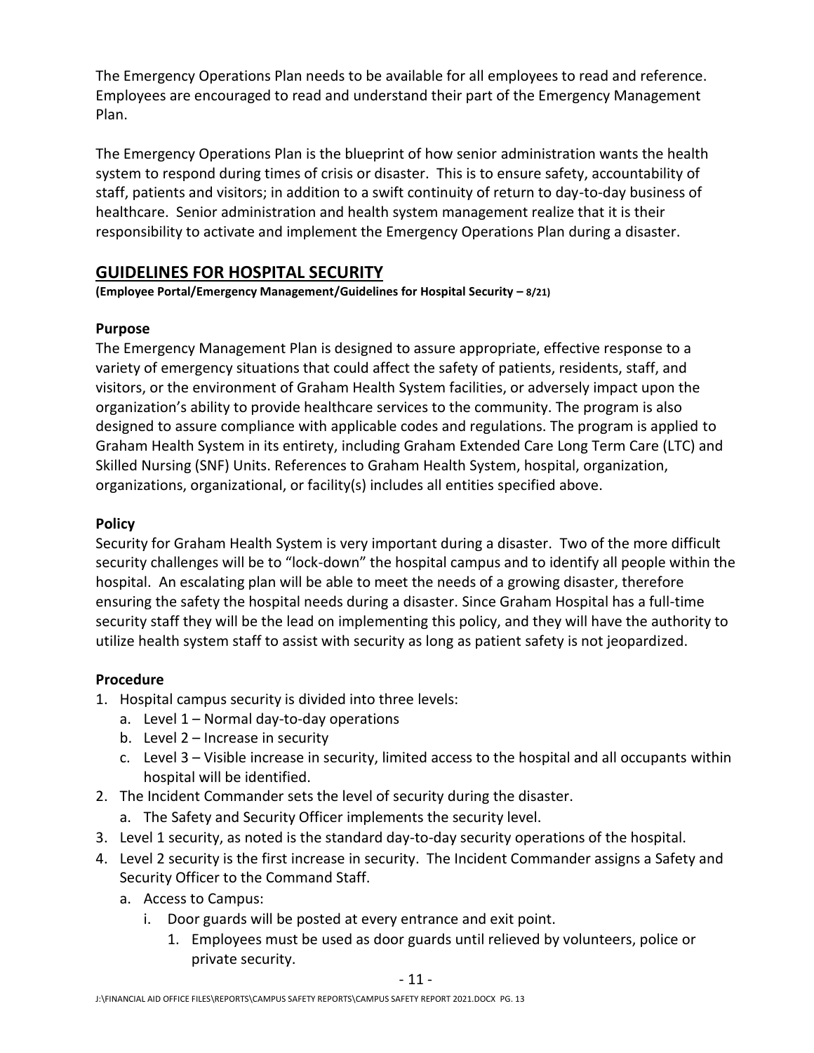The Emergency Operations Plan needs to be available for all employees to read and reference. Employees are encouraged to read and understand their part of the Emergency Management Plan.

The Emergency Operations Plan is the blueprint of how senior administration wants the health system to respond during times of crisis or disaster. This is to ensure safety, accountability of staff, patients and visitors; in addition to a swift continuity of return to day-to-day business of healthcare. Senior administration and health system management realize that it is their responsibility to activate and implement the Emergency Operations Plan during a disaster.

## GUIDELINES FOR HOSPITAL SECURITY

**(Employee Portal/Emergency Management/Guidelines for Hospital Security – 8/21)**

### Purpose

The Emergency Management Plan is designed to assure appropriate, effective response to a variety of emergency situations that could affect the safety of patients, residents, staff, and visitors, or the environment of Graham Health System facilities, or adversely impact upon the organization's ability to provide healthcare services to the community. The program is also designed to assure compliance with applicable codes and regulations. The program is applied to Graham Health System in its entirety, including Graham Extended Care Long Term Care (LTC) and Skilled Nursing (SNF) Units. References to Graham Health System, hospital, organization, organizations, organizational, or facility(s) includes all entities specified above.

### Policy

Security for Graham Health System is very important during a disaster. Two of the more difficult security challenges will be to "lock-down" the hospital campus and to identify all people within the hospital. An escalating plan will be able to meet the needs of a growing disaster, therefore ensuring the safety the hospital needs during a disaster. Since Graham Hospital has a full-time security staff they will be the lead on implementing this policy, and they will have the authority to utilize health system staff to assist with security as long as patient safety is not jeopardized.

### Procedure

1. Hospital campus security is divided into three levels:
   a. Level 1 – Normal day-to-day operations
   b. Level 2 – Increase in security
   c. Level 3 – Visible increase in security, limited access to the hospital and all occupants within hospital will be identified.
2. The Incident Commander sets the level of security during the disaster.
   a. The Safety and Security Officer implements the security level.
3. Level 1 security, as noted is the standard day-to-day security operations of the hospital.
4. Level 2 security is the first increase in security. The Incident Commander assigns a Safety and Security Officer to the Command Staff.
   a. Access to Campus:
      i. Door guards will be posted at every entrance and exit point.
         1. Employees must be used as door guards until relieved by volunteers, police or private security.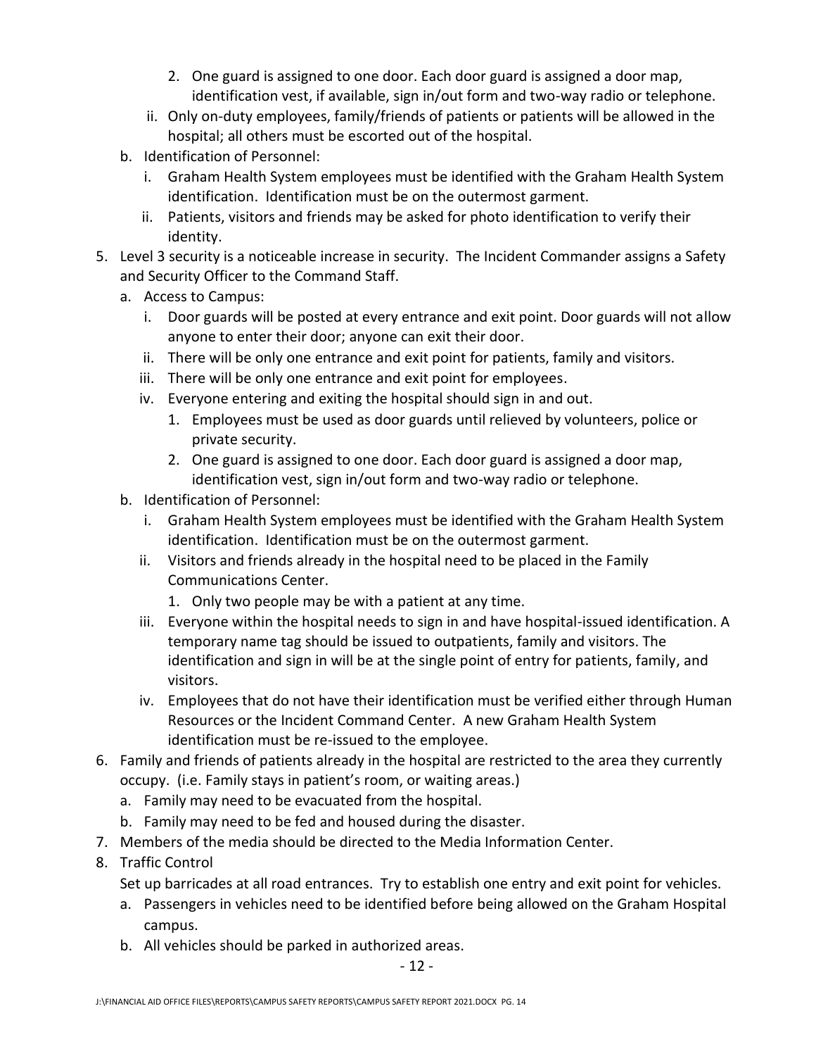2. One guard is assigned to one door. Each door guard is assigned a door map, identification vest, if available, sign in/out form and two-way radio or telephone.
   ii. Only on-duty employees, family/friends of patients or patients will be allowed in the hospital; all others must be escorted out of the hospital.
  b. Identification of Personnel:
   i. Graham Health System employees must be identified with the Graham Health System identification. Identification must be on the outermost garment.
   ii. Patients, visitors and friends may be asked for photo identification to verify their identity.

5. Level 3 security is a noticeable increase in security. The Incident Commander assigns a Safety and Security Officer to the Command Staff.
   a. Access to Campus:
      i. Door guards will be posted at every entrance and exit point. Door guards will not allow anyone to enter their door; anyone can exit their door.
      ii. There will be only one entrance and exit point for patients, family and visitors.
      iii. There will be only one entrance and exit point for employees.
      iv. Everyone entering and exiting the hospital should sign in and out.
         1. Employees must be used as door guards until relieved by volunteers, police or private security.
         2. One guard is assigned to one door. Each door guard is assigned a door map, identification vest, sign in/out form and two-way radio or telephone.
   b. Identification of Personnel:
      i. Graham Health System employees must be identified with the Graham Health System identification. Identification must be on the outermost garment.
      ii. Visitors and friends already in the hospital need to be placed in the Family Communications Center.
         1. Only two people may be with a patient at any time.
      iii. Everyone within the hospital needs to sign in and have hospital-issued identification. A temporary name tag should be issued to outpatients, family and visitors. The identification and sign in will be at the single point of entry for patients, family, and visitors.
      iv. Employees that do not have their identification must be verified either through Human Resources or the Incident Command Center. A new Graham Health System identification must be re-issued to the employee.
6. Family and friends of patients already in the hospital are restricted to the area they currently occupy. (i.e. Family stays in patient's room, or waiting areas.)
   a. Family may need to be evacuated from the hospital.
   b. Family may need to be fed and housed during the disaster.
7. Members of the media should be directed to the Media Information Center.
8. Traffic Control

   Set up barricades at all road entrances. Try to establish one entry and exit point for vehicles.
   a. Passengers in vehicles need to be identified before being allowed on the Graham Hospital campus.
   b. All vehicles should be parked in authorized areas.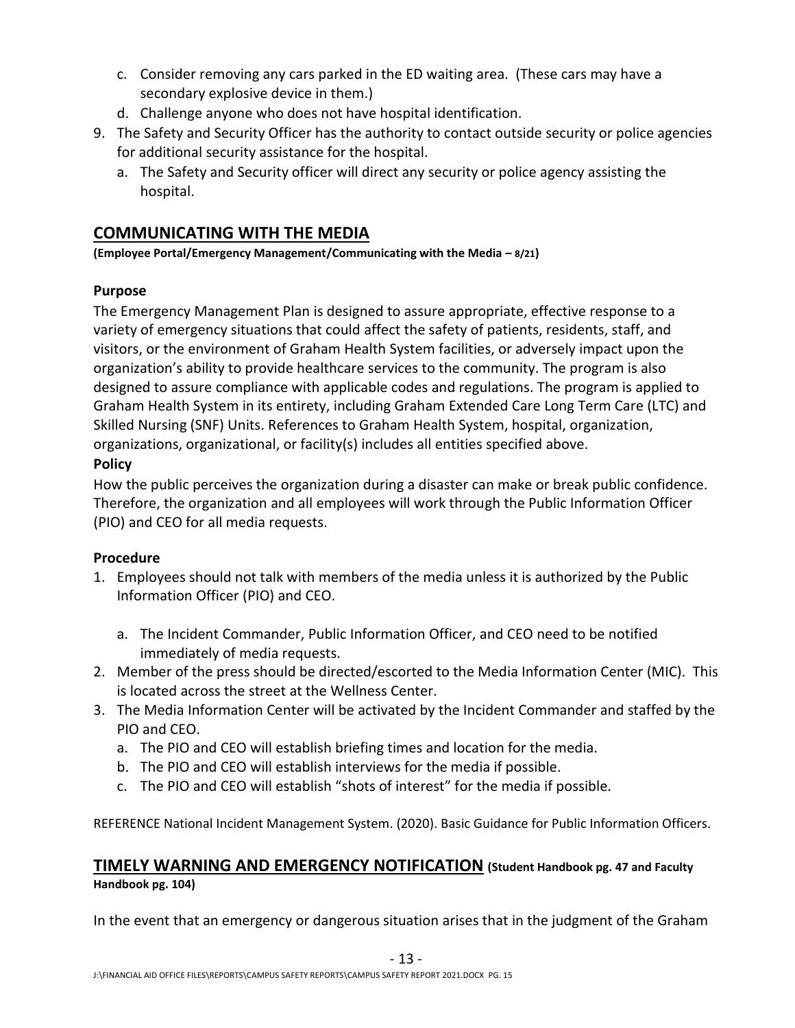c. Consider removing any cars parked in the ED waiting area. (These cars may have a secondary explosive device in them.)
   d. Challenge anyone who does not have hospital identification.
9. The Safety and Security Officer has the authority to contact outside security or police agencies for additional security assistance for the hospital.
   a. The Safety and Security officer will direct any security or police agency assisting the hospital.

## COMMUNICATING WITH THE MEDIA

**(Employee Portal/Emergency Management/Communicating with the Media – 8/21)**

### Purpose

The Emergency Management Plan is designed to assure appropriate, effective response to a variety of emergency situations that could affect the safety of patients, residents, staff, and visitors, or the environment of Graham Health System facilities, or adversely impact upon the organization's ability to provide healthcare services to the community. The program is also designed to assure compliance with applicable codes and regulations. The program is applied to Graham Health System in its entirety, including Graham Extended Care Long Term Care (LTC) and Skilled Nursing (SNF) Units. References to Graham Health System, hospital, organization, organizations, organizational, or facility(s) includes all entities specified above.

### Policy

How the public perceives the organization during a disaster can make or break public confidence. Therefore, the organization and all employees will work through the Public Information Officer (PIO) and CEO for all media requests.

### Procedure

1. Employees should not talk with members of the media unless it is authorized by the Public Information Officer (PIO) and CEO.
   a. The Incident Commander, Public Information Officer, and CEO need to be notified immediately of media requests.
2. Member of the press should be directed/escorted to the Media Information Center (MIC). This is located across the street at the Wellness Center.
3. The Media Information Center will be activated by the Incident Commander and staffed by the PIO and CEO.
   a. The PIO and CEO will establish briefing times and location for the media.
   b. The PIO and CEO will establish interviews for the media if possible.
   c. The PIO and CEO will establish "shots of interest" for the media if possible.

REFERENCE National Incident Management System. (2020). Basic Guidance for Public Information Officers.

## TIMELY WARNING AND EMERGENCY NOTIFICATION (Student Handbook pg. 47 and Faculty Handbook pg. 104)

In the event that an emergency or dangerous situation arises that in the judgment of the Graham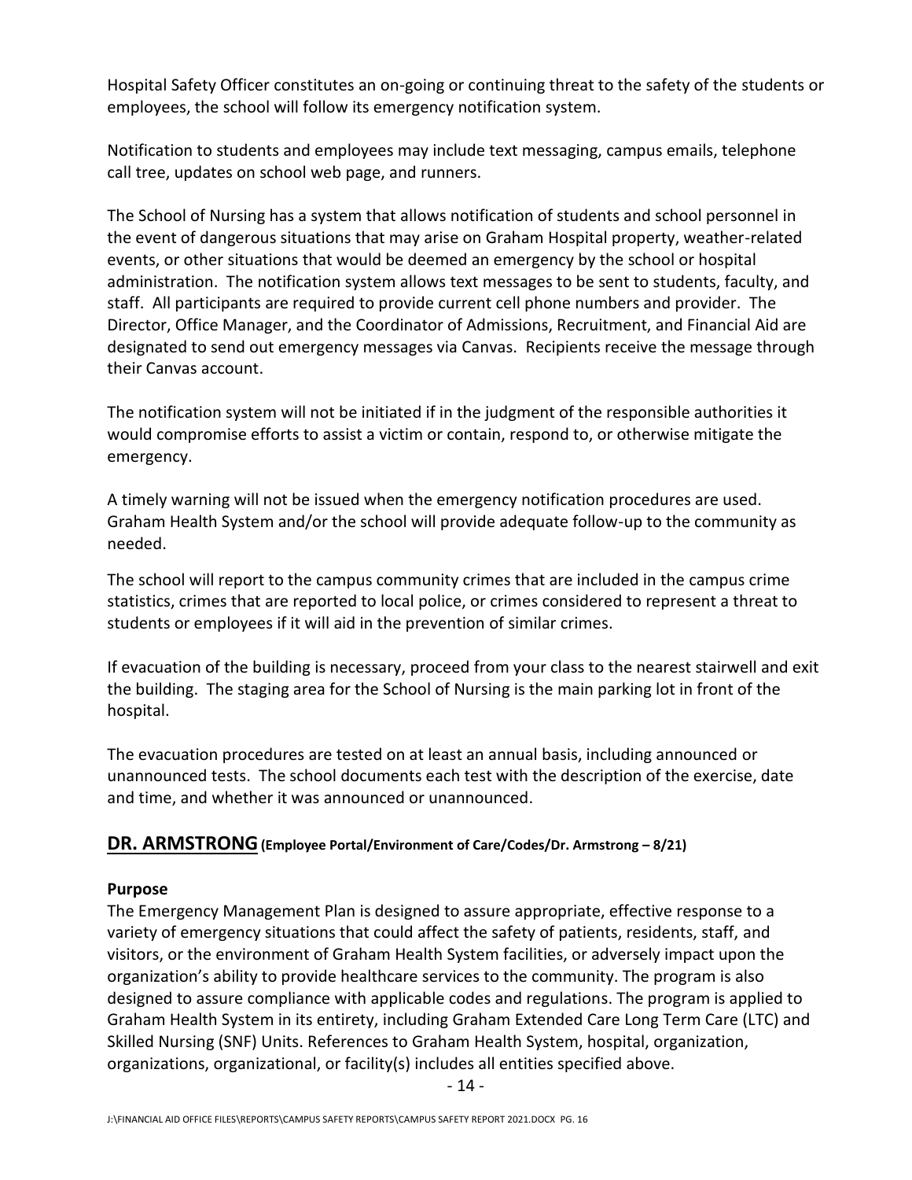Hospital Safety Officer constitutes an on-going or continuing threat to the safety of the students or employees, the school will follow its emergency notification system.

Notification to students and employees may include text messaging, campus emails, telephone call tree, updates on school web page, and runners.

The School of Nursing has a system that allows notification of students and school personnel in the event of dangerous situations that may arise on Graham Hospital property, weather-related events, or other situations that would be deemed an emergency by the school or hospital administration. The notification system allows text messages to be sent to students, faculty, and staff. All participants are required to provide current cell phone numbers and provider. The Director, Office Manager, and the Coordinator of Admissions, Recruitment, and Financial Aid are designated to send out emergency messages via Canvas. Recipients receive the message through their Canvas account.

The notification system will not be initiated if in the judgment of the responsible authorities it would compromise efforts to assist a victim or contain, respond to, or otherwise mitigate the emergency.

A timely warning will not be issued when the emergency notification procedures are used. Graham Health System and/or the school will provide adequate follow-up to the community as needed.

The school will report to the campus community crimes that are included in the campus crime statistics, crimes that are reported to local police, or crimes considered to represent a threat to students or employees if it will aid in the prevention of similar crimes.

If evacuation of the building is necessary, proceed from your class to the nearest stairwell and exit the building. The staging area for the School of Nursing is the main parking lot in front of the hospital.

The evacuation procedures are tested on at least an annual basis, including announced or unannounced tests. The school documents each test with the description of the exercise, date and time, and whether it was announced or unannounced.

## DR. ARMSTRONG (Employee Portal/Environment of Care/Codes/Dr. Armstrong – 8/21)

### Purpose

The Emergency Management Plan is designed to assure appropriate, effective response to a variety of emergency situations that could affect the safety of patients, residents, staff, and visitors, or the environment of Graham Health System facilities, or adversely impact upon the organization's ability to provide healthcare services to the community. The program is also designed to assure compliance with applicable codes and regulations. The program is applied to Graham Health System in its entirety, including Graham Extended Care Long Term Care (LTC) and Skilled Nursing (SNF) Units. References to Graham Health System, hospital, organization, organizations, organizational, or facility(s) includes all entities specified above.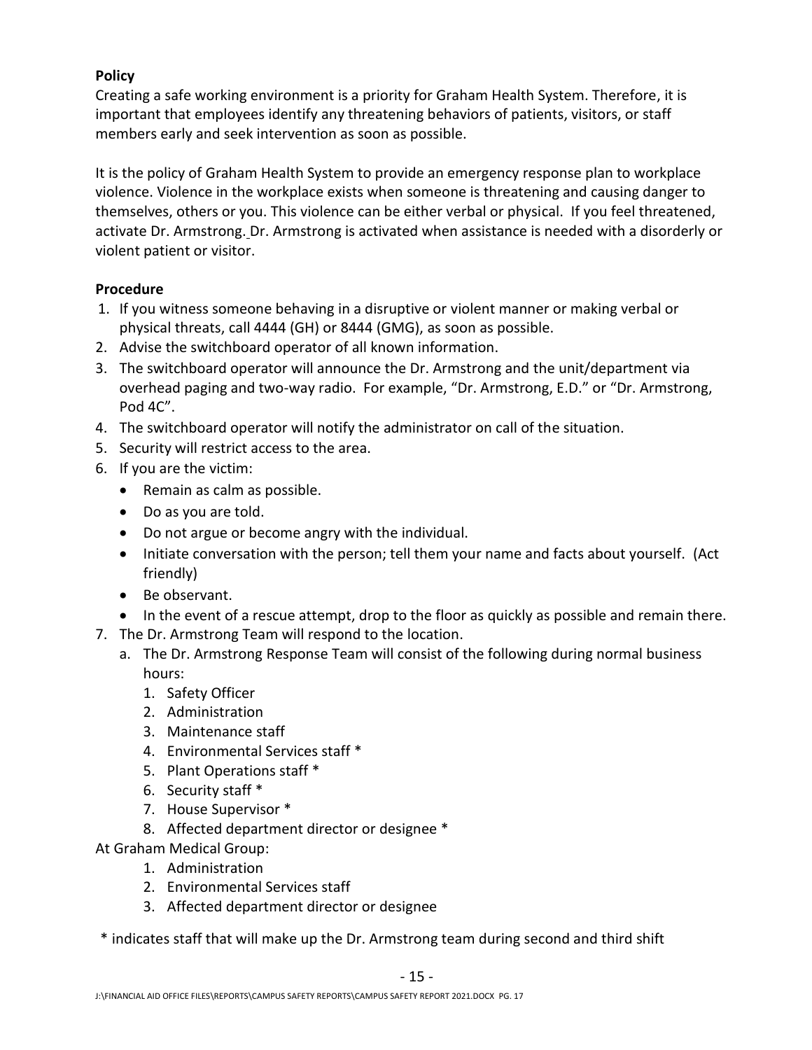**Policy**

Creating a safe working environment is a priority for Graham Health System. Therefore, it is important that employees identify any threatening behaviors of patients, visitors, or staff members early and seek intervention as soon as possible.

It is the policy of Graham Health System to provide an emergency response plan to workplace violence. Violence in the workplace exists when someone is threatening and causing danger to themselves, others or you. This violence can be either verbal or physical. If you feel threatened, activate Dr. Armstrong. Dr. Armstrong is activated when assistance is needed with a disorderly or violent patient or visitor.

**Procedure**

1. If you witness someone behaving in a disruptive or violent manner or making verbal or physical threats, call 4444 (GH) or 8444 (GMG), as soon as possible.
2. Advise the switchboard operator of all known information.
3. The switchboard operator will announce the Dr. Armstrong and the unit/department via overhead paging and two-way radio. For example, "Dr. Armstrong, E.D." or "Dr. Armstrong, Pod 4C".
4. The switchboard operator will notify the administrator on call of the situation.
5. Security will restrict access to the area.
6. If you are the victim:
   - Remain as calm as possible.
   - Do as you are told.
   - Do not argue or become angry with the individual.
   - Initiate conversation with the person; tell them your name and facts about yourself. (Act friendly)
   - Be observant.
   - In the event of a rescue attempt, drop to the floor as quickly as possible and remain there.
7. The Dr. Armstrong Team will respond to the location.
   a. The Dr. Armstrong Response Team will consist of the following during normal business hours:
      1. Safety Officer
      2. Administration
      3. Maintenance staff
      4. Environmental Services staff *
      5. Plant Operations staff *
      6. Security staff *
      7. House Supervisor *
      8. Affected department director or designee *

At Graham Medical Group:

1. Administration
2. Environmental Services staff
3. Affected department director or designee

\* indicates staff that will make up the Dr. Armstrong team during second and third shift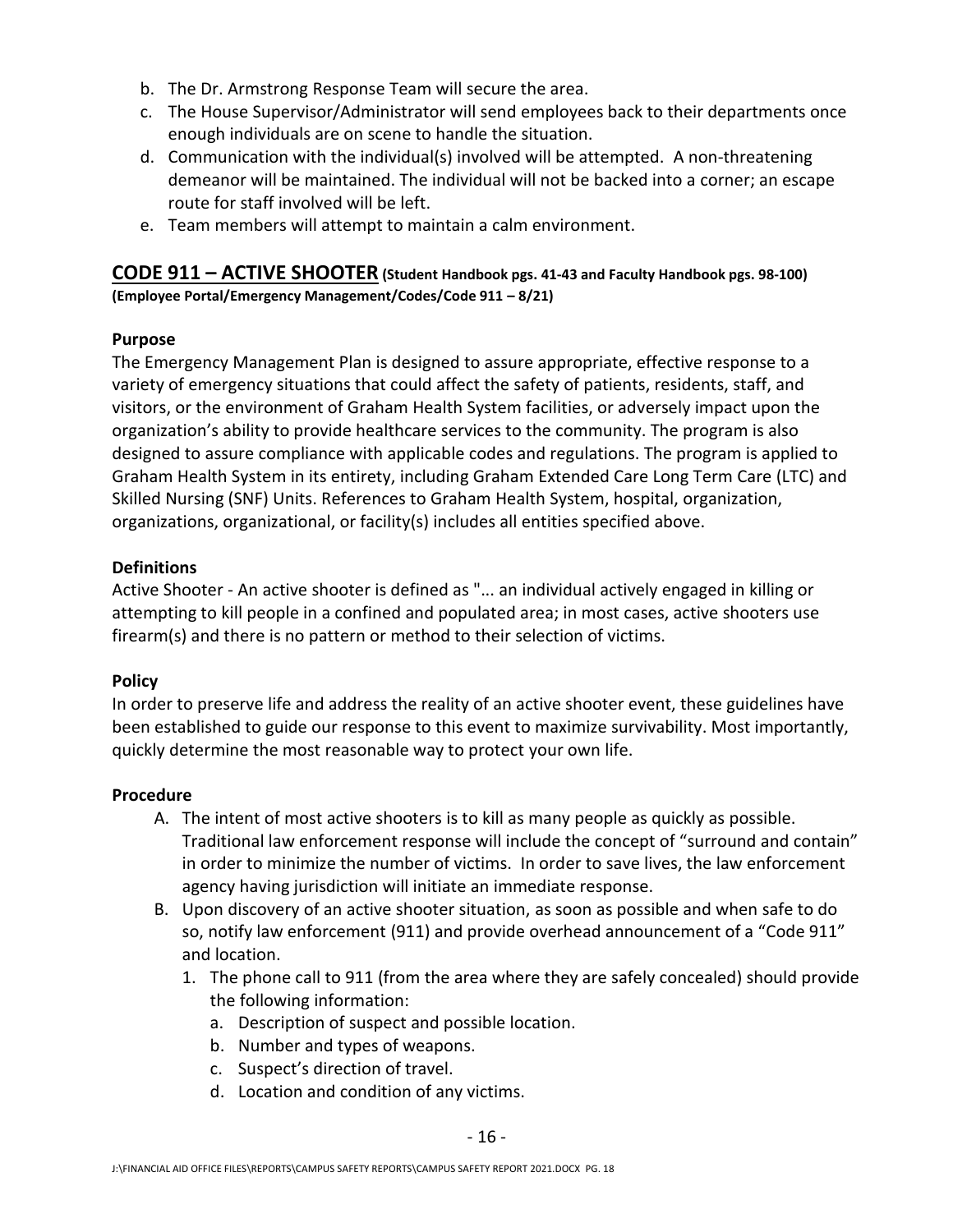b. The Dr. Armstrong Response Team will secure the area.
c. The House Supervisor/Administrator will send employees back to their departments once enough individuals are on scene to handle the situation.
d. Communication with the individual(s) involved will be attempted. A non-threatening demeanor will be maintained. The individual will not be backed into a corner; an escape route for staff involved will be left.
e. Team members will attempt to maintain a calm environment.

## CODE 911 – ACTIVE SHOOTER (Student Handbook pgs. 41-43 and Faculty Handbook pgs. 98-100) (Employee Portal/Emergency Management/Codes/Code 911 – 8/21)

**Purpose**

The Emergency Management Plan is designed to assure appropriate, effective response to a variety of emergency situations that could affect the safety of patients, residents, staff, and visitors, or the environment of Graham Health System facilities, or adversely impact upon the organization's ability to provide healthcare services to the community. The program is also designed to assure compliance with applicable codes and regulations. The program is applied to Graham Health System in its entirety, including Graham Extended Care Long Term Care (LTC) and Skilled Nursing (SNF) Units. References to Graham Health System, hospital, organization, organizations, organizational, or facility(s) includes all entities specified above.

**Definitions**

Active Shooter - An active shooter is defined as "... an individual actively engaged in killing or attempting to kill people in a confined and populated area; in most cases, active shooters use firearm(s) and there is no pattern or method to their selection of victims.

**Policy**

In order to preserve life and address the reality of an active shooter event, these guidelines have been established to guide our response to this event to maximize survivability. Most importantly, quickly determine the most reasonable way to protect your own life.

**Procedure**

A. The intent of most active shooters is to kill as many people as quickly as possible. Traditional law enforcement response will include the concept of "surround and contain" in order to minimize the number of victims. In order to save lives, the law enforcement agency having jurisdiction will initiate an immediate response.
B. Upon discovery of an active shooter situation, as soon as possible and when safe to do so, notify law enforcement (911) and provide overhead announcement of a "Code 911" and location.
   1. The phone call to 911 (from the area where they are safely concealed) should provide the following information:
      a. Description of suspect and possible location.
      b. Number and types of weapons.
      c. Suspect's direction of travel.
      d. Location and condition of any victims.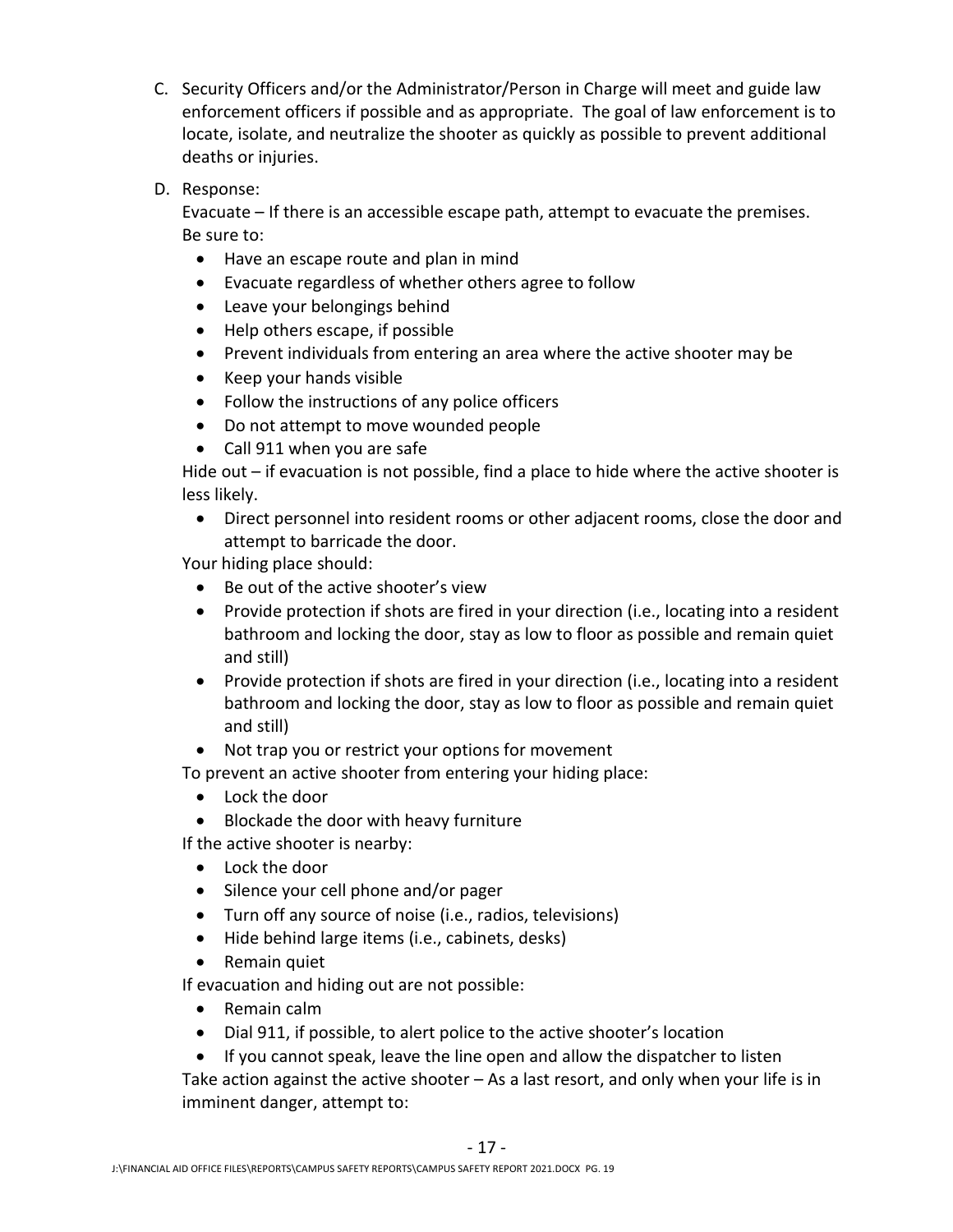C. Security Officers and/or the Administrator/Person in Charge will meet and guide law enforcement officers if possible and as appropriate. The goal of law enforcement is to locate, isolate, and neutralize the shooter as quickly as possible to prevent additional deaths or injuries.

D. Response:

   Evacuate – If there is an accessible escape path, attempt to evacuate the premises. Be sure to:

   - Have an escape route and plan in mind
   - Evacuate regardless of whether others agree to follow
   - Leave your belongings behind
   - Help others escape, if possible
   - Prevent individuals from entering an area where the active shooter may be
   - Keep your hands visible
   - Follow the instructions of any police officers
   - Do not attempt to move wounded people
   - Call 911 when you are safe

   Hide out – if evacuation is not possible, find a place to hide where the active shooter is less likely.

   - Direct personnel into resident rooms or other adjacent rooms, close the door and attempt to barricade the door.

   Your hiding place should:

   - Be out of the active shooter's view
   - Provide protection if shots are fired in your direction (i.e., locating into a resident bathroom and locking the door, stay as low to floor as possible and remain quiet and still)
   - Provide protection if shots are fired in your direction (i.e., locating into a resident bathroom and locking the door, stay as low to floor as possible and remain quiet and still)
   - Not trap you or restrict your options for movement

   To prevent an active shooter from entering your hiding place:

   - Lock the door
   - Blockade the door with heavy furniture

   If the active shooter is nearby:

   - Lock the door
   - Silence your cell phone and/or pager
   - Turn off any source of noise (i.e., radios, televisions)
   - Hide behind large items (i.e., cabinets, desks)
   - Remain quiet

   If evacuation and hiding out are not possible:

   - Remain calm
   - Dial 911, if possible, to alert police to the active shooter's location
   - If you cannot speak, leave the line open and allow the dispatcher to listen

   Take action against the active shooter – As a last resort, and only when your life is in imminent danger, attempt to: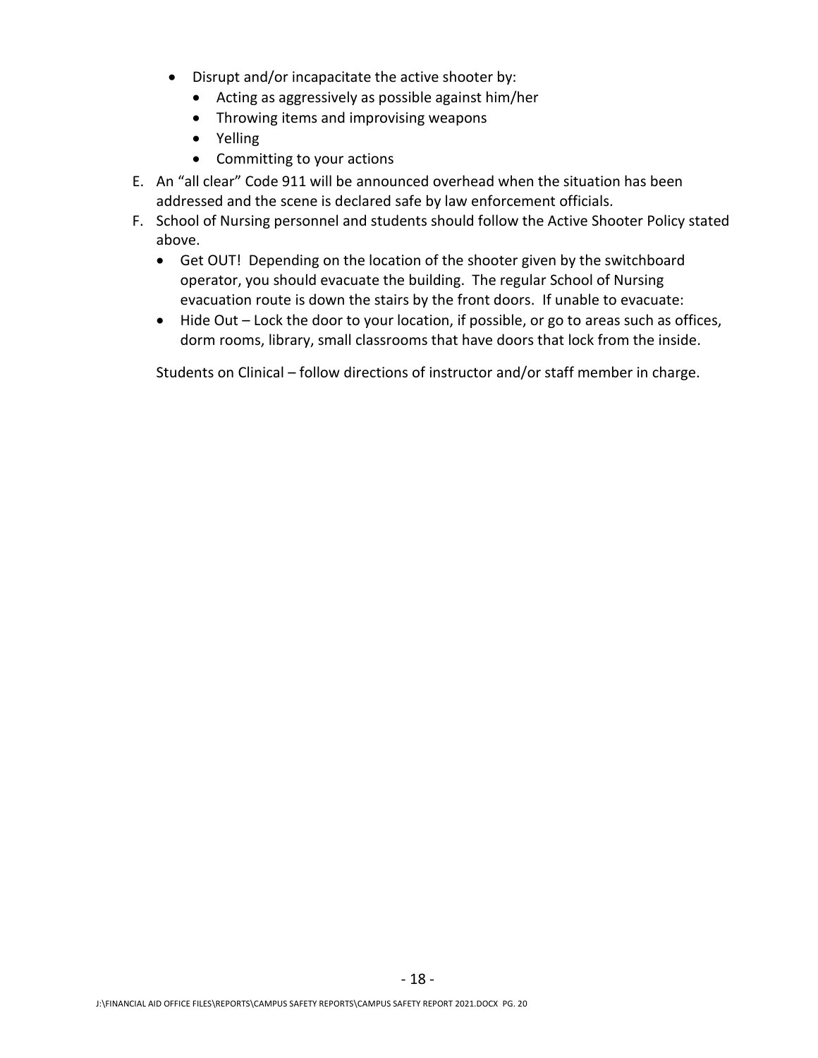- Disrupt and/or incapacitate the active shooter by:
    - Acting as aggressively as possible against him/her
    - Throwing items and improvising weapons
    - Yelling
    - Committing to your actions

E. An "all clear" Code 911 will be announced overhead when the situation has been addressed and the scene is declared safe by law enforcement officials.

F. School of Nursing personnel and students should follow the Active Shooter Policy stated above.

- Get OUT! Depending on the location of the shooter given by the switchboard operator, you should evacuate the building. The regular School of Nursing evacuation route is down the stairs by the front doors. If unable to evacuate:
- Hide Out – Lock the door to your location, if possible, or go to areas such as offices, dorm rooms, library, small classrooms that have doors that lock from the inside.

Students on Clinical – follow directions of instructor and/or staff member in charge.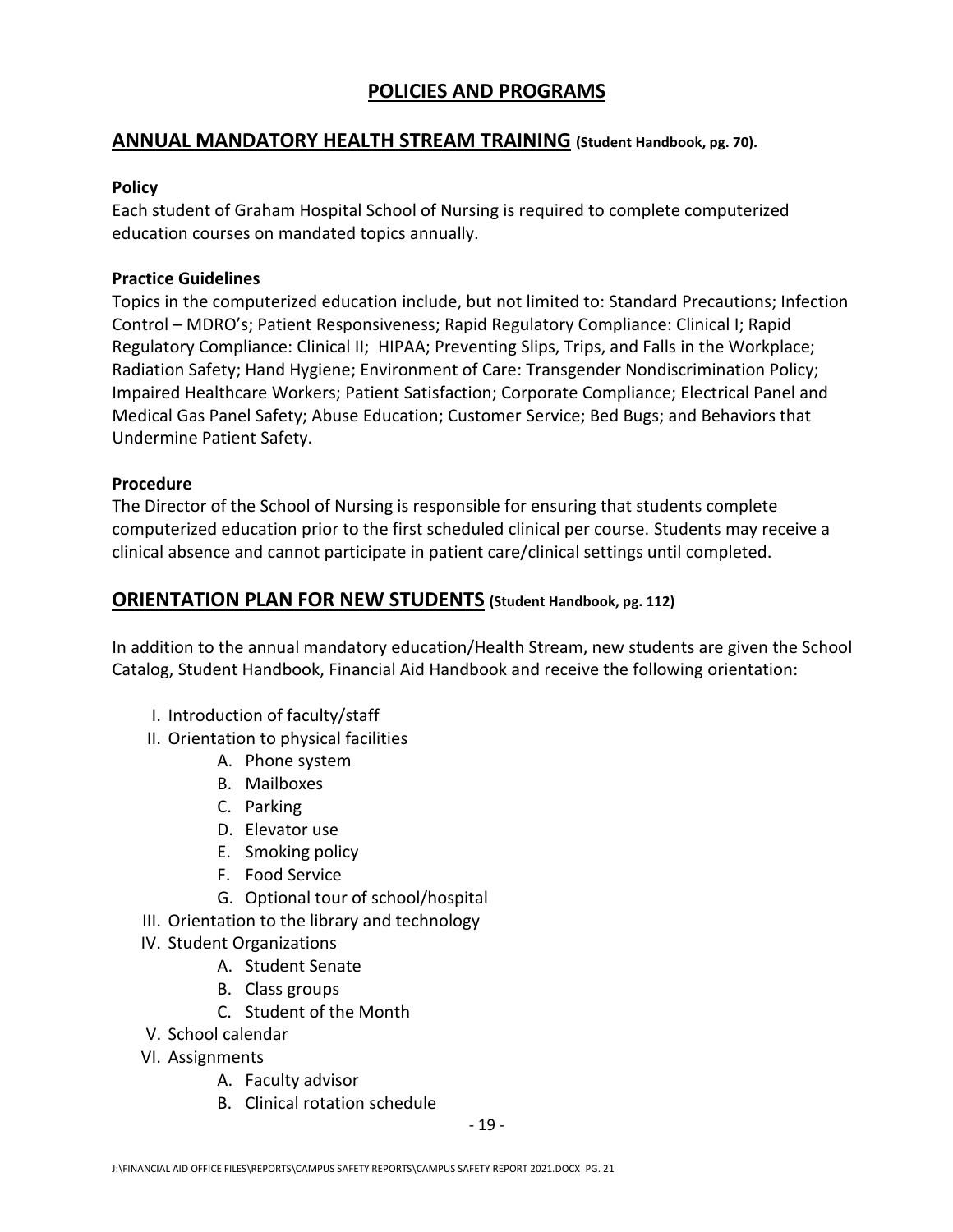# POLICIES AND PROGRAMS

## ANNUAL MANDATORY HEALTH STREAM TRAINING (Student Handbook, pg. 70).

**Policy**

Each student of Graham Hospital School of Nursing is required to complete computerized education courses on mandated topics annually.

**Practice Guidelines**

Topics in the computerized education include, but not limited to: Standard Precautions; Infection Control – MDRO's; Patient Responsiveness; Rapid Regulatory Compliance: Clinical I; Rapid Regulatory Compliance: Clinical II; HIPAA; Preventing Slips, Trips, and Falls in the Workplace; Radiation Safety; Hand Hygiene; Environment of Care: Transgender Nondiscrimination Policy; Impaired Healthcare Workers; Patient Satisfaction; Corporate Compliance; Electrical Panel and Medical Gas Panel Safety; Abuse Education; Customer Service; Bed Bugs; and Behaviors that Undermine Patient Safety.

**Procedure**

The Director of the School of Nursing is responsible for ensuring that students complete computerized education prior to the first scheduled clinical per course. Students may receive a clinical absence and cannot participate in patient care/clinical settings until completed.

## ORIENTATION PLAN FOR NEW STUDENTS (Student Handbook, pg. 112)

In addition to the annual mandatory education/Health Stream, new students are given the School Catalog, Student Handbook, Financial Aid Handbook and receive the following orientation:

I. Introduction of faculty/staff

II. Orientation to physical facilities
   - A. Phone system
   - B. Mailboxes
   - C. Parking
   - D. Elevator use
   - E. Smoking policy
   - F. Food Service
   - G. Optional tour of school/hospital

III. Orientation to the library and technology

IV. Student Organizations
   - A. Student Senate
   - B. Class groups
   - C. Student of the Month

V. School calendar

VI. Assignments
   - A. Faculty advisor
   - B. Clinical rotation schedule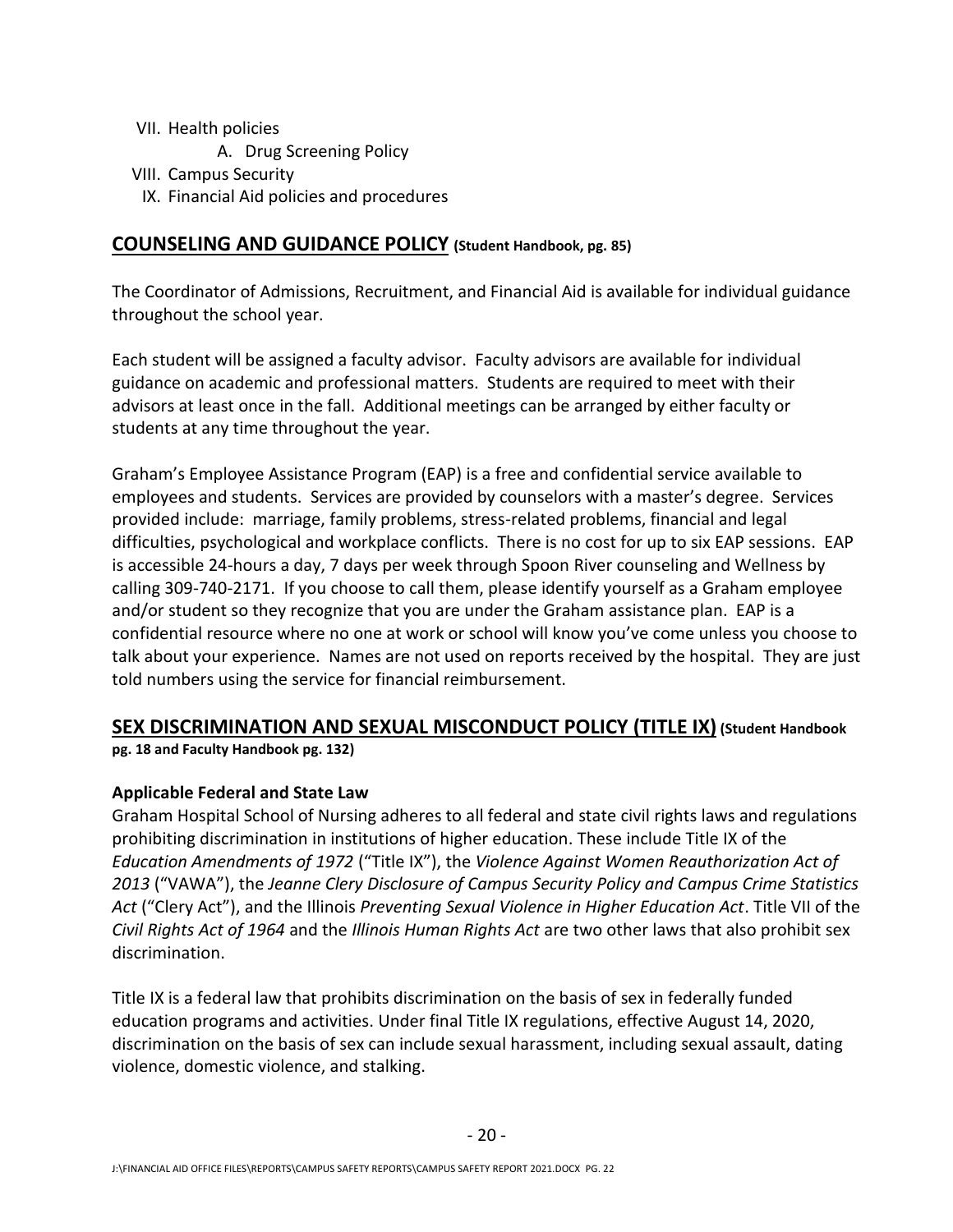VII. Health policies
   A. Drug Screening Policy
VIII. Campus Security
IX. Financial Aid policies and procedures

## COUNSELING AND GUIDANCE POLICY (Student Handbook, pg. 85)

The Coordinator of Admissions, Recruitment, and Financial Aid is available for individual guidance throughout the school year.

Each student will be assigned a faculty advisor. Faculty advisors are available for individual guidance on academic and professional matters. Students are required to meet with their advisors at least once in the fall. Additional meetings can be arranged by either faculty or students at any time throughout the year.

Graham's Employee Assistance Program (EAP) is a free and confidential service available to employees and students. Services are provided by counselors with a master's degree. Services provided include: marriage, family problems, stress-related problems, financial and legal difficulties, psychological and workplace conflicts. There is no cost for up to six EAP sessions. EAP is accessible 24-hours a day, 7 days per week through Spoon River counseling and Wellness by calling 309-740-2171. If you choose to call them, please identify yourself as a Graham employee and/or student so they recognize that you are under the Graham assistance plan. EAP is a confidential resource where no one at work or school will know you've come unless you choose to talk about your experience. Names are not used on reports received by the hospital. They are just told numbers using the service for financial reimbursement.

## SEX DISCRIMINATION AND SEXUAL MISCONDUCT POLICY (TITLE IX) (Student Handbook pg. 18 and Faculty Handbook pg. 132)

### Applicable Federal and State Law

Graham Hospital School of Nursing adheres to all federal and state civil rights laws and regulations prohibiting discrimination in institutions of higher education. These include Title IX of the *Education Amendments of 1972* ("Title IX"), the *Violence Against Women Reauthorization Act of 2013* ("VAWA"), the *Jeanne Clery Disclosure of Campus Security Policy and Campus Crime Statistics Act* ("Clery Act"), and the Illinois *Preventing Sexual Violence in Higher Education Act*. Title VII of the *Civil Rights Act of 1964* and the *Illinois Human Rights Act* are two other laws that also prohibit sex discrimination.

Title IX is a federal law that prohibits discrimination on the basis of sex in federally funded education programs and activities. Under final Title IX regulations, effective August 14, 2020, discrimination on the basis of sex can include sexual harassment, including sexual assault, dating violence, domestic violence, and stalking.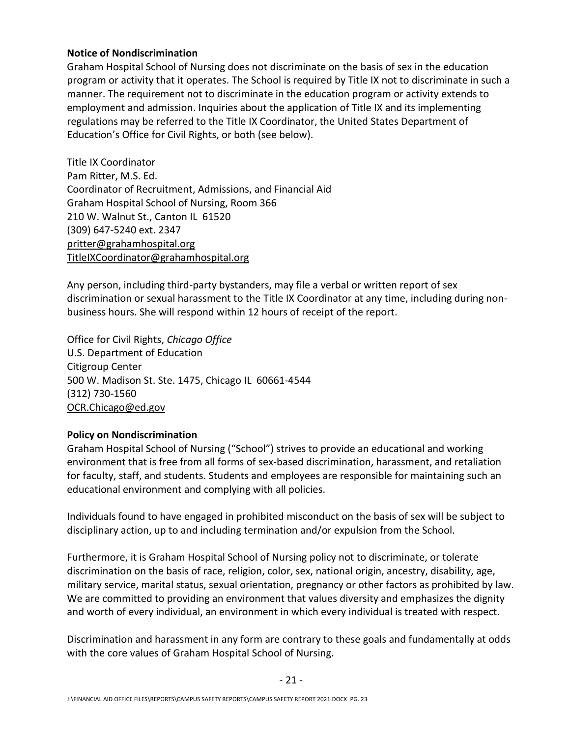**Notice of Nondiscrimination**

Graham Hospital School of Nursing does not discriminate on the basis of sex in the education program or activity that it operates. The School is required by Title IX not to discriminate in such a manner. The requirement not to discriminate in the education program or activity extends to employment and admission. Inquiries about the application of Title IX and its implementing regulations may be referred to the Title IX Coordinator, the United States Department of Education's Office for Civil Rights, or both (see below).

Title IX Coordinator
Pam Ritter, M.S. Ed.
Coordinator of Recruitment, Admissions, and Financial Aid
Graham Hospital School of Nursing, Room 366
210 W. Walnut St., Canton IL 61520
(309) 647-5240 ext. 2347
pritter@grahamhospital.org
TitleIXCoordinator@grahamhospital.org

Any person, including third-party bystanders, may file a verbal or written report of sex discrimination or sexual harassment to the Title IX Coordinator at any time, including during non-business hours. She will respond within 12 hours of receipt of the report.

Office for Civil Rights, *Chicago Office*
U.S. Department of Education
Citigroup Center
500 W. Madison St. Ste. 1475, Chicago IL 60661-4544
(312) 730-1560
OCR.Chicago@ed.gov

**Policy on Nondiscrimination**

Graham Hospital School of Nursing ("School") strives to provide an educational and working environment that is free from all forms of sex-based discrimination, harassment, and retaliation for faculty, staff, and students. Students and employees are responsible for maintaining such an educational environment and complying with all policies.

Individuals found to have engaged in prohibited misconduct on the basis of sex will be subject to disciplinary action, up to and including termination and/or expulsion from the School.

Furthermore, it is Graham Hospital School of Nursing policy not to discriminate, or tolerate discrimination on the basis of race, religion, color, sex, national origin, ancestry, disability, age, military service, marital status, sexual orientation, pregnancy or other factors as prohibited by law. We are committed to providing an environment that values diversity and emphasizes the dignity and worth of every individual, an environment in which every individual is treated with respect.

Discrimination and harassment in any form are contrary to these goals and fundamentally at odds with the core values of Graham Hospital School of Nursing.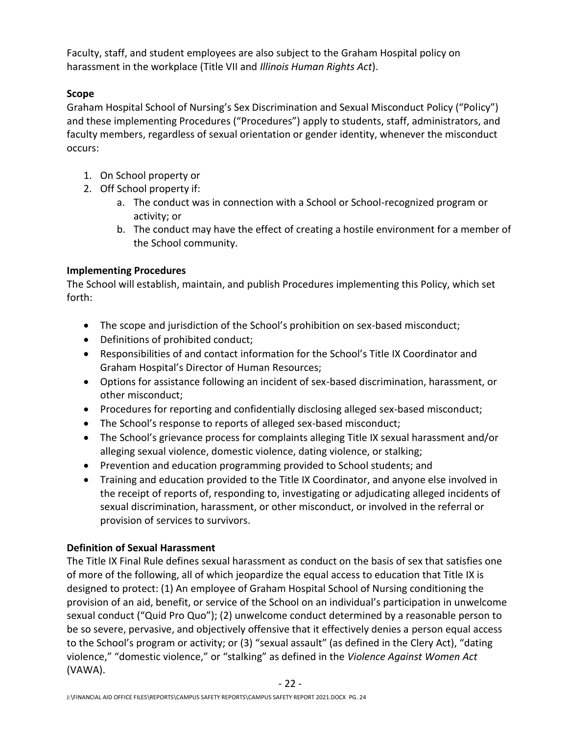Faculty, staff, and student employees are also subject to the Graham Hospital policy on harassment in the workplace (Title VII and *Illinois Human Rights Act*).

**Scope**

Graham Hospital School of Nursing's Sex Discrimination and Sexual Misconduct Policy ("Policy") and these implementing Procedures ("Procedures") apply to students, staff, administrators, and faculty members, regardless of sexual orientation or gender identity, whenever the misconduct occurs:

1. On School property or
2. Off School property if:
   a. The conduct was in connection with a School or School-recognized program or activity; or
   b. The conduct may have the effect of creating a hostile environment for a member of the School community.

**Implementing Procedures**

The School will establish, maintain, and publish Procedures implementing this Policy, which set forth:

- The scope and jurisdiction of the School's prohibition on sex-based misconduct;
- Definitions of prohibited conduct;
- Responsibilities of and contact information for the School's Title IX Coordinator and Graham Hospital's Director of Human Resources;
- Options for assistance following an incident of sex-based discrimination, harassment, or other misconduct;
- Procedures for reporting and confidentially disclosing alleged sex-based misconduct;
- The School's response to reports of alleged sex-based misconduct;
- The School's grievance process for complaints alleging Title IX sexual harassment and/or alleging sexual violence, domestic violence, dating violence, or stalking;
- Prevention and education programming provided to School students; and
- Training and education provided to the Title IX Coordinator, and anyone else involved in the receipt of reports of, responding to, investigating or adjudicating alleged incidents of sexual discrimination, harassment, or other misconduct, or involved in the referral or provision of services to survivors.

**Definition of Sexual Harassment**

The Title IX Final Rule defines sexual harassment as conduct on the basis of sex that satisfies one of more of the following, all of which jeopardize the equal access to education that Title IX is designed to protect: (1) An employee of Graham Hospital School of Nursing conditioning the provision of an aid, benefit, or service of the School on an individual's participation in unwelcome sexual conduct ("Quid Pro Quo"); (2) unwelcome conduct determined by a reasonable person to be so severe, pervasive, and objectively offensive that it effectively denies a person equal access to the School's program or activity; or (3) "sexual assault" (as defined in the Clery Act), "dating violence," "domestic violence," or "stalking" as defined in the *Violence Against Women Act* (VAWA).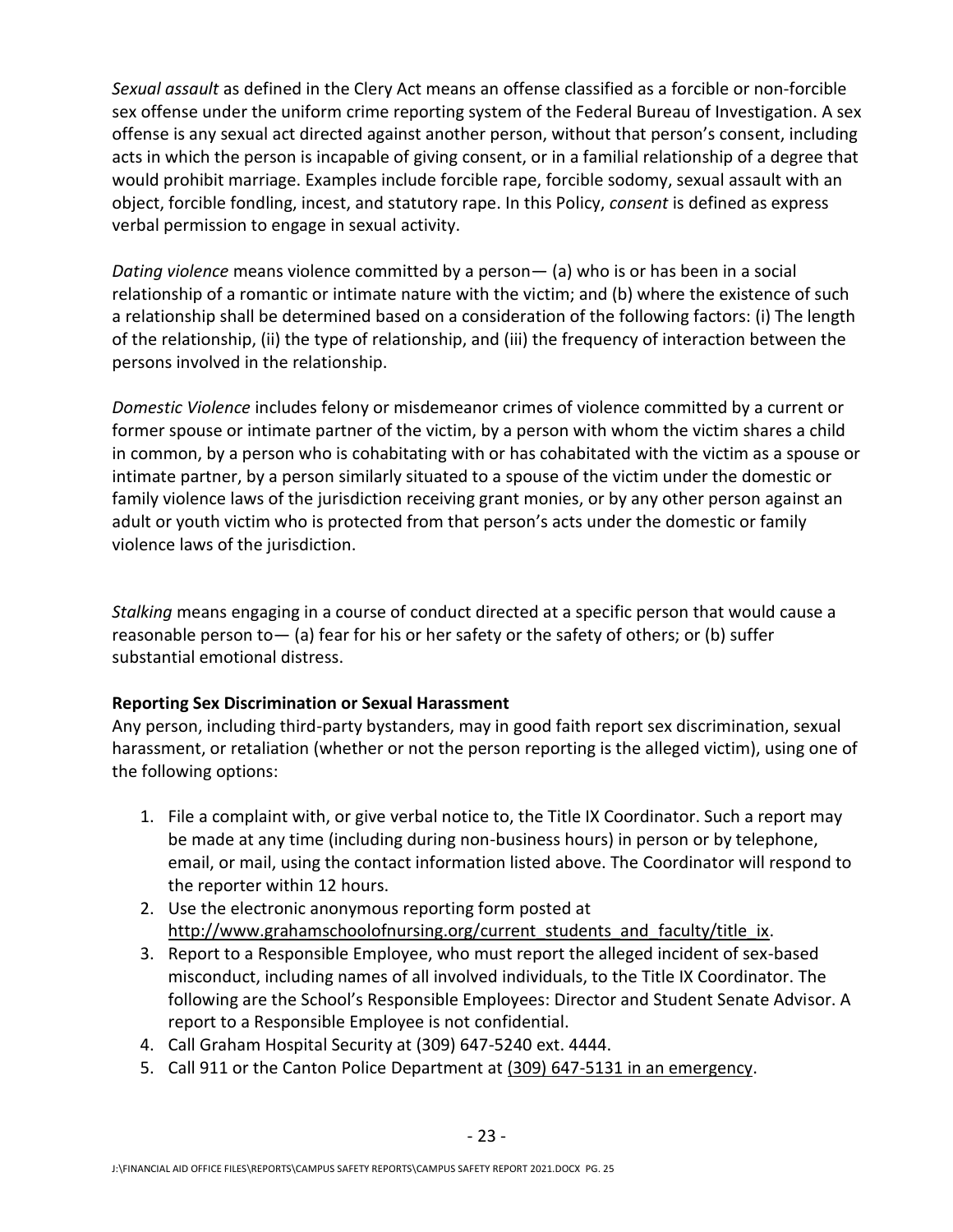*Sexual assault* as defined in the Clery Act means an offense classified as a forcible or non-forcible sex offense under the uniform crime reporting system of the Federal Bureau of Investigation. A sex offense is any sexual act directed against another person, without that person's consent, including acts in which the person is incapable of giving consent, or in a familial relationship of a degree that would prohibit marriage. Examples include forcible rape, forcible sodomy, sexual assault with an object, forcible fondling, incest, and statutory rape. In this Policy, *consent* is defined as express verbal permission to engage in sexual activity.

*Dating violence* means violence committed by a person— (a) who is or has been in a social relationship of a romantic or intimate nature with the victim; and (b) where the existence of such a relationship shall be determined based on a consideration of the following factors: (i) The length of the relationship, (ii) the type of relationship, and (iii) the frequency of interaction between the persons involved in the relationship.

*Domestic Violence* includes felony or misdemeanor crimes of violence committed by a current or former spouse or intimate partner of the victim, by a person with whom the victim shares a child in common, by a person who is cohabitating with or has cohabitated with the victim as a spouse or intimate partner, by a person similarly situated to a spouse of the victim under the domestic or family violence laws of the jurisdiction receiving grant monies, or by any other person against an adult or youth victim who is protected from that person's acts under the domestic or family violence laws of the jurisdiction.

*Stalking* means engaging in a course of conduct directed at a specific person that would cause a reasonable person to— (a) fear for his or her safety or the safety of others; or (b) suffer substantial emotional distress.

**Reporting Sex Discrimination or Sexual Harassment**

Any person, including third-party bystanders, may in good faith report sex discrimination, sexual harassment, or retaliation (whether or not the person reporting is the alleged victim), using one of the following options:

1. File a complaint with, or give verbal notice to, the Title IX Coordinator. Such a report may be made at any time (including during non-business hours) in person or by telephone, email, or mail, using the contact information listed above. The Coordinator will respond to the reporter within 12 hours.
2. Use the electronic anonymous reporting form posted at http://www.grahamschoolofnursing.org/current_students_and_faculty/title_ix.
3. Report to a Responsible Employee, who must report the alleged incident of sex-based misconduct, including names of all involved individuals, to the Title IX Coordinator. The following are the School's Responsible Employees: Director and Student Senate Advisor. A report to a Responsible Employee is not confidential.
4. Call Graham Hospital Security at (309) 647-5240 ext. 4444.
5. Call 911 or the Canton Police Department at (309) 647-5131 in an emergency.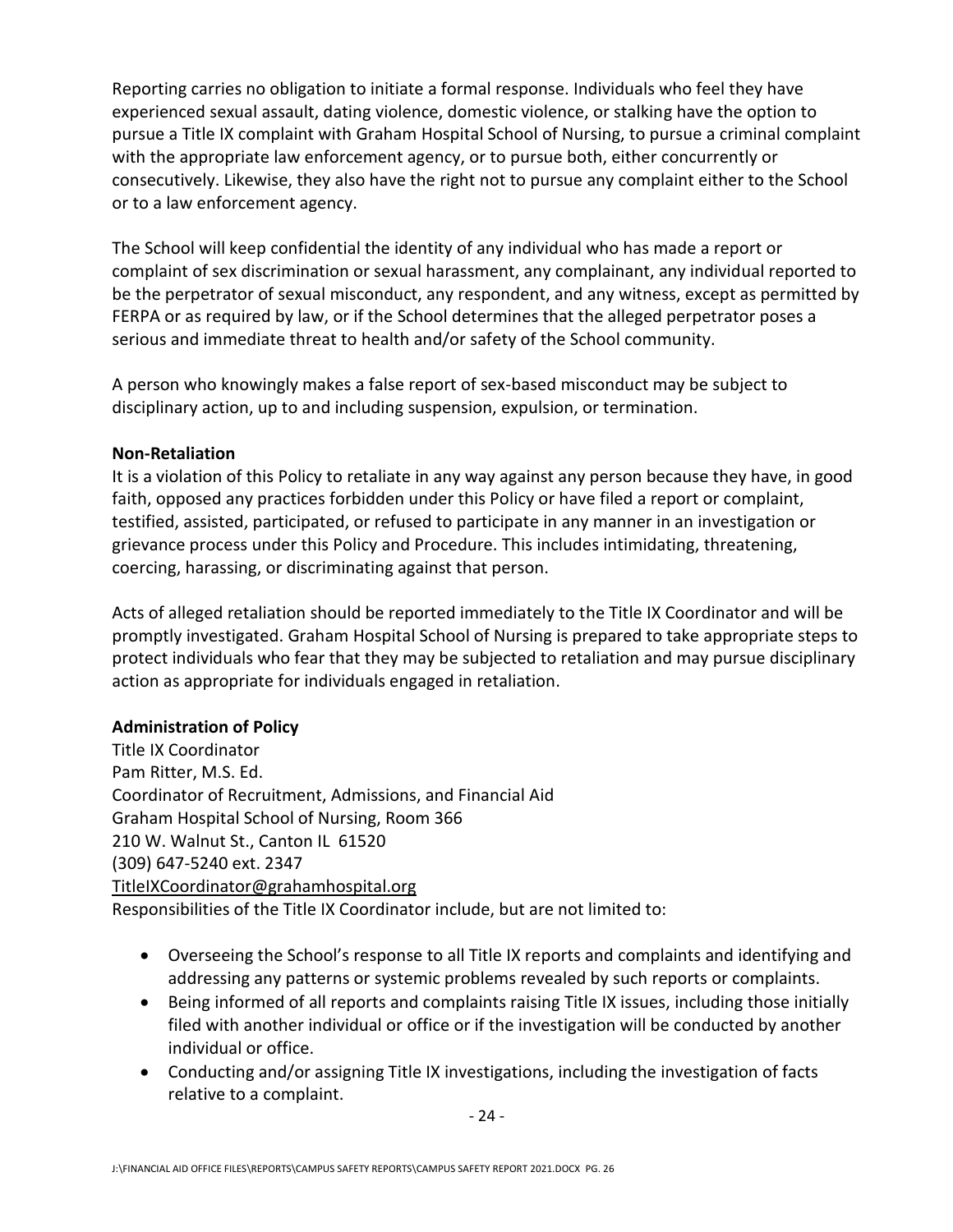Reporting carries no obligation to initiate a formal response. Individuals who feel they have experienced sexual assault, dating violence, domestic violence, or stalking have the option to pursue a Title IX complaint with Graham Hospital School of Nursing, to pursue a criminal complaint with the appropriate law enforcement agency, or to pursue both, either concurrently or consecutively. Likewise, they also have the right not to pursue any complaint either to the School or to a law enforcement agency.

The School will keep confidential the identity of any individual who has made a report or complaint of sex discrimination or sexual harassment, any complainant, any individual reported to be the perpetrator of sexual misconduct, any respondent, and any witness, except as permitted by FERPA or as required by law, or if the School determines that the alleged perpetrator poses a serious and immediate threat to health and/or safety of the School community.

A person who knowingly makes a false report of sex-based misconduct may be subject to disciplinary action, up to and including suspension, expulsion, or termination.

**Non-Retaliation**

It is a violation of this Policy to retaliate in any way against any person because they have, in good faith, opposed any practices forbidden under this Policy or have filed a report or complaint, testified, assisted, participated, or refused to participate in any manner in an investigation or grievance process under this Policy and Procedure. This includes intimidating, threatening, coercing, harassing, or discriminating against that person.

Acts of alleged retaliation should be reported immediately to the Title IX Coordinator and will be promptly investigated. Graham Hospital School of Nursing is prepared to take appropriate steps to protect individuals who fear that they may be subjected to retaliation and may pursue disciplinary action as appropriate for individuals engaged in retaliation.

**Administration of Policy**

Title IX Coordinator
Pam Ritter, M.S. Ed.
Coordinator of Recruitment, Admissions, and Financial Aid
Graham Hospital School of Nursing, Room 366
210 W. Walnut St., Canton IL 61520
(309) 647-5240 ext. 2347
TitleIXCoordinator@grahamhospital.org

Responsibilities of the Title IX Coordinator include, but are not limited to:

- Overseeing the School's response to all Title IX reports and complaints and identifying and addressing any patterns or systemic problems revealed by such reports or complaints.
- Being informed of all reports and complaints raising Title IX issues, including those initially filed with another individual or office or if the investigation will be conducted by another individual or office.
- Conducting and/or assigning Title IX investigations, including the investigation of facts relative to a complaint.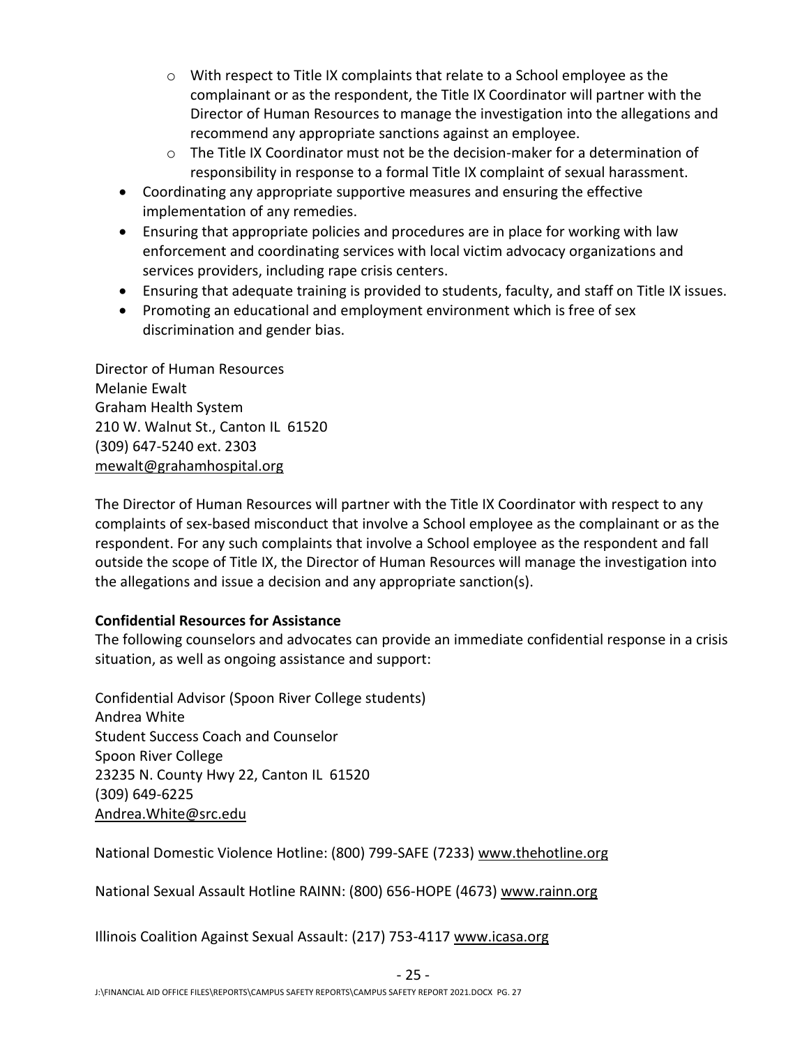- With respect to Title IX complaints that relate to a School employee as the complainant or as the respondent, the Title IX Coordinator will partner with the Director of Human Resources to manage the investigation into the allegations and recommend any appropriate sanctions against an employee.
  - The Title IX Coordinator must not be the decision-maker for a determination of responsibility in response to a formal Title IX complaint of sexual harassment.
- Coordinating any appropriate supportive measures and ensuring the effective implementation of any remedies.
- Ensuring that appropriate policies and procedures are in place for working with law enforcement and coordinating services with local victim advocacy organizations and services providers, including rape crisis centers.
- Ensuring that adequate training is provided to students, faculty, and staff on Title IX issues.
- Promoting an educational and employment environment which is free of sex discrimination and gender bias.

Director of Human Resources
Melanie Ewalt
Graham Health System
210 W. Walnut St., Canton IL 61520
(309) 647-5240 ext. 2303
mewalt@grahamhospital.org

The Director of Human Resources will partner with the Title IX Coordinator with respect to any complaints of sex-based misconduct that involve a School employee as the complainant or as the respondent. For any such complaints that involve a School employee as the respondent and fall outside the scope of Title IX, the Director of Human Resources will manage the investigation into the allegations and issue a decision and any appropriate sanction(s).

**Confidential Resources for Assistance**
The following counselors and advocates can provide an immediate confidential response in a crisis situation, as well as ongoing assistance and support:

Confidential Advisor (Spoon River College students)
Andrea White
Student Success Coach and Counselor
Spoon River College
23235 N. County Hwy 22, Canton IL 61520
(309) 649-6225
Andrea.White@src.edu

National Domestic Violence Hotline: (800) 799-SAFE (7233) www.thehotline.org

National Sexual Assault Hotline RAINN: (800) 656-HOPE (4673) www.rainn.org

Illinois Coalition Against Sexual Assault: (217) 753-4117 www.icasa.org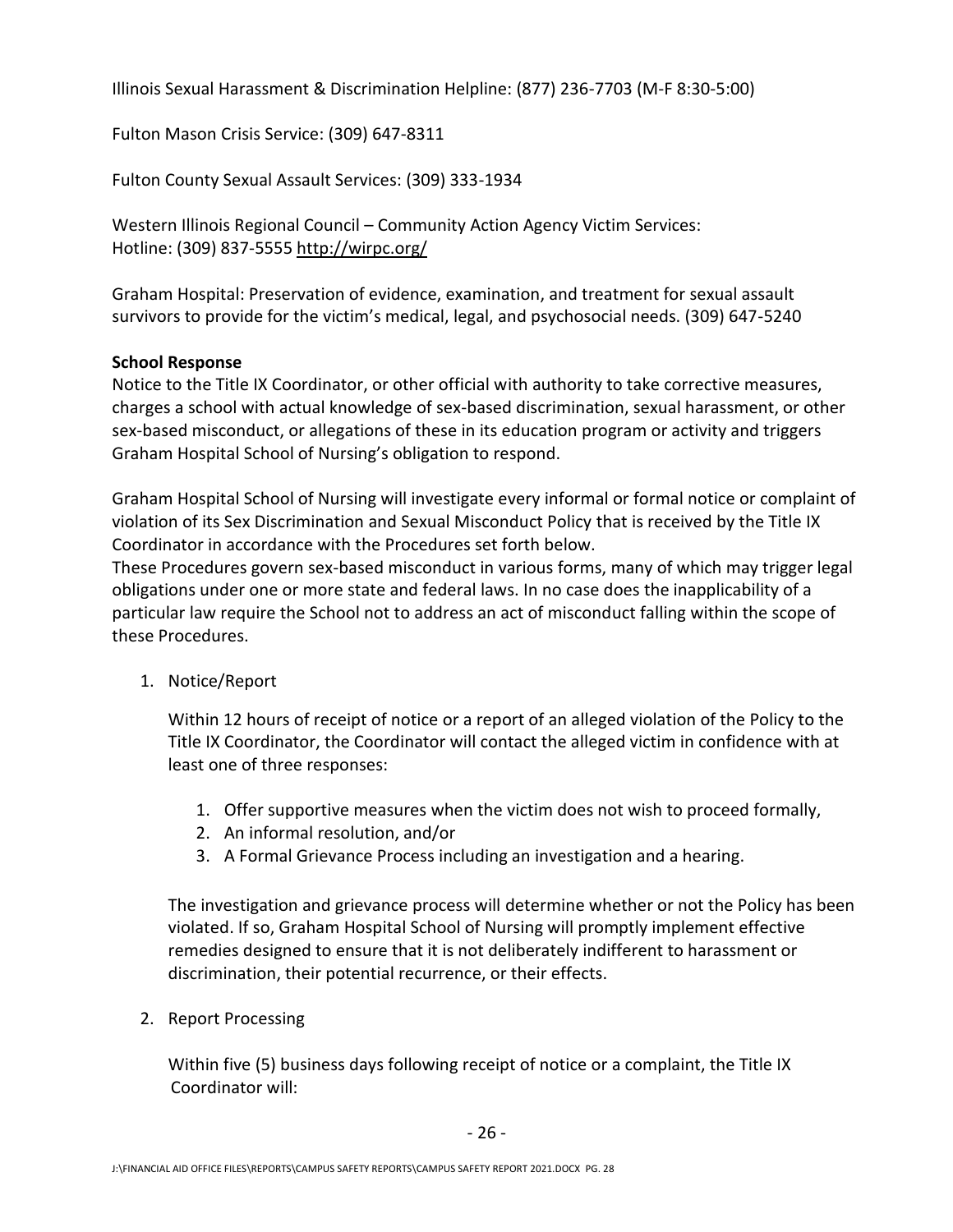Illinois Sexual Harassment & Discrimination Helpline: (877) 236-7703 (M-F 8:30-5:00)

Fulton Mason Crisis Service: (309) 647-8311

Fulton County Sexual Assault Services: (309) 333-1934

Western Illinois Regional Council – Community Action Agency Victim Services:
Hotline: (309) 837-5555 http://wirpc.org/

Graham Hospital: Preservation of evidence, examination, and treatment for sexual assault survivors to provide for the victim's medical, legal, and psychosocial needs. (309) 647-5240

**School Response**

Notice to the Title IX Coordinator, or other official with authority to take corrective measures, charges a school with actual knowledge of sex-based discrimination, sexual harassment, or other sex-based misconduct, or allegations of these in its education program or activity and triggers Graham Hospital School of Nursing's obligation to respond.

Graham Hospital School of Nursing will investigate every informal or formal notice or complaint of violation of its Sex Discrimination and Sexual Misconduct Policy that is received by the Title IX Coordinator in accordance with the Procedures set forth below.

These Procedures govern sex-based misconduct in various forms, many of which may trigger legal obligations under one or more state and federal laws. In no case does the inapplicability of a particular law require the School not to address an act of misconduct falling within the scope of these Procedures.

1. Notice/Report

   Within 12 hours of receipt of notice or a report of an alleged violation of the Policy to the Title IX Coordinator, the Coordinator will contact the alleged victim in confidence with at least one of three responses:

   1. Offer supportive measures when the victim does not wish to proceed formally,
   2. An informal resolution, and/or
   3. A Formal Grievance Process including an investigation and a hearing.

   The investigation and grievance process will determine whether or not the Policy has been violated. If so, Graham Hospital School of Nursing will promptly implement effective remedies designed to ensure that it is not deliberately indifferent to harassment or discrimination, their potential recurrence, or their effects.

2. Report Processing

   Within five (5) business days following receipt of notice or a complaint, the Title IX Coordinator will: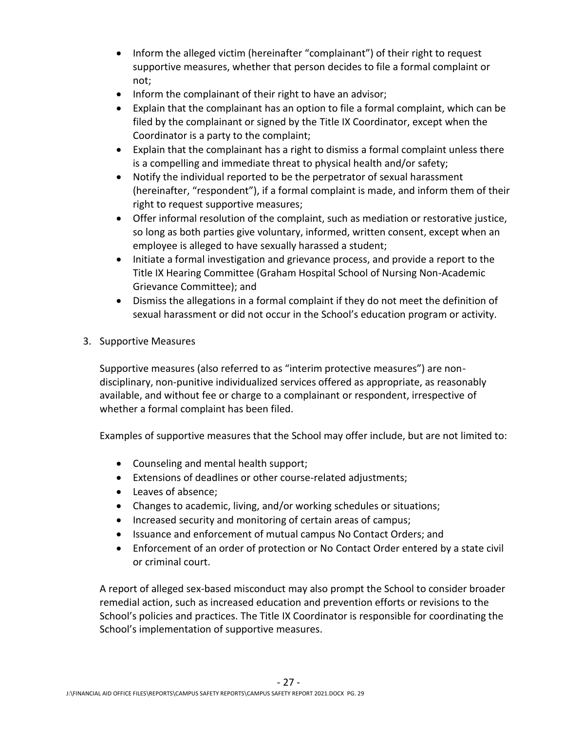- Inform the alleged victim (hereinafter "complainant") of their right to request supportive measures, whether that person decides to file a formal complaint or not;
- Inform the complainant of their right to have an advisor;
- Explain that the complainant has an option to file a formal complaint, which can be filed by the complainant or signed by the Title IX Coordinator, except when the Coordinator is a party to the complaint;
- Explain that the complainant has a right to dismiss a formal complaint unless there is a compelling and immediate threat to physical health and/or safety;
- Notify the individual reported to be the perpetrator of sexual harassment (hereinafter, "respondent"), if a formal complaint is made, and inform them of their right to request supportive measures;
- Offer informal resolution of the complaint, such as mediation or restorative justice, so long as both parties give voluntary, informed, written consent, except when an employee is alleged to have sexually harassed a student;
- Initiate a formal investigation and grievance process, and provide a report to the Title IX Hearing Committee (Graham Hospital School of Nursing Non-Academic Grievance Committee); and
- Dismiss the allegations in a formal complaint if they do not meet the definition of sexual harassment or did not occur in the School's education program or activity.

3. Supportive Measures

Supportive measures (also referred to as "interim protective measures") are non-disciplinary, non-punitive individualized services offered as appropriate, as reasonably available, and without fee or charge to a complainant or respondent, irrespective of whether a formal complaint has been filed.

Examples of supportive measures that the School may offer include, but are not limited to:

- Counseling and mental health support;
- Extensions of deadlines or other course-related adjustments;
- Leaves of absence;
- Changes to academic, living, and/or working schedules or situations;
- Increased security and monitoring of certain areas of campus;
- Issuance and enforcement of mutual campus No Contact Orders; and
- Enforcement of an order of protection or No Contact Order entered by a state civil or criminal court.

A report of alleged sex-based misconduct may also prompt the School to consider broader remedial action, such as increased education and prevention efforts or revisions to the School's policies and practices. The Title IX Coordinator is responsible for coordinating the School's implementation of supportive measures.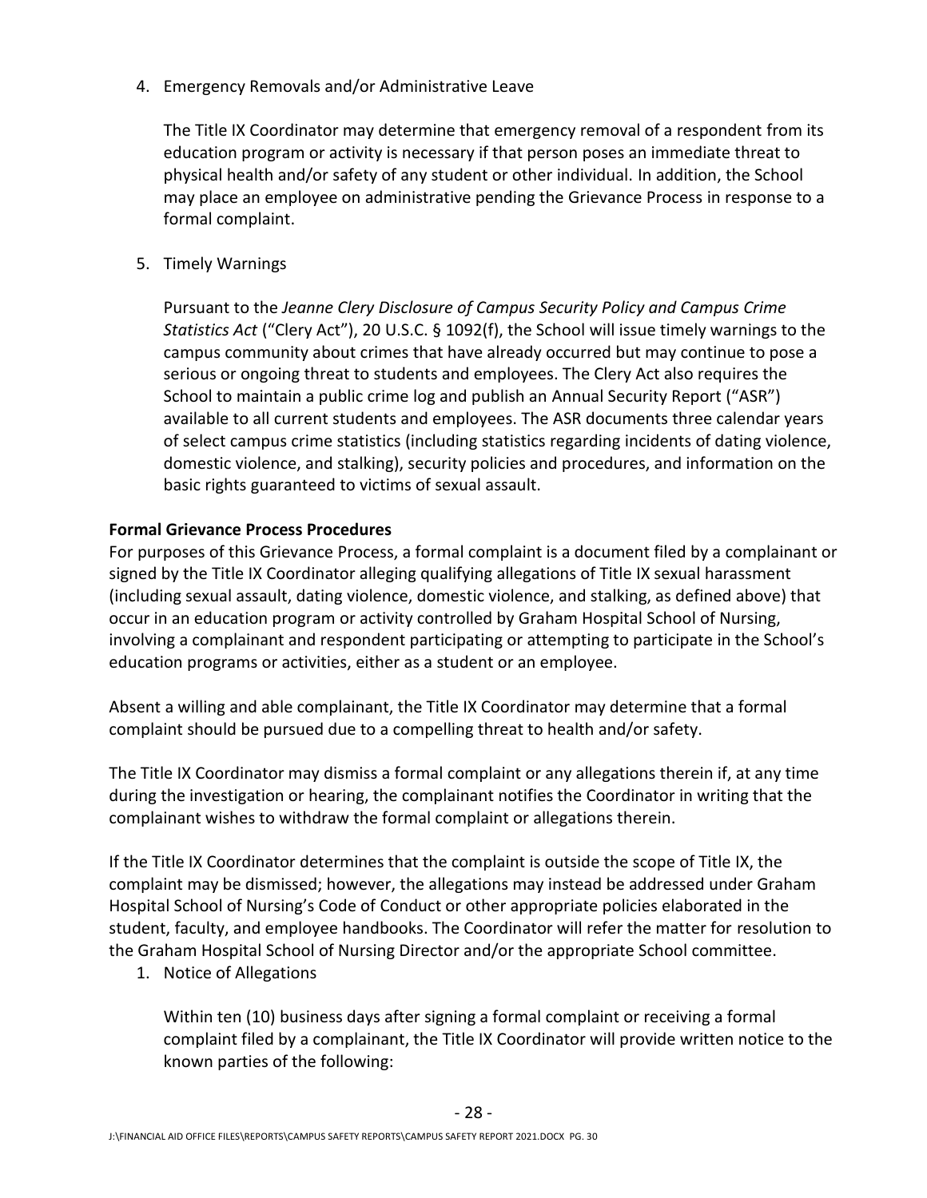4. Emergency Removals and/or Administrative Leave

   The Title IX Coordinator may determine that emergency removal of a respondent from its education program or activity is necessary if that person poses an immediate threat to physical health and/or safety of any student or other individual. In addition, the School may place an employee on administrative pending the Grievance Process in response to a formal complaint.

5. Timely Warnings

   Pursuant to the *Jeanne Clery Disclosure of Campus Security Policy and Campus Crime Statistics Act* ("Clery Act"), 20 U.S.C. § 1092(f), the School will issue timely warnings to the campus community about crimes that have already occurred but may continue to pose a serious or ongoing threat to students and employees. The Clery Act also requires the School to maintain a public crime log and publish an Annual Security Report ("ASR") available to all current students and employees. The ASR documents three calendar years of select campus crime statistics (including statistics regarding incidents of dating violence, domestic violence, and stalking), security policies and procedures, and information on the basic rights guaranteed to victims of sexual assault.

**Formal Grievance Process Procedures**

For purposes of this Grievance Process, a formal complaint is a document filed by a complainant or signed by the Title IX Coordinator alleging qualifying allegations of Title IX sexual harassment (including sexual assault, dating violence, domestic violence, and stalking, as defined above) that occur in an education program or activity controlled by Graham Hospital School of Nursing, involving a complainant and respondent participating or attempting to participate in the School's education programs or activities, either as a student or an employee.

Absent a willing and able complainant, the Title IX Coordinator may determine that a formal complaint should be pursued due to a compelling threat to health and/or safety.

The Title IX Coordinator may dismiss a formal complaint or any allegations therein if, at any time during the investigation or hearing, the complainant notifies the Coordinator in writing that the complainant wishes to withdraw the formal complaint or allegations therein.

If the Title IX Coordinator determines that the complaint is outside the scope of Title IX, the complaint may be dismissed; however, the allegations may instead be addressed under Graham Hospital School of Nursing's Code of Conduct or other appropriate policies elaborated in the student, faculty, and employee handbooks. The Coordinator will refer the matter for resolution to the Graham Hospital School of Nursing Director and/or the appropriate School committee.

1. Notice of Allegations

   Within ten (10) business days after signing a formal complaint or receiving a formal complaint filed by a complainant, the Title IX Coordinator will provide written notice to the known parties of the following: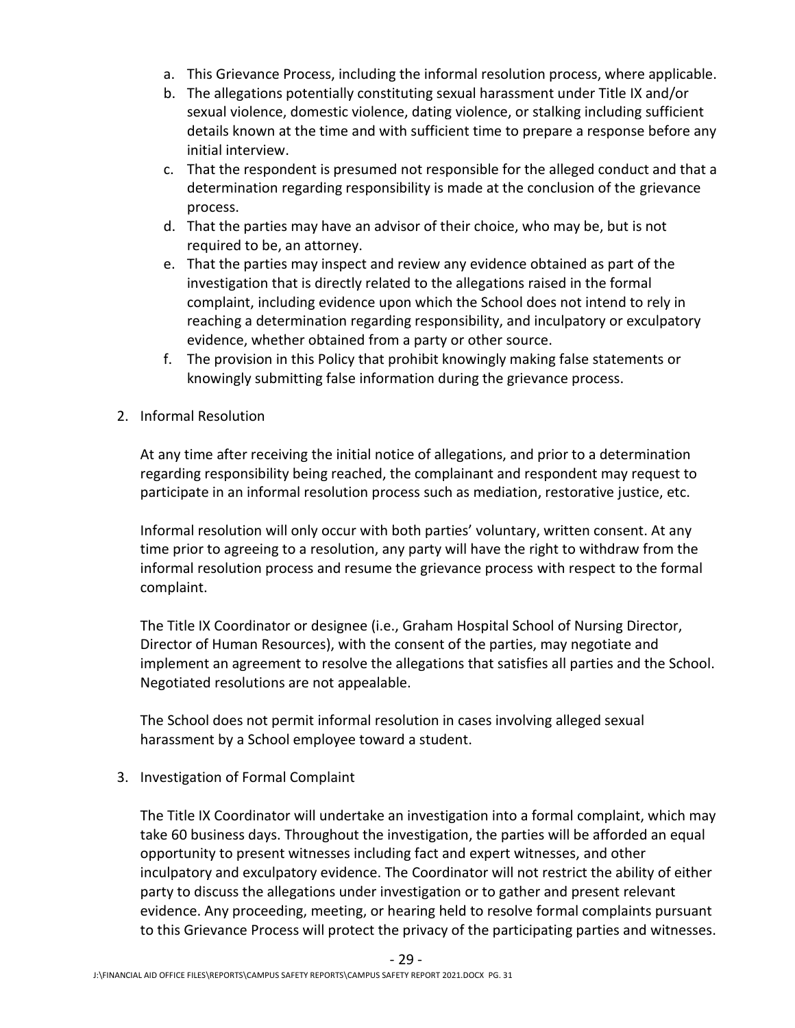a. This Grievance Process, including the informal resolution process, where applicable.
b. The allegations potentially constituting sexual harassment under Title IX and/or sexual violence, domestic violence, dating violence, or stalking including sufficient details known at the time and with sufficient time to prepare a response before any initial interview.
c. That the respondent is presumed not responsible for the alleged conduct and that a determination regarding responsibility is made at the conclusion of the grievance process.
d. That the parties may have an advisor of their choice, who may be, but is not required to be, an attorney.
e. That the parties may inspect and review any evidence obtained as part of the investigation that is directly related to the allegations raised in the formal complaint, including evidence upon which the School does not intend to rely in reaching a determination regarding responsibility, and inculpatory or exculpatory evidence, whether obtained from a party or other source.
f. The provision in this Policy that prohibit knowingly making false statements or knowingly submitting false information during the grievance process.

2. Informal Resolution

   At any time after receiving the initial notice of allegations, and prior to a determination regarding responsibility being reached, the complainant and respondent may request to participate in an informal resolution process such as mediation, restorative justice, etc.

   Informal resolution will only occur with both parties' voluntary, written consent. At any time prior to agreeing to a resolution, any party will have the right to withdraw from the informal resolution process and resume the grievance process with respect to the formal complaint.

   The Title IX Coordinator or designee (i.e., Graham Hospital School of Nursing Director, Director of Human Resources), with the consent of the parties, may negotiate and implement an agreement to resolve the allegations that satisfies all parties and the School. Negotiated resolutions are not appealable.

   The School does not permit informal resolution in cases involving alleged sexual harassment by a School employee toward a student.

3. Investigation of Formal Complaint

   The Title IX Coordinator will undertake an investigation into a formal complaint, which may take 60 business days. Throughout the investigation, the parties will be afforded an equal opportunity to present witnesses including fact and expert witnesses, and other inculpatory and exculpatory evidence. The Coordinator will not restrict the ability of either party to discuss the allegations under investigation or to gather and present relevant evidence. Any proceeding, meeting, or hearing held to resolve formal complaints pursuant to this Grievance Process will protect the privacy of the participating parties and witnesses.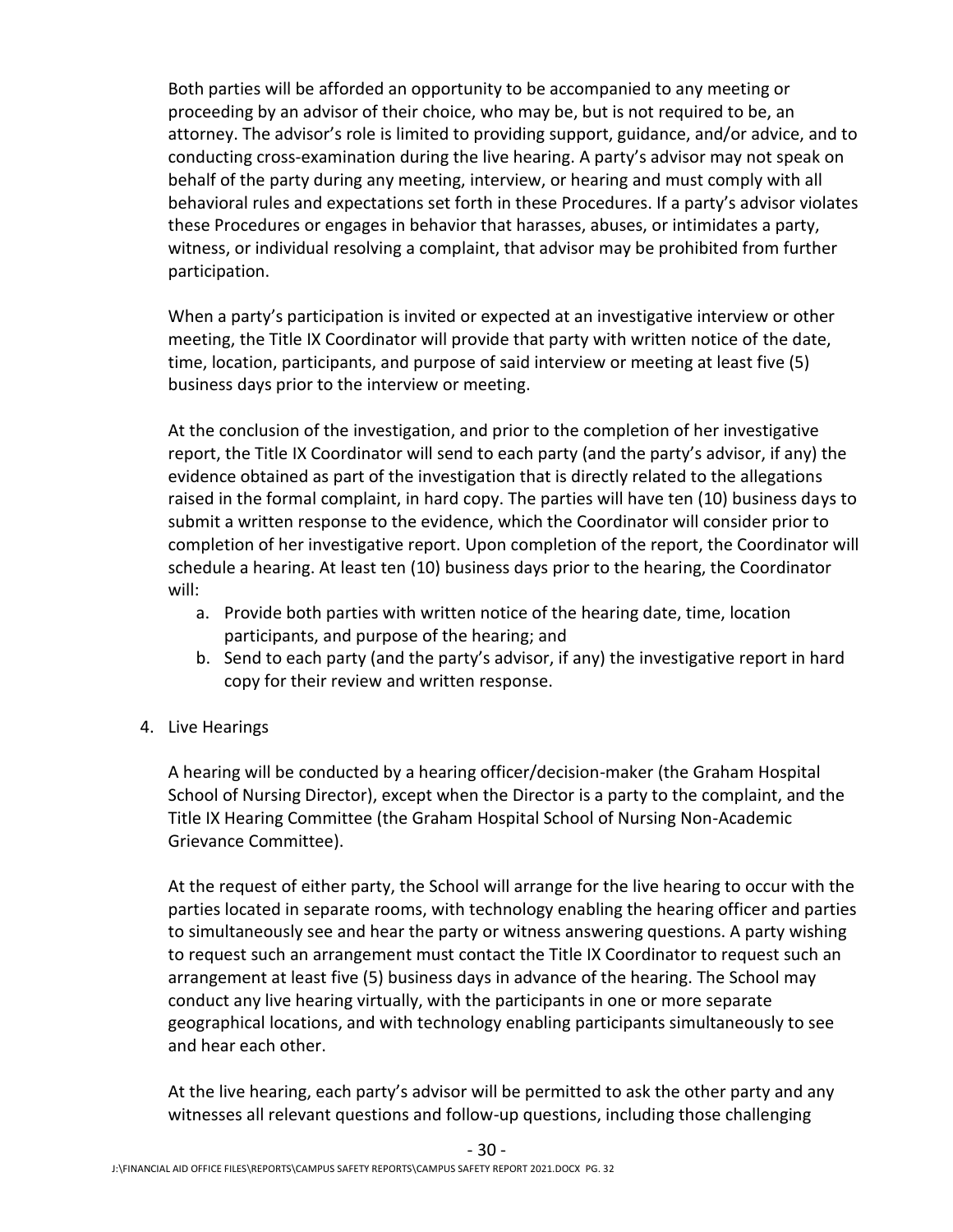Both parties will be afforded an opportunity to be accompanied to any meeting or proceeding by an advisor of their choice, who may be, but is not required to be, an attorney. The advisor's role is limited to providing support, guidance, and/or advice, and to conducting cross-examination during the live hearing. A party's advisor may not speak on behalf of the party during any meeting, interview, or hearing and must comply with all behavioral rules and expectations set forth in these Procedures. If a party's advisor violates these Procedures or engages in behavior that harasses, abuses, or intimidates a party, witness, or individual resolving a complaint, that advisor may be prohibited from further participation.

When a party's participation is invited or expected at an investigative interview or other meeting, the Title IX Coordinator will provide that party with written notice of the date, time, location, participants, and purpose of said interview or meeting at least five (5) business days prior to the interview or meeting.

At the conclusion of the investigation, and prior to the completion of her investigative report, the Title IX Coordinator will send to each party (and the party's advisor, if any) the evidence obtained as part of the investigation that is directly related to the allegations raised in the formal complaint, in hard copy. The parties will have ten (10) business days to submit a written response to the evidence, which the Coordinator will consider prior to completion of her investigative report. Upon completion of the report, the Coordinator will schedule a hearing. At least ten (10) business days prior to the hearing, the Coordinator will:

a. Provide both parties with written notice of the hearing date, time, location participants, and purpose of the hearing; and
b. Send to each party (and the party's advisor, if any) the investigative report in hard copy for their review and written response.

4. Live Hearings

A hearing will be conducted by a hearing officer/decision-maker (the Graham Hospital School of Nursing Director), except when the Director is a party to the complaint, and the Title IX Hearing Committee (the Graham Hospital School of Nursing Non-Academic Grievance Committee).

At the request of either party, the School will arrange for the live hearing to occur with the parties located in separate rooms, with technology enabling the hearing officer and parties to simultaneously see and hear the party or witness answering questions. A party wishing to request such an arrangement must contact the Title IX Coordinator to request such an arrangement at least five (5) business days in advance of the hearing. The School may conduct any live hearing virtually, with the participants in one or more separate geographical locations, and with technology enabling participants simultaneously to see and hear each other.

At the live hearing, each party's advisor will be permitted to ask the other party and any witnesses all relevant questions and follow-up questions, including those challenging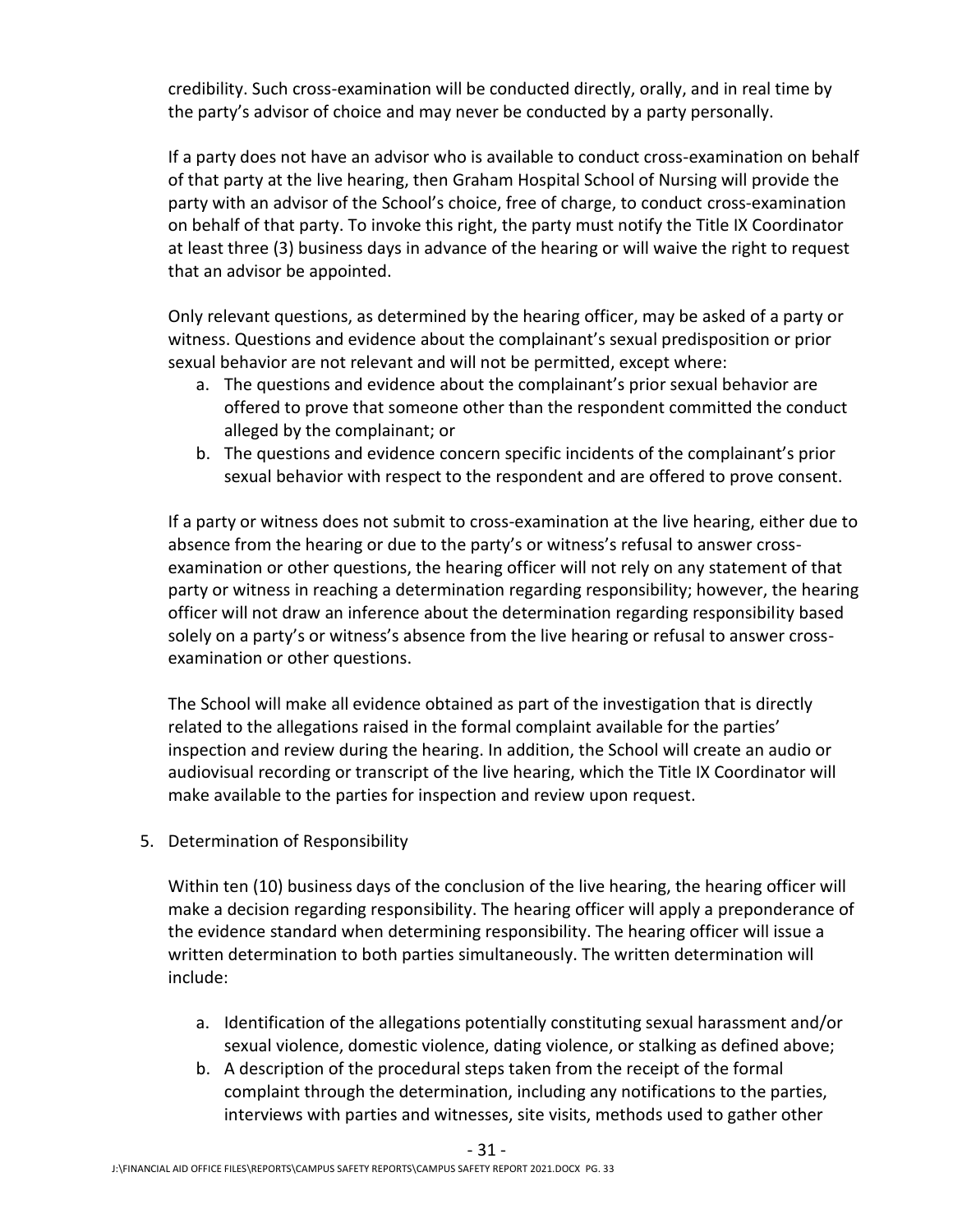credibility. Such cross-examination will be conducted directly, orally, and in real time by the party's advisor of choice and may never be conducted by a party personally.

If a party does not have an advisor who is available to conduct cross-examination on behalf of that party at the live hearing, then Graham Hospital School of Nursing will provide the party with an advisor of the School's choice, free of charge, to conduct cross-examination on behalf of that party. To invoke this right, the party must notify the Title IX Coordinator at least three (3) business days in advance of the hearing or will waive the right to request that an advisor be appointed.

Only relevant questions, as determined by the hearing officer, may be asked of a party or witness. Questions and evidence about the complainant's sexual predisposition or prior sexual behavior are not relevant and will not be permitted, except where:

a. The questions and evidence about the complainant's prior sexual behavior are offered to prove that someone other than the respondent committed the conduct alleged by the complainant; or
b. The questions and evidence concern specific incidents of the complainant's prior sexual behavior with respect to the respondent and are offered to prove consent.

If a party or witness does not submit to cross-examination at the live hearing, either due to absence from the hearing or due to the party's or witness's refusal to answer cross-examination or other questions, the hearing officer will not rely on any statement of that party or witness in reaching a determination regarding responsibility; however, the hearing officer will not draw an inference about the determination regarding responsibility based solely on a party's or witness's absence from the live hearing or refusal to answer cross-examination or other questions.

The School will make all evidence obtained as part of the investigation that is directly related to the allegations raised in the formal complaint available for the parties' inspection and review during the hearing. In addition, the School will create an audio or audiovisual recording or transcript of the live hearing, which the Title IX Coordinator will make available to the parties for inspection and review upon request.

5. Determination of Responsibility

Within ten (10) business days of the conclusion of the live hearing, the hearing officer will make a decision regarding responsibility. The hearing officer will apply a preponderance of the evidence standard when determining responsibility. The hearing officer will issue a written determination to both parties simultaneously. The written determination will include:

a. Identification of the allegations potentially constituting sexual harassment and/or sexual violence, domestic violence, dating violence, or stalking as defined above;
b. A description of the procedural steps taken from the receipt of the formal complaint through the determination, including any notifications to the parties, interviews with parties and witnesses, site visits, methods used to gather other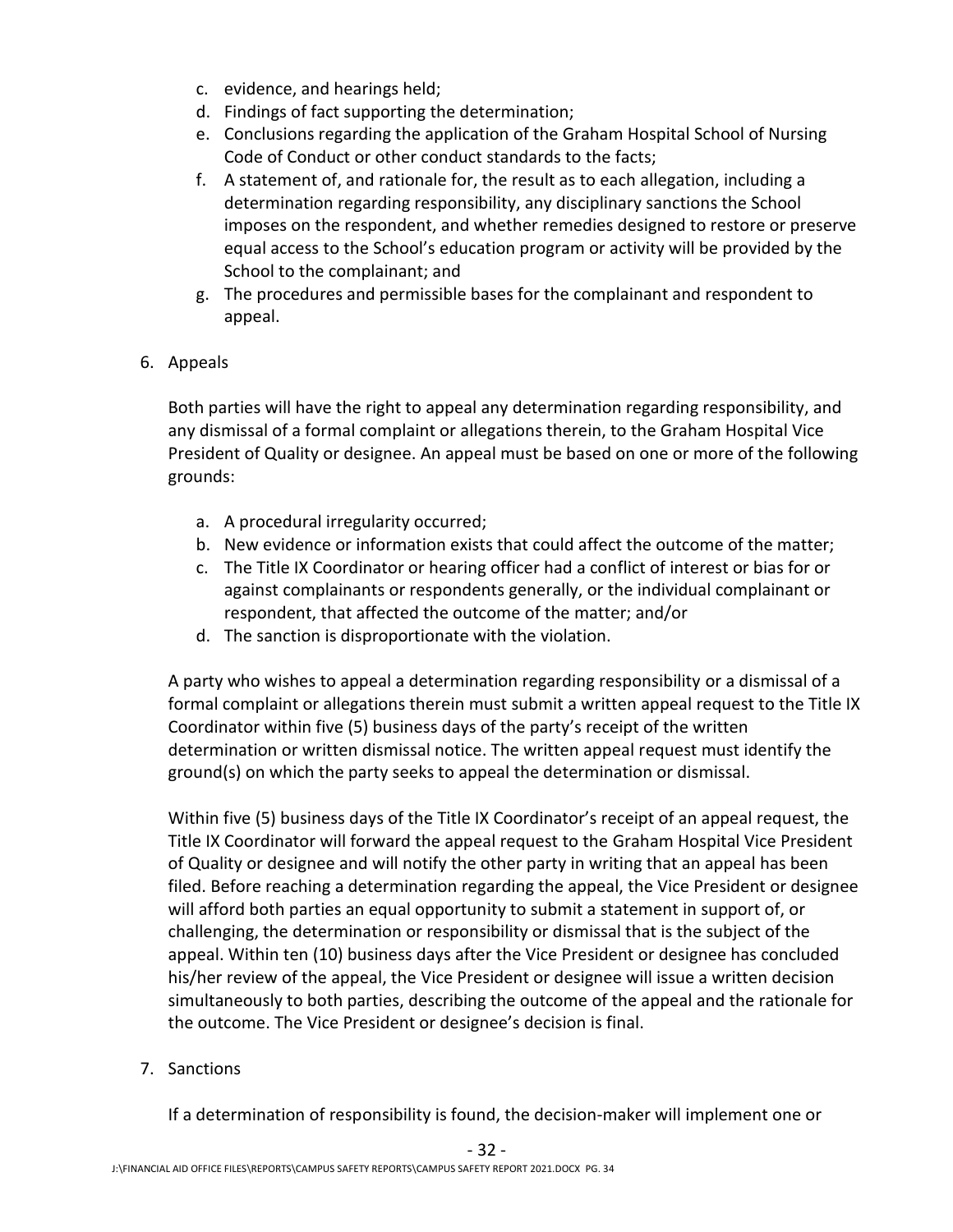c. evidence, and hearings held;
d. Findings of fact supporting the determination;
e. Conclusions regarding the application of the Graham Hospital School of Nursing Code of Conduct or other conduct standards to the facts;
f. A statement of, and rationale for, the result as to each allegation, including a determination regarding responsibility, any disciplinary sanctions the School imposes on the respondent, and whether remedies designed to restore or preserve equal access to the School's education program or activity will be provided by the School to the complainant; and
g. The procedures and permissible bases for the complainant and respondent to appeal.

6. Appeals

Both parties will have the right to appeal any determination regarding responsibility, and any dismissal of a formal complaint or allegations therein, to the Graham Hospital Vice President of Quality or designee. An appeal must be based on one or more of the following grounds:

a. A procedural irregularity occurred;
b. New evidence or information exists that could affect the outcome of the matter;
c. The Title IX Coordinator or hearing officer had a conflict of interest or bias for or against complainants or respondents generally, or the individual complainant or respondent, that affected the outcome of the matter; and/or
d. The sanction is disproportionate with the violation.

A party who wishes to appeal a determination regarding responsibility or a dismissal of a formal complaint or allegations therein must submit a written appeal request to the Title IX Coordinator within five (5) business days of the party's receipt of the written determination or written dismissal notice. The written appeal request must identify the ground(s) on which the party seeks to appeal the determination or dismissal.

Within five (5) business days of the Title IX Coordinator's receipt of an appeal request, the Title IX Coordinator will forward the appeal request to the Graham Hospital Vice President of Quality or designee and will notify the other party in writing that an appeal has been filed. Before reaching a determination regarding the appeal, the Vice President or designee will afford both parties an equal opportunity to submit a statement in support of, or challenging, the determination or responsibility or dismissal that is the subject of the appeal. Within ten (10) business days after the Vice President or designee has concluded his/her review of the appeal, the Vice President or designee will issue a written decision simultaneously to both parties, describing the outcome of the appeal and the rationale for the outcome. The Vice President or designee's decision is final.

7. Sanctions

If a determination of responsibility is found, the decision-maker will implement one or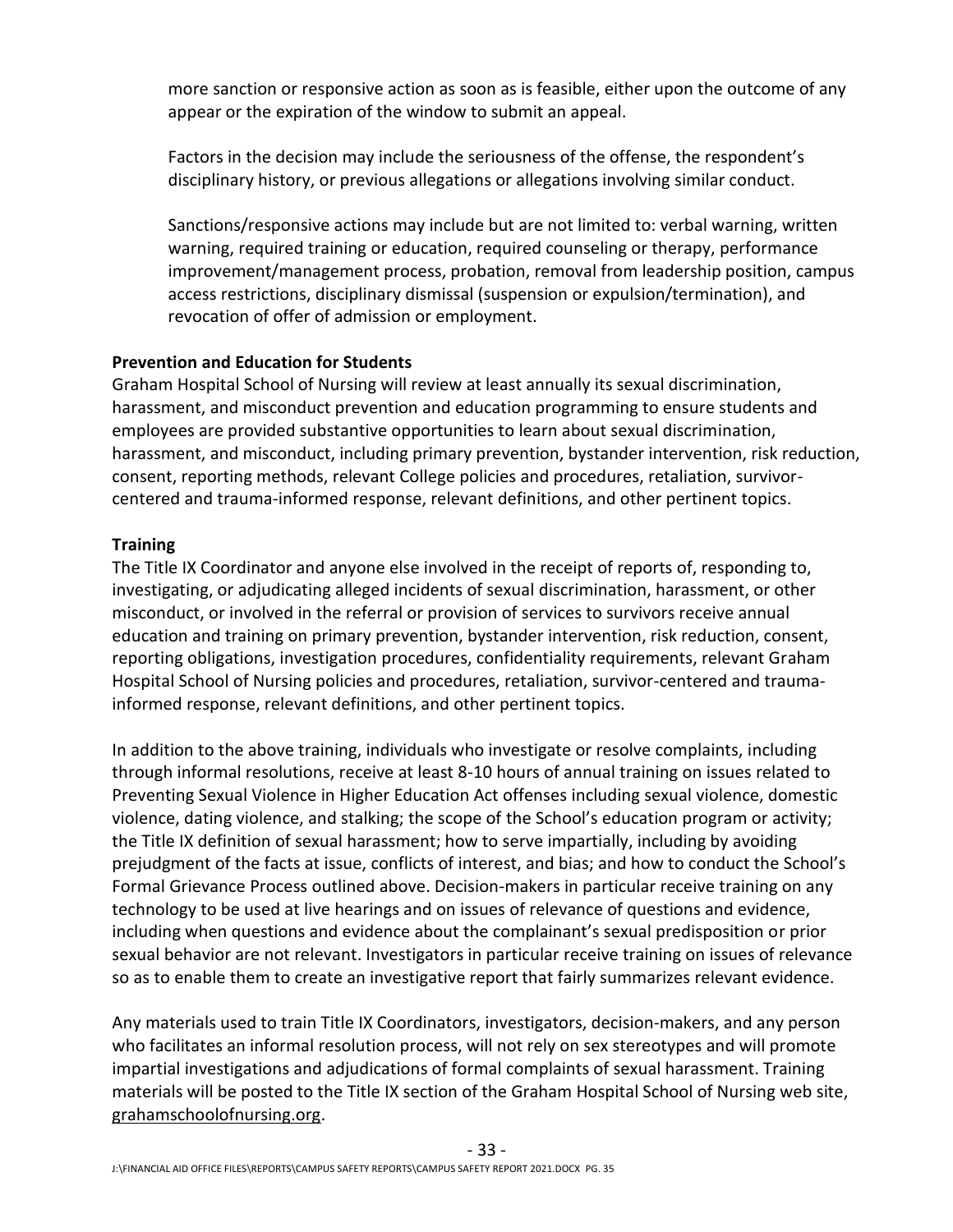more sanction or responsive action as soon as is feasible, either upon the outcome of any appear or the expiration of the window to submit an appeal.

Factors in the decision may include the seriousness of the offense, the respondent's disciplinary history, or previous allegations or allegations involving similar conduct.

Sanctions/responsive actions may include but are not limited to: verbal warning, written warning, required training or education, required counseling or therapy, performance improvement/management process, probation, removal from leadership position, campus access restrictions, disciplinary dismissal (suspension or expulsion/termination), and revocation of offer of admission or employment.

**Prevention and Education for Students**

Graham Hospital School of Nursing will review at least annually its sexual discrimination, harassment, and misconduct prevention and education programming to ensure students and employees are provided substantive opportunities to learn about sexual discrimination, harassment, and misconduct, including primary prevention, bystander intervention, risk reduction, consent, reporting methods, relevant College policies and procedures, retaliation, survivor-centered and trauma-informed response, relevant definitions, and other pertinent topics.

**Training**

The Title IX Coordinator and anyone else involved in the receipt of reports of, responding to, investigating, or adjudicating alleged incidents of sexual discrimination, harassment, or other misconduct, or involved in the referral or provision of services to survivors receive annual education and training on primary prevention, bystander intervention, risk reduction, consent, reporting obligations, investigation procedures, confidentiality requirements, relevant Graham Hospital School of Nursing policies and procedures, retaliation, survivor-centered and trauma-informed response, relevant definitions, and other pertinent topics.

In addition to the above training, individuals who investigate or resolve complaints, including through informal resolutions, receive at least 8-10 hours of annual training on issues related to Preventing Sexual Violence in Higher Education Act offenses including sexual violence, domestic violence, dating violence, and stalking; the scope of the School's education program or activity; the Title IX definition of sexual harassment; how to serve impartially, including by avoiding prejudgment of the facts at issue, conflicts of interest, and bias; and how to conduct the School's Formal Grievance Process outlined above. Decision-makers in particular receive training on any technology to be used at live hearings and on issues of relevance of questions and evidence, including when questions and evidence about the complainant's sexual predisposition or prior sexual behavior are not relevant. Investigators in particular receive training on issues of relevance so as to enable them to create an investigative report that fairly summarizes relevant evidence.

Any materials used to train Title IX Coordinators, investigators, decision-makers, and any person who facilitates an informal resolution process, will not rely on sex stereotypes and will promote impartial investigations and adjudications of formal complaints of sexual harassment. Training materials will be posted to the Title IX section of the Graham Hospital School of Nursing web site, grahamschoolofnursing.org.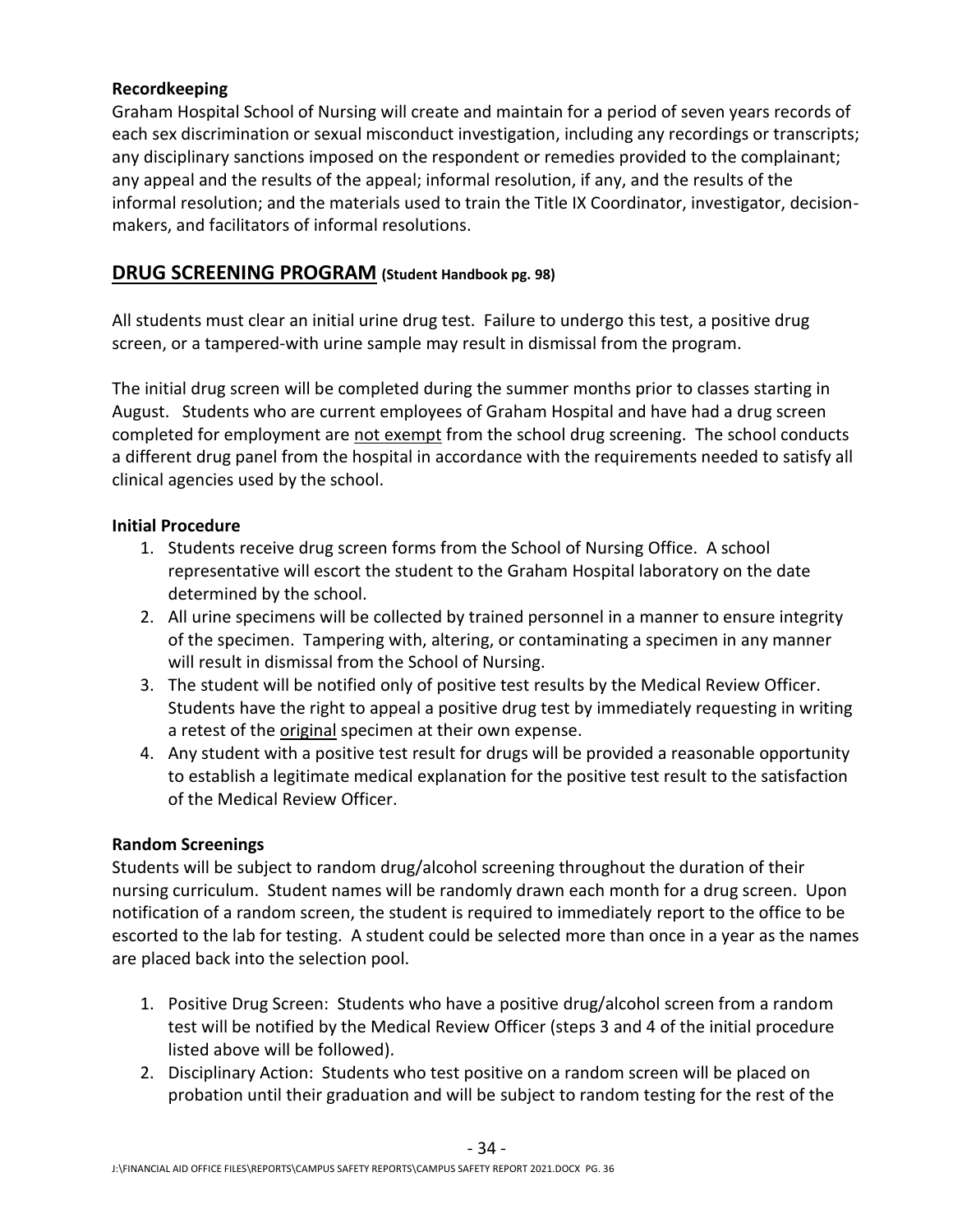### Recordkeeping

Graham Hospital School of Nursing will create and maintain for a period of seven years records of each sex discrimination or sexual misconduct investigation, including any recordings or transcripts; any disciplinary sanctions imposed on the respondent or remedies provided to the complainant; any appeal and the results of the appeal; informal resolution, if any, and the results of the informal resolution; and the materials used to train the Title IX Coordinator, investigator, decision-makers, and facilitators of informal resolutions.

## DRUG SCREENING PROGRAM (Student Handbook pg. 98)

All students must clear an initial urine drug test. Failure to undergo this test, a positive drug screen, or a tampered-with urine sample may result in dismissal from the program.

The initial drug screen will be completed during the summer months prior to classes starting in August. Students who are current employees of Graham Hospital and have had a drug screen completed for employment are <u>not exempt</u> from the school drug screening. The school conducts a different drug panel from the hospital in accordance with the requirements needed to satisfy all clinical agencies used by the school.

### Initial Procedure

1. Students receive drug screen forms from the School of Nursing Office. A school representative will escort the student to the Graham Hospital laboratory on the date determined by the school.
2. All urine specimens will be collected by trained personnel in a manner to ensure integrity of the specimen. Tampering with, altering, or contaminating a specimen in any manner will result in dismissal from the School of Nursing.
3. The student will be notified only of positive test results by the Medical Review Officer. Students have the right to appeal a positive drug test by immediately requesting in writing a retest of the <u>original</u> specimen at their own expense.
4. Any student with a positive test result for drugs will be provided a reasonable opportunity to establish a legitimate medical explanation for the positive test result to the satisfaction of the Medical Review Officer.

### Random Screenings

Students will be subject to random drug/alcohol screening throughout the duration of their nursing curriculum. Student names will be randomly drawn each month for a drug screen. Upon notification of a random screen, the student is required to immediately report to the office to be escorted to the lab for testing. A student could be selected more than once in a year as the names are placed back into the selection pool.

1. Positive Drug Screen: Students who have a positive drug/alcohol screen from a random test will be notified by the Medical Review Officer (steps 3 and 4 of the initial procedure listed above will be followed).
2. Disciplinary Action: Students who test positive on a random screen will be placed on probation until their graduation and will be subject to random testing for the rest of the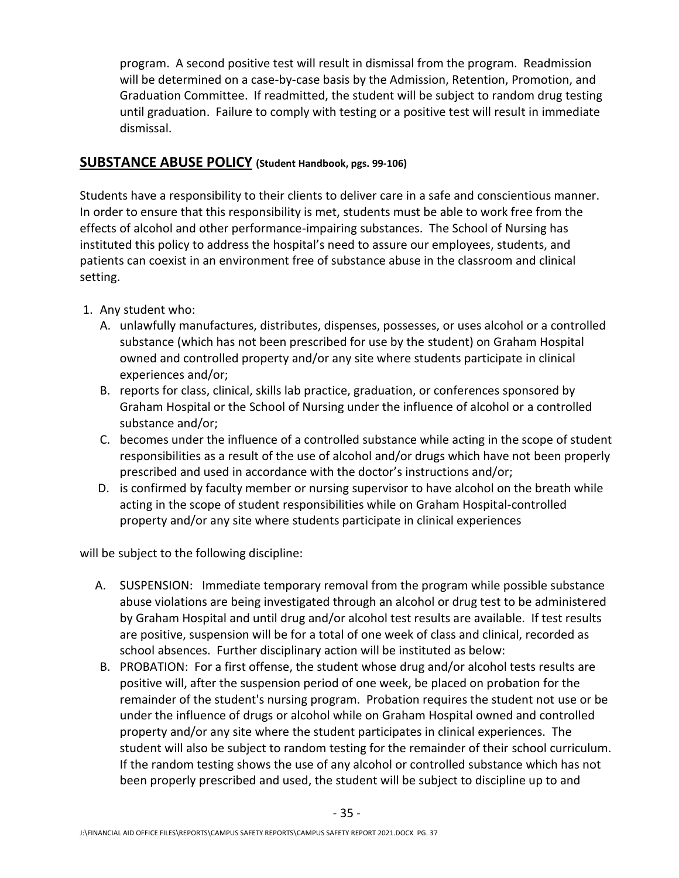program. A second positive test will result in dismissal from the program. Readmission will be determined on a case-by-case basis by the Admission, Retention, Promotion, and Graduation Committee. If readmitted, the student will be subject to random drug testing until graduation. Failure to comply with testing or a positive test will result in immediate dismissal.

## SUBSTANCE ABUSE POLICY (Student Handbook, pgs. 99-106)

Students have a responsibility to their clients to deliver care in a safe and conscientious manner. In order to ensure that this responsibility is met, students must be able to work free from the effects of alcohol and other performance-impairing substances. The School of Nursing has instituted this policy to address the hospital's need to assure our employees, students, and patients can coexist in an environment free of substance abuse in the classroom and clinical setting.

1. Any student who:
   A. unlawfully manufactures, distributes, dispenses, possesses, or uses alcohol or a controlled substance (which has not been prescribed for use by the student) on Graham Hospital owned and controlled property and/or any site where students participate in clinical experiences and/or;
   B. reports for class, clinical, skills lab practice, graduation, or conferences sponsored by Graham Hospital or the School of Nursing under the influence of alcohol or a controlled substance and/or;
   C. becomes under the influence of a controlled substance while acting in the scope of student responsibilities as a result of the use of alcohol and/or drugs which have not been properly prescribed and used in accordance with the doctor's instructions and/or;
   D. is confirmed by faculty member or nursing supervisor to have alcohol on the breath while acting in the scope of student responsibilities while on Graham Hospital-controlled property and/or any site where students participate in clinical experiences

will be subject to the following discipline:

A. SUSPENSION: Immediate temporary removal from the program while possible substance abuse violations are being investigated through an alcohol or drug test to be administered by Graham Hospital and until drug and/or alcohol test results are available. If test results are positive, suspension will be for a total of one week of class and clinical, recorded as school absences. Further disciplinary action will be instituted as below:

B. PROBATION: For a first offense, the student whose drug and/or alcohol tests results are positive will, after the suspension period of one week, be placed on probation for the remainder of the student's nursing program. Probation requires the student not use or be under the influence of drugs or alcohol while on Graham Hospital owned and controlled property and/or any site where the student participates in clinical experiences. The student will also be subject to random testing for the remainder of their school curriculum. If the random testing shows the use of any alcohol or controlled substance which has not been properly prescribed and used, the student will be subject to discipline up to and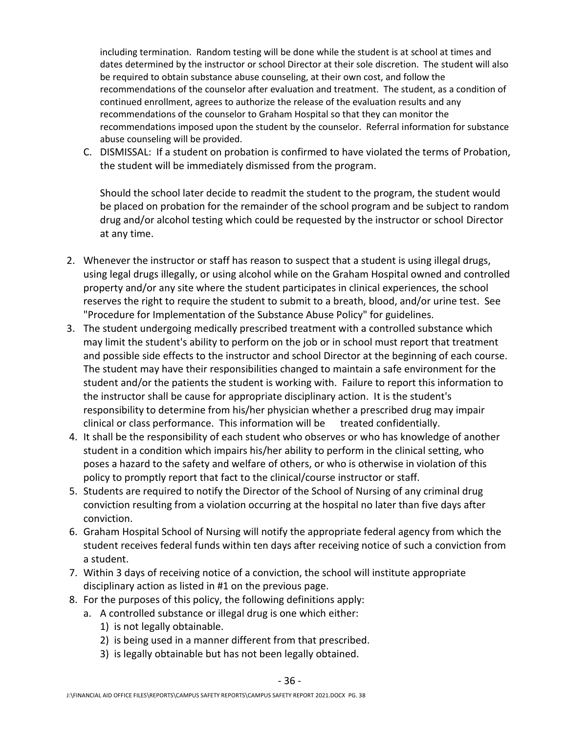including termination. Random testing will be done while the student is at school at times and dates determined by the instructor or school Director at their sole discretion. The student will also be required to obtain substance abuse counseling, at their own cost, and follow the recommendations of the counselor after evaluation and treatment. The student, as a condition of continued enrollment, agrees to authorize the release of the evaluation results and any recommendations of the counselor to Graham Hospital so that they can monitor the recommendations imposed upon the student by the counselor. Referral information for substance abuse counseling will be provided.

C. DISMISSAL: If a student on probation is confirmed to have violated the terms of Probation, the student will be immediately dismissed from the program.

   Should the school later decide to readmit the student to the program, the student would be placed on probation for the remainder of the school program and be subject to random drug and/or alcohol testing which could be requested by the instructor or school Director at any time.

2. Whenever the instructor or staff has reason to suspect that a student is using illegal drugs, using legal drugs illegally, or using alcohol while on the Graham Hospital owned and controlled property and/or any site where the student participates in clinical experiences, the school reserves the right to require the student to submit to a breath, blood, and/or urine test. See "Procedure for Implementation of the Substance Abuse Policy" for guidelines.
3. The student undergoing medically prescribed treatment with a controlled substance which may limit the student's ability to perform on the job or in school must report that treatment and possible side effects to the instructor and school Director at the beginning of each course. The student may have their responsibilities changed to maintain a safe environment for the student and/or the patients the student is working with. Failure to report this information to the instructor shall be cause for appropriate disciplinary action. It is the student's responsibility to determine from his/her physician whether a prescribed drug may impair clinical or class performance. This information will be treated confidentially.
4. It shall be the responsibility of each student who observes or who has knowledge of another student in a condition which impairs his/her ability to perform in the clinical setting, who poses a hazard to the safety and welfare of others, or who is otherwise in violation of this policy to promptly report that fact to the clinical/course instructor or staff.
5. Students are required to notify the Director of the School of Nursing of any criminal drug conviction resulting from a violation occurring at the hospital no later than five days after conviction.
6. Graham Hospital School of Nursing will notify the appropriate federal agency from which the student receives federal funds within ten days after receiving notice of such a conviction from a student.
7. Within 3 days of receiving notice of a conviction, the school will institute appropriate disciplinary action as listed in #1 on the previous page.
8. For the purposes of this policy, the following definitions apply:
   a. A controlled substance or illegal drug is one which either:
      1) is not legally obtainable.
      2) is being used in a manner different from that prescribed.
      3) is legally obtainable but has not been legally obtained.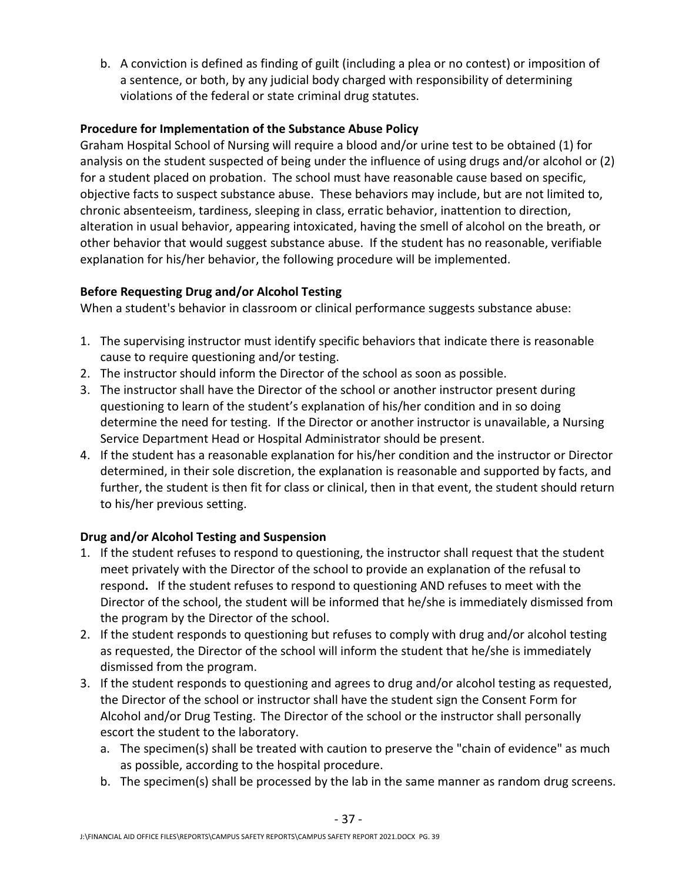b. A conviction is defined as finding of guilt (including a plea or no contest) or imposition of a sentence, or both, by any judicial body charged with responsibility of determining violations of the federal or state criminal drug statutes.

**Procedure for Implementation of the Substance Abuse Policy**

Graham Hospital School of Nursing will require a blood and/or urine test to be obtained (1) for analysis on the student suspected of being under the influence of using drugs and/or alcohol or (2) for a student placed on probation. The school must have reasonable cause based on specific, objective facts to suspect substance abuse. These behaviors may include, but are not limited to, chronic absenteeism, tardiness, sleeping in class, erratic behavior, inattention to direction, alteration in usual behavior, appearing intoxicated, having the smell of alcohol on the breath, or other behavior that would suggest substance abuse. If the student has no reasonable, verifiable explanation for his/her behavior, the following procedure will be implemented.

**Before Requesting Drug and/or Alcohol Testing**

When a student's behavior in classroom or clinical performance suggests substance abuse:

1. The supervising instructor must identify specific behaviors that indicate there is reasonable cause to require questioning and/or testing.
2. The instructor should inform the Director of the school as soon as possible.
3. The instructor shall have the Director of the school or another instructor present during questioning to learn of the student's explanation of his/her condition and in so doing determine the need for testing. If the Director or another instructor is unavailable, a Nursing Service Department Head or Hospital Administrator should be present.
4. If the student has a reasonable explanation for his/her condition and the instructor or Director determined, in their sole discretion, the explanation is reasonable and supported by facts, and further, the student is then fit for class or clinical, then in that event, the student should return to his/her previous setting.

**Drug and/or Alcohol Testing and Suspension**

1. If the student refuses to respond to questioning, the instructor shall request that the student meet privately with the Director of the school to provide an explanation of the refusal to respond**.** If the student refuses to respond to questioning AND refuses to meet with the Director of the school, the student will be informed that he/she is immediately dismissed from the program by the Director of the school.
2. If the student responds to questioning but refuses to comply with drug and/or alcohol testing as requested, the Director of the school will inform the student that he/she is immediately dismissed from the program.
3. If the student responds to questioning and agrees to drug and/or alcohol testing as requested, the Director of the school or instructor shall have the student sign the Consent Form for Alcohol and/or Drug Testing. The Director of the school or the instructor shall personally escort the student to the laboratory.
   a. The specimen(s) shall be treated with caution to preserve the "chain of evidence" as much as possible, according to the hospital procedure.
   b. The specimen(s) shall be processed by the lab in the same manner as random drug screens.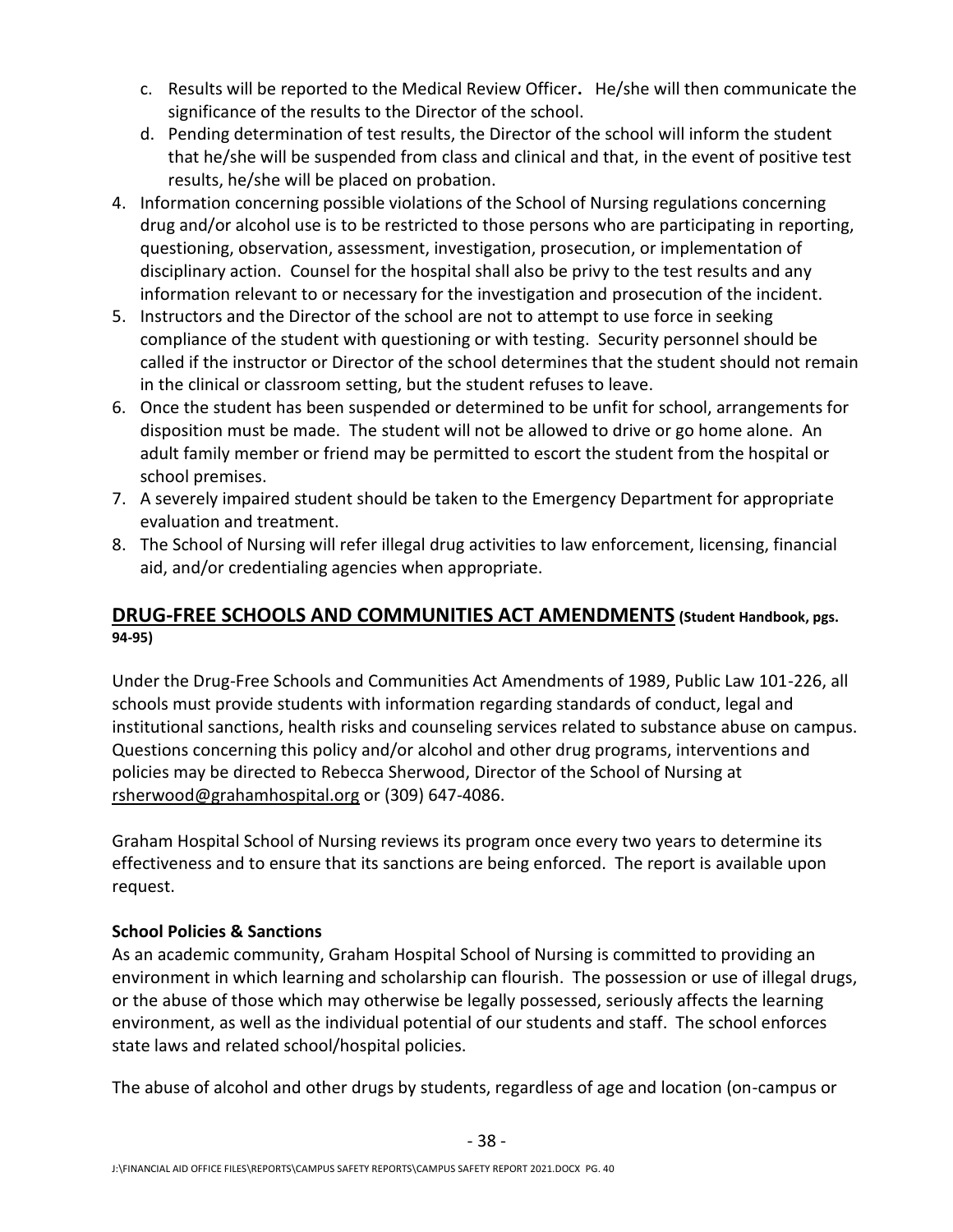c. Results will be reported to the Medical Review Officer**.** He/she will then communicate the significance of the results to the Director of the school.
   d. Pending determination of test results, the Director of the school will inform the student that he/she will be suspended from class and clinical and that, in the event of positive test results, he/she will be placed on probation.
4. Information concerning possible violations of the School of Nursing regulations concerning drug and/or alcohol use is to be restricted to those persons who are participating in reporting, questioning, observation, assessment, investigation, prosecution, or implementation of disciplinary action. Counsel for the hospital shall also be privy to the test results and any information relevant to or necessary for the investigation and prosecution of the incident.
5. Instructors and the Director of the school are not to attempt to use force in seeking compliance of the student with questioning or with testing. Security personnel should be called if the instructor or Director of the school determines that the student should not remain in the clinical or classroom setting, but the student refuses to leave.
6. Once the student has been suspended or determined to be unfit for school, arrangements for disposition must be made. The student will not be allowed to drive or go home alone. An adult family member or friend may be permitted to escort the student from the hospital or school premises.
7. A severely impaired student should be taken to the Emergency Department for appropriate evaluation and treatment.
8. The School of Nursing will refer illegal drug activities to law enforcement, licensing, financial aid, and/or credentialing agencies when appropriate.

## DRUG-FREE SCHOOLS AND COMMUNITIES ACT AMENDMENTS (Student Handbook, pgs. 94-95)

Under the Drug-Free Schools and Communities Act Amendments of 1989, Public Law 101-226, all schools must provide students with information regarding standards of conduct, legal and institutional sanctions, health risks and counseling services related to substance abuse on campus. Questions concerning this policy and/or alcohol and other drug programs, interventions and policies may be directed to Rebecca Sherwood, Director of the School of Nursing at rsherwood@grahamhospital.org or (309) 647-4086.

Graham Hospital School of Nursing reviews its program once every two years to determine its effectiveness and to ensure that its sanctions are being enforced. The report is available upon request.

**School Policies & Sanctions**

As an academic community, Graham Hospital School of Nursing is committed to providing an environment in which learning and scholarship can flourish. The possession or use of illegal drugs, or the abuse of those which may otherwise be legally possessed, seriously affects the learning environment, as well as the individual potential of our students and staff. The school enforces state laws and related school/hospital policies.

The abuse of alcohol and other drugs by students, regardless of age and location (on-campus or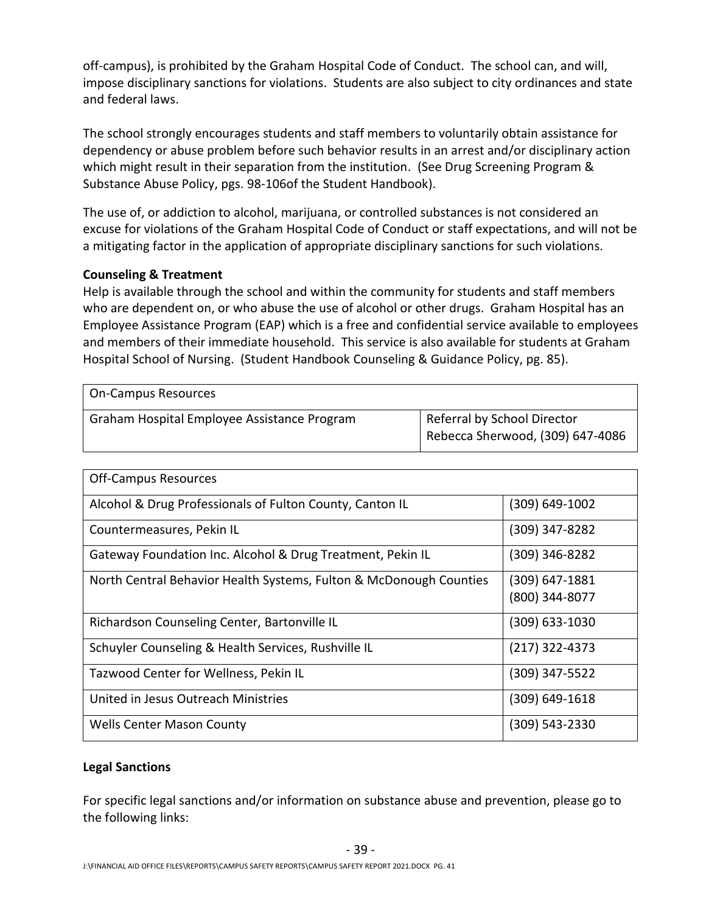off-campus), is prohibited by the Graham Hospital Code of Conduct. The school can, and will, impose disciplinary sanctions for violations. Students are also subject to city ordinances and state and federal laws.

The school strongly encourages students and staff members to voluntarily obtain assistance for dependency or abuse problem before such behavior results in an arrest and/or disciplinary action which might result in their separation from the institution. (See Drug Screening Program & Substance Abuse Policy, pgs. 98-106of the Student Handbook).

The use of, or addiction to alcohol, marijuana, or controlled substances is not considered an excuse for violations of the Graham Hospital Code of Conduct or staff expectations, and will not be a mitigating factor in the application of appropriate disciplinary sanctions for such violations.

**Counseling & Treatment**

Help is available through the school and within the community for students and staff members who are dependent on, or who abuse the use of alcohol or other drugs. Graham Hospital has an Employee Assistance Program (EAP) which is a free and confidential service available to employees and members of their immediate household. This service is also available for students at Graham Hospital School of Nursing. (Student Handbook Counseling & Guidance Policy, pg. 85).

| On-Campus Resources | |
|---|---|
| Graham Hospital Employee Assistance Program | Referral by School Director Rebecca Sherwood, (309) 647-4086 |

| Off-Campus Resources | |
|---|---|
| Alcohol & Drug Professionals of Fulton County, Canton IL | (309) 649-1002 |
| Countermeasures, Pekin IL | (309) 347-8282 |
| Gateway Foundation Inc. Alcohol & Drug Treatment, Pekin IL | (309) 346-8282 |
| North Central Behavior Health Systems, Fulton & McDonough Counties | (309) 647-1881 (800) 344-8077 |
| Richardson Counseling Center, Bartonville IL | (309) 633-1030 |
| Schuyler Counseling & Health Services, Rushville IL | (217) 322-4373 |
| Tazwood Center for Wellness, Pekin IL | (309) 347-5522 |
| United in Jesus Outreach Ministries | (309) 649-1618 |
| Wells Center Mason County | (309) 543-2330 |

**Legal Sanctions**

For specific legal sanctions and/or information on substance abuse and prevention, please go to the following links: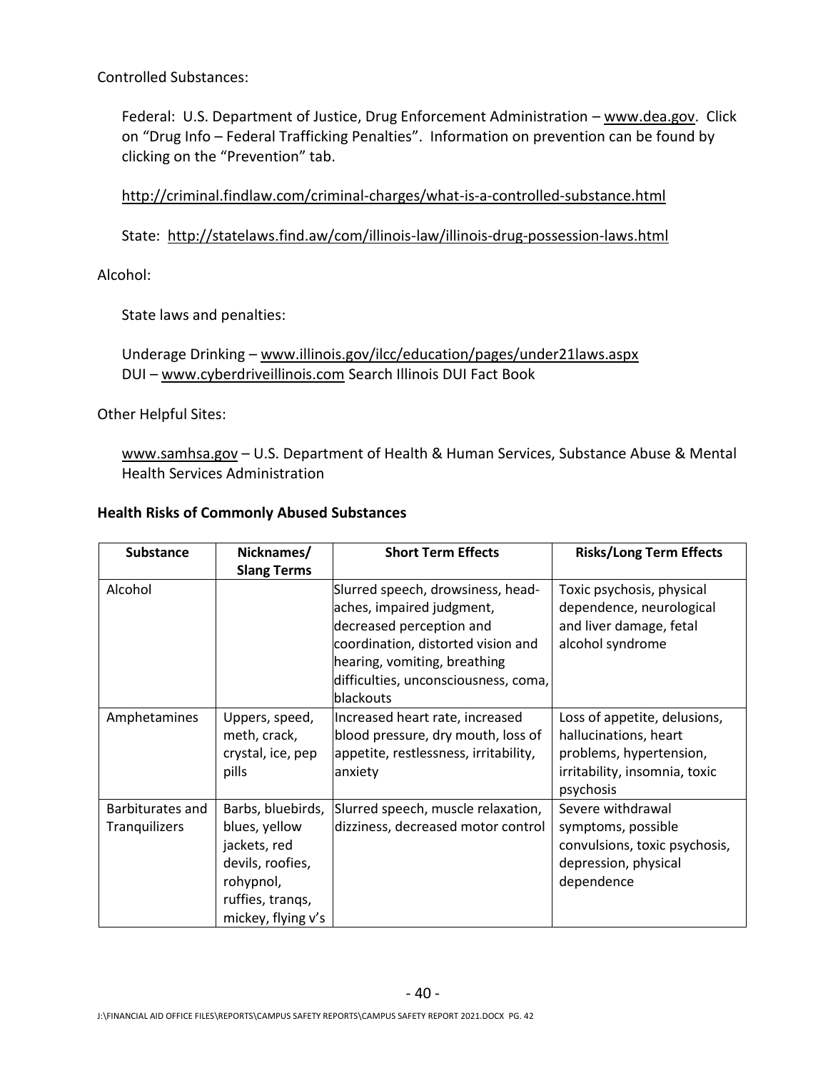Controlled Substances:

Federal: U.S. Department of Justice, Drug Enforcement Administration – www.dea.gov. Click on "Drug Info – Federal Trafficking Penalties". Information on prevention can be found by clicking on the "Prevention" tab.

http://criminal.findlaw.com/criminal-charges/what-is-a-controlled-substance.html

State: http://statelaws.find.aw/com/illinois-law/illinois-drug-possession-laws.html

Alcohol:

State laws and penalties:

Underage Drinking – www.illinois.gov/ilcc/education/pages/under21laws.aspx
DUI – www.cyberdriveillinois.com Search Illinois DUI Fact Book

Other Helpful Sites:

www.samhsa.gov – U.S. Department of Health & Human Services, Substance Abuse & Mental Health Services Administration

**Health Risks of Commonly Abused Substances**

| Substance | Nicknames/ Slang Terms | Short Term Effects | Risks/Long Term Effects |
|---|---|---|---|
| Alcohol | | Slurred speech, drowsiness, head-aches, impaired judgment, decreased perception and coordination, distorted vision and hearing, vomiting, breathing difficulties, unconsciousness, coma, blackouts | Toxic psychosis, physical dependence, neurological and liver damage, fetal alcohol syndrome |
| Amphetamines | Uppers, speed, meth, crack, crystal, ice, pep pills | Increased heart rate, increased blood pressure, dry mouth, loss of appetite, restlessness, irritability, anxiety | Loss of appetite, delusions, hallucinations, heart problems, hypertension, irritability, insomnia, toxic psychosis |
| Barbiturates and Tranquilizers | Barbs, bluebirds, blues, yellow jackets, red devils, roofies, rohypnol, ruffies, tranqs, mickey, flying v's | Slurred speech, muscle relaxation, dizziness, decreased motor control | Severe withdrawal symptoms, possible convulsions, toxic psychosis, depression, physical dependence |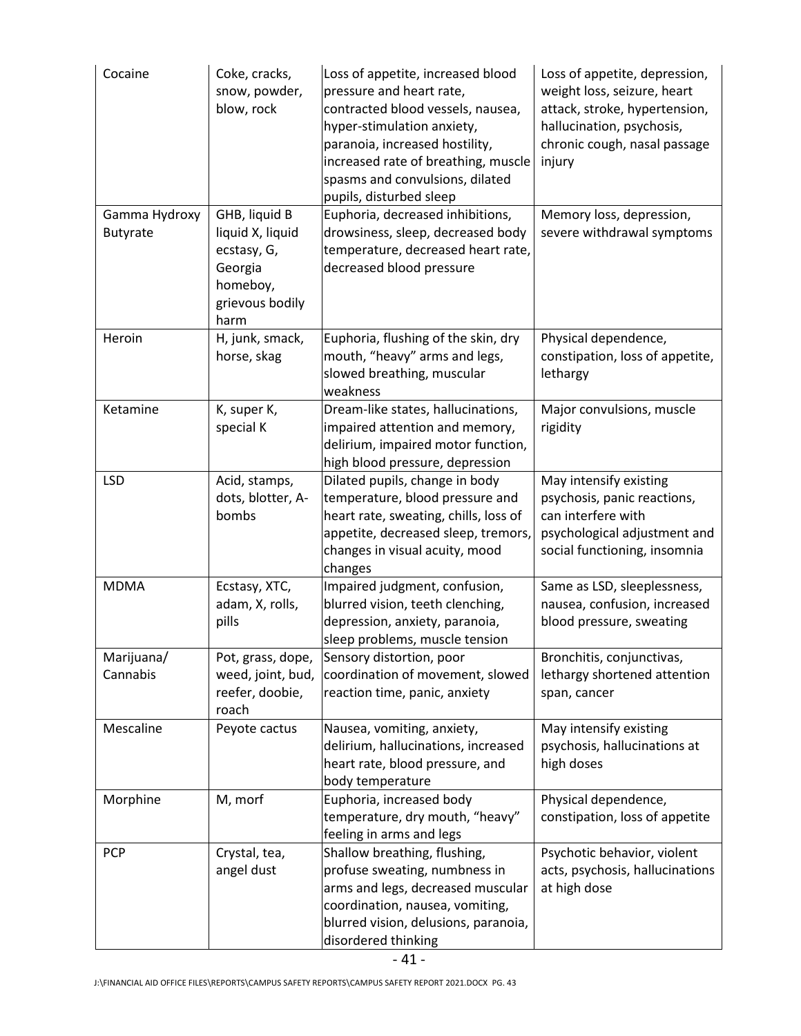| Cocaine | Coke, cracks, snow, powder, blow, rock | Loss of appetite, increased blood pressure and heart rate, contracted blood vessels, nausea, hyper-stimulation anxiety, paranoia, increased hostility, increased rate of breathing, muscle spasms and convulsions, dilated pupils, disturbed sleep | Loss of appetite, depression, weight loss, seizure, heart attack, stroke, hypertension, hallucination, psychosis, chronic cough, nasal passage injury |
|---|---|---|---|
| Gamma Hydroxy Butyrate | GHB, liquid B liquid X, liquid ecstasy, G, Georgia homeboy, grievous bodily harm | Euphoria, decreased inhibitions, drowsiness, sleep, decreased body temperature, decreased heart rate, decreased blood pressure | Memory loss, depression, severe withdrawal symptoms |
| Heroin | H, junk, smack, horse, skag | Euphoria, flushing of the skin, dry mouth, "heavy" arms and legs, slowed breathing, muscular weakness | Physical dependence, constipation, loss of appetite, lethargy |
| Ketamine | K, super K, special K | Dream-like states, hallucinations, impaired attention and memory, delirium, impaired motor function, high blood pressure, depression | Major convulsions, muscle rigidity |
| LSD | Acid, stamps, dots, blotter, A-bombs | Dilated pupils, change in body temperature, blood pressure and heart rate, sweating, chills, loss of appetite, decreased sleep, tremors, changes in visual acuity, mood changes | May intensify existing psychosis, panic reactions, can interfere with psychological adjustment and social functioning, insomnia |
| MDMA | Ecstasy, XTC, adam, X, rolls, pills | Impaired judgment, confusion, blurred vision, teeth clenching, depression, anxiety, paranoia, sleep problems, muscle tension | Same as LSD, sleeplessness, nausea, confusion, increased blood pressure, sweating |
| Marijuana/ Cannabis | Pot, grass, dope, weed, joint, bud, reefer, doobie, roach | Sensory distortion, poor coordination of movement, slowed reaction time, panic, anxiety | Bronchitis, conjunctivas, lethargy shortened attention span, cancer |
| Mescaline | Peyote cactus | Nausea, vomiting, anxiety, delirium, hallucinations, increased heart rate, blood pressure, and body temperature | May intensify existing psychosis, hallucinations at high doses |
| Morphine | M, morf | Euphoria, increased body temperature, dry mouth, "heavy" feeling in arms and legs | Physical dependence, constipation, loss of appetite |
| PCP | Crystal, tea, angel dust | Shallow breathing, flushing, profuse sweating, numbness in arms and legs, decreased muscular coordination, nausea, vomiting, blurred vision, delusions, paranoia, disordered thinking | Psychotic behavior, violent acts, psychosis, hallucinations at high dose |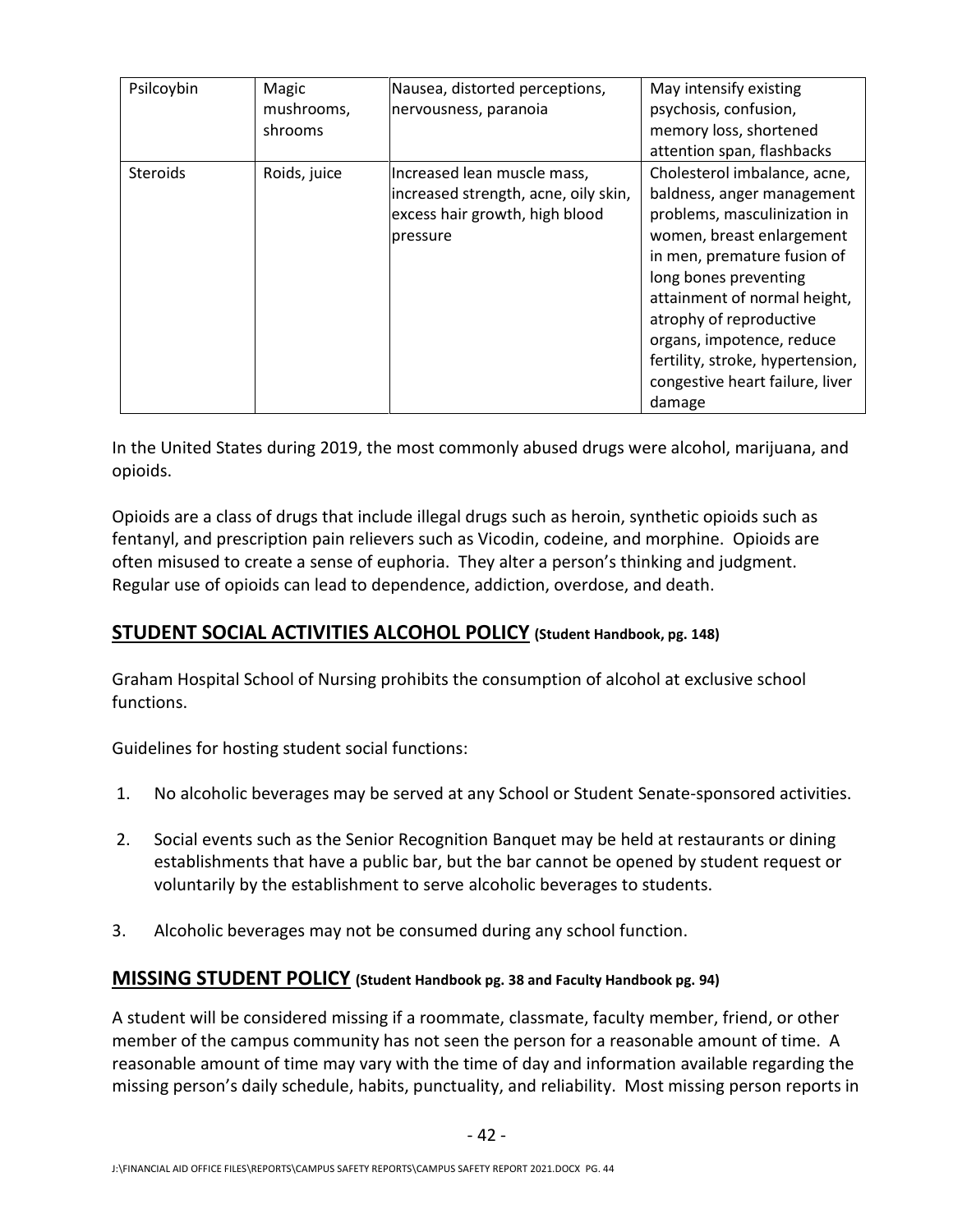| Psilcoybin | Magic mushrooms, shrooms | Nausea, distorted perceptions, nervousness, paranoia | May intensify existing psychosis, confusion, memory loss, shortened attention span, flashbacks |
|---|---|---|---|
| Steroids | Roids, juice | Increased lean muscle mass, increased strength, acne, oily skin, excess hair growth, high blood pressure | Cholesterol imbalance, acne, baldness, anger management problems, masculinization in women, breast enlargement in men, premature fusion of long bones preventing attainment of normal height, atrophy of reproductive organs, impotence, reduce fertility, stroke, hypertension, congestive heart failure, liver damage |

In the United States during 2019, the most commonly abused drugs were alcohol, marijuana, and opioids.

Opioids are a class of drugs that include illegal drugs such as heroin, synthetic opioids such as fentanyl, and prescription pain relievers such as Vicodin, codeine, and morphine. Opioids are often misused to create a sense of euphoria. They alter a person's thinking and judgment. Regular use of opioids can lead to dependence, addiction, overdose, and death.

## STUDENT SOCIAL ACTIVITIES ALCOHOL POLICY (Student Handbook, pg. 148)

Graham Hospital School of Nursing prohibits the consumption of alcohol at exclusive school functions.

Guidelines for hosting student social functions:

1. No alcoholic beverages may be served at any School or Student Senate-sponsored activities.
2. Social events such as the Senior Recognition Banquet may be held at restaurants or dining establishments that have a public bar, but the bar cannot be opened by student request or voluntarily by the establishment to serve alcoholic beverages to students.
3. Alcoholic beverages may not be consumed during any school function.

## MISSING STUDENT POLICY (Student Handbook pg. 38 and Faculty Handbook pg. 94)

A student will be considered missing if a roommate, classmate, faculty member, friend, or other member of the campus community has not seen the person for a reasonable amount of time. A reasonable amount of time may vary with the time of day and information available regarding the missing person's daily schedule, habits, punctuality, and reliability. Most missing person reports in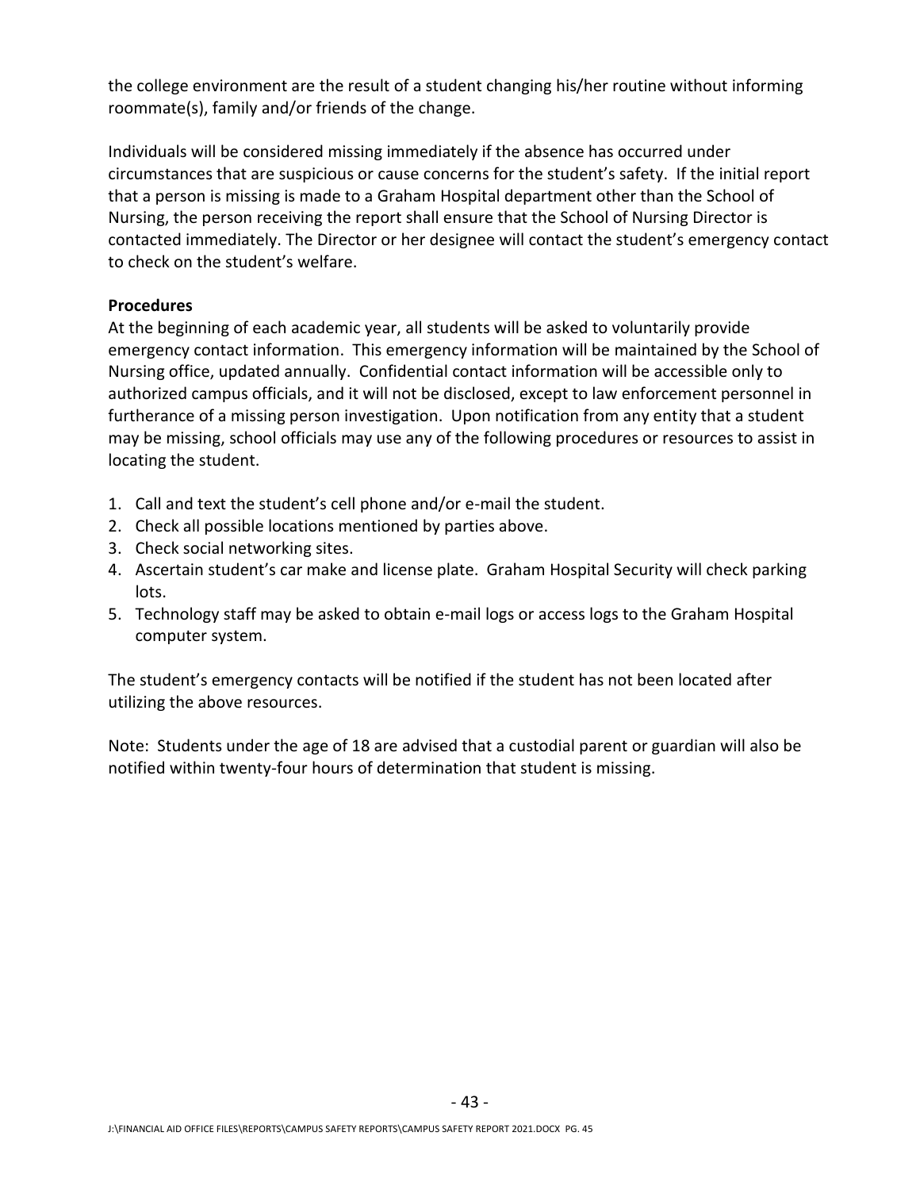the college environment are the result of a student changing his/her routine without informing roommate(s), family and/or friends of the change.

Individuals will be considered missing immediately if the absence has occurred under circumstances that are suspicious or cause concerns for the student's safety. If the initial report that a person is missing is made to a Graham Hospital department other than the School of Nursing, the person receiving the report shall ensure that the School of Nursing Director is contacted immediately. The Director or her designee will contact the student's emergency contact to check on the student's welfare.

**Procedures**

At the beginning of each academic year, all students will be asked to voluntarily provide emergency contact information. This emergency information will be maintained by the School of Nursing office, updated annually. Confidential contact information will be accessible only to authorized campus officials, and it will not be disclosed, except to law enforcement personnel in furtherance of a missing person investigation. Upon notification from any entity that a student may be missing, school officials may use any of the following procedures or resources to assist in locating the student.

1. Call and text the student's cell phone and/or e-mail the student.
2. Check all possible locations mentioned by parties above.
3. Check social networking sites.
4. Ascertain student's car make and license plate. Graham Hospital Security will check parking lots.
5. Technology staff may be asked to obtain e-mail logs or access logs to the Graham Hospital computer system.

The student's emergency contacts will be notified if the student has not been located after utilizing the above resources.

Note: Students under the age of 18 are advised that a custodial parent or guardian will also be notified within twenty-four hours of determination that student is missing.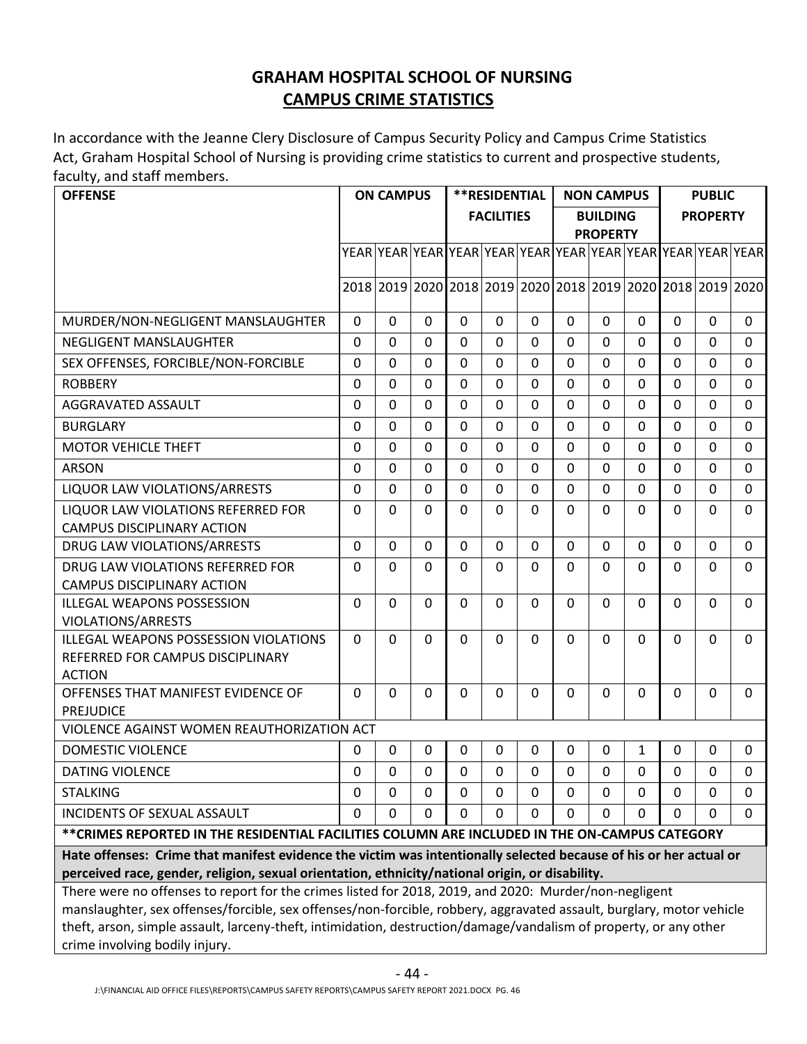# GRAHAM HOSPITAL SCHOOL OF NURSING

## CAMPUS CRIME STATISTICS

In accordance with the Jeanne Clery Disclosure of Campus Security Policy and Campus Crime Statistics Act, Graham Hospital School of Nursing is providing crime statistics to current and prospective students, faculty, and staff members.

| OFFENSE | ON CAMPUS | | | **RESIDENTIAL FACILITIES | | | NON CAMPUS BUILDING PROPERTY | | | PUBLIC PROPERTY | | |
|---|---|---|---|---|---|---|---|---|---|---|---|---|
| | YEAR 2018 | YEAR 2019 | YEAR 2020 | YEAR 2018 | YEAR 2019 | YEAR 2020 | YEAR 2018 | YEAR 2019 | YEAR 2020 | YEAR 2018 | YEAR 2019 | YEAR 2020 |
| MURDER/NON-NEGLIGENT MANSLAUGHTER | 0 | 0 | 0 | 0 | 0 | 0 | 0 | 0 | 0 | 0 | 0 | 0 |
| NEGLIGENT MANSLAUGHTER | 0 | 0 | 0 | 0 | 0 | 0 | 0 | 0 | 0 | 0 | 0 | 0 |
| SEX OFFENSES, FORCIBLE/NON-FORCIBLE | 0 | 0 | 0 | 0 | 0 | 0 | 0 | 0 | 0 | 0 | 0 | 0 |
| ROBBERY | 0 | 0 | 0 | 0 | 0 | 0 | 0 | 0 | 0 | 0 | 0 | 0 |
| AGGRAVATED ASSAULT | 0 | 0 | 0 | 0 | 0 | 0 | 0 | 0 | 0 | 0 | 0 | 0 |
| BURGLARY | 0 | 0 | 0 | 0 | 0 | 0 | 0 | 0 | 0 | 0 | 0 | 0 |
| MOTOR VEHICLE THEFT | 0 | 0 | 0 | 0 | 0 | 0 | 0 | 0 | 0 | 0 | 0 | 0 |
| ARSON | 0 | 0 | 0 | 0 | 0 | 0 | 0 | 0 | 0 | 0 | 0 | 0 |
| LIQUOR LAW VIOLATIONS/ARRESTS | 0 | 0 | 0 | 0 | 0 | 0 | 0 | 0 | 0 | 0 | 0 | 0 |
| LIQUOR LAW VIOLATIONS REFERRED FOR CAMPUS DISCIPLINARY ACTION | 0 | 0 | 0 | 0 | 0 | 0 | 0 | 0 | 0 | 0 | 0 | 0 |
| DRUG LAW VIOLATIONS/ARRESTS | 0 | 0 | 0 | 0 | 0 | 0 | 0 | 0 | 0 | 0 | 0 | 0 |
| DRUG LAW VIOLATIONS REFERRED FOR CAMPUS DISCIPLINARY ACTION | 0 | 0 | 0 | 0 | 0 | 0 | 0 | 0 | 0 | 0 | 0 | 0 |
| ILLEGAL WEAPONS POSSESSION VIOLATIONS/ARRESTS | 0 | 0 | 0 | 0 | 0 | 0 | 0 | 0 | 0 | 0 | 0 | 0 |
| ILLEGAL WEAPONS POSSESSION VIOLATIONS REFERRED FOR CAMPUS DISCIPLINARY ACTION | 0 | 0 | 0 | 0 | 0 | 0 | 0 | 0 | 0 | 0 | 0 | 0 |
| OFFENSES THAT MANIFEST EVIDENCE OF PREJUDICE | 0 | 0 | 0 | 0 | 0 | 0 | 0 | 0 | 0 | 0 | 0 | 0 |
| VIOLENCE AGAINST WOMEN REAUTHORIZATION ACT | | | | | | | | | | | | |
| DOMESTIC VIOLENCE | 0 | 0 | 0 | 0 | 0 | 0 | 0 | 0 | 1 | 0 | 0 | 0 |
| DATING VIOLENCE | 0 | 0 | 0 | 0 | 0 | 0 | 0 | 0 | 0 | 0 | 0 | 0 |
| STALKING | 0 | 0 | 0 | 0 | 0 | 0 | 0 | 0 | 0 | 0 | 0 | 0 |
| INCIDENTS OF SEXUAL ASSAULT | 0 | 0 | 0 | 0 | 0 | 0 | 0 | 0 | 0 | 0 | 0 | 0 |

**\*\*CRIMES REPORTED IN THE RESIDENTIAL FACILITIES COLUMN ARE INCLUDED IN THE ON-CAMPUS CATEGORY**

**Hate offenses: Crime that manifest evidence the victim was intentionally selected because of his or her actual or perceived race, gender, religion, sexual orientation, ethnicity/national origin, or disability.**

There were no offenses to report for the crimes listed for 2018, 2019, and 2020: Murder/non-negligent manslaughter, sex offenses/forcible, sex offenses/non-forcible, robbery, aggravated assault, burglary, motor vehicle theft, arson, simple assault, larceny-theft, intimidation, destruction/damage/vandalism of property, or any other crime involving bodily injury.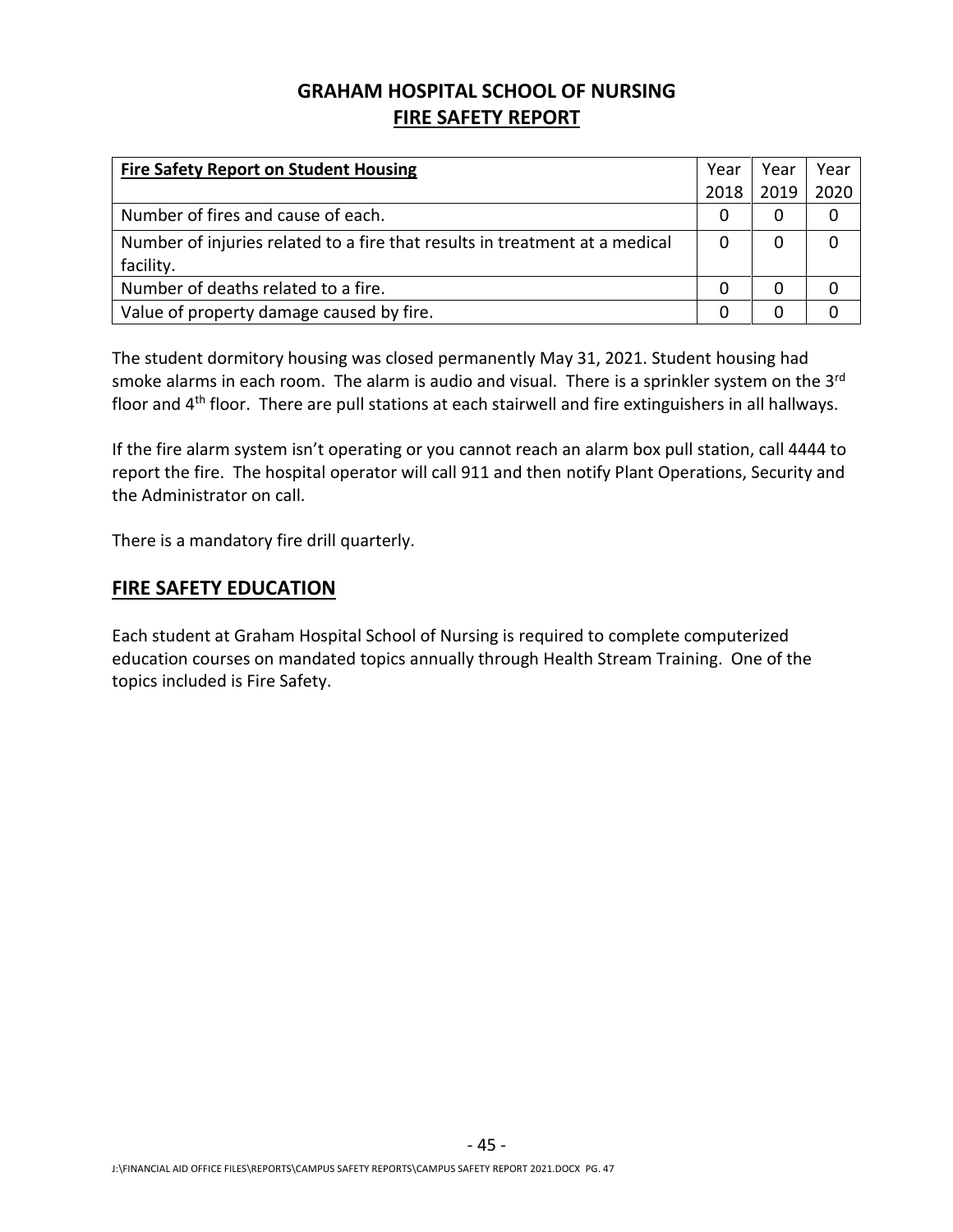# GRAHAM HOSPITAL SCHOOL OF NURSING

## FIRE SAFETY REPORT

| **Fire Safety Report on Student Housing** | Year 2018 | Year 2019 | Year 2020 |
|---|---|---|---|
| Number of fires and cause of each. | 0 | 0 | 0 |
| Number of injuries related to a fire that results in treatment at a medical facility. | 0 | 0 | 0 |
| Number of deaths related to a fire. | 0 | 0 | 0 |
| Value of property damage caused by fire. | 0 | 0 | 0 |

The student dormitory housing was closed permanently May 31, 2021. Student housing had smoke alarms in each room. The alarm is audio and visual. There is a sprinkler system on the 3rd floor and 4th floor. There are pull stations at each stairwell and fire extinguishers in all hallways.

If the fire alarm system isn't operating or you cannot reach an alarm box pull station, call 4444 to report the fire. The hospital operator will call 911 and then notify Plant Operations, Security and the Administrator on call.

There is a mandatory fire drill quarterly.

## FIRE SAFETY EDUCATION

Each student at Graham Hospital School of Nursing is required to complete computerized education courses on mandated topics annually through Health Stream Training. One of the topics included is Fire Safety.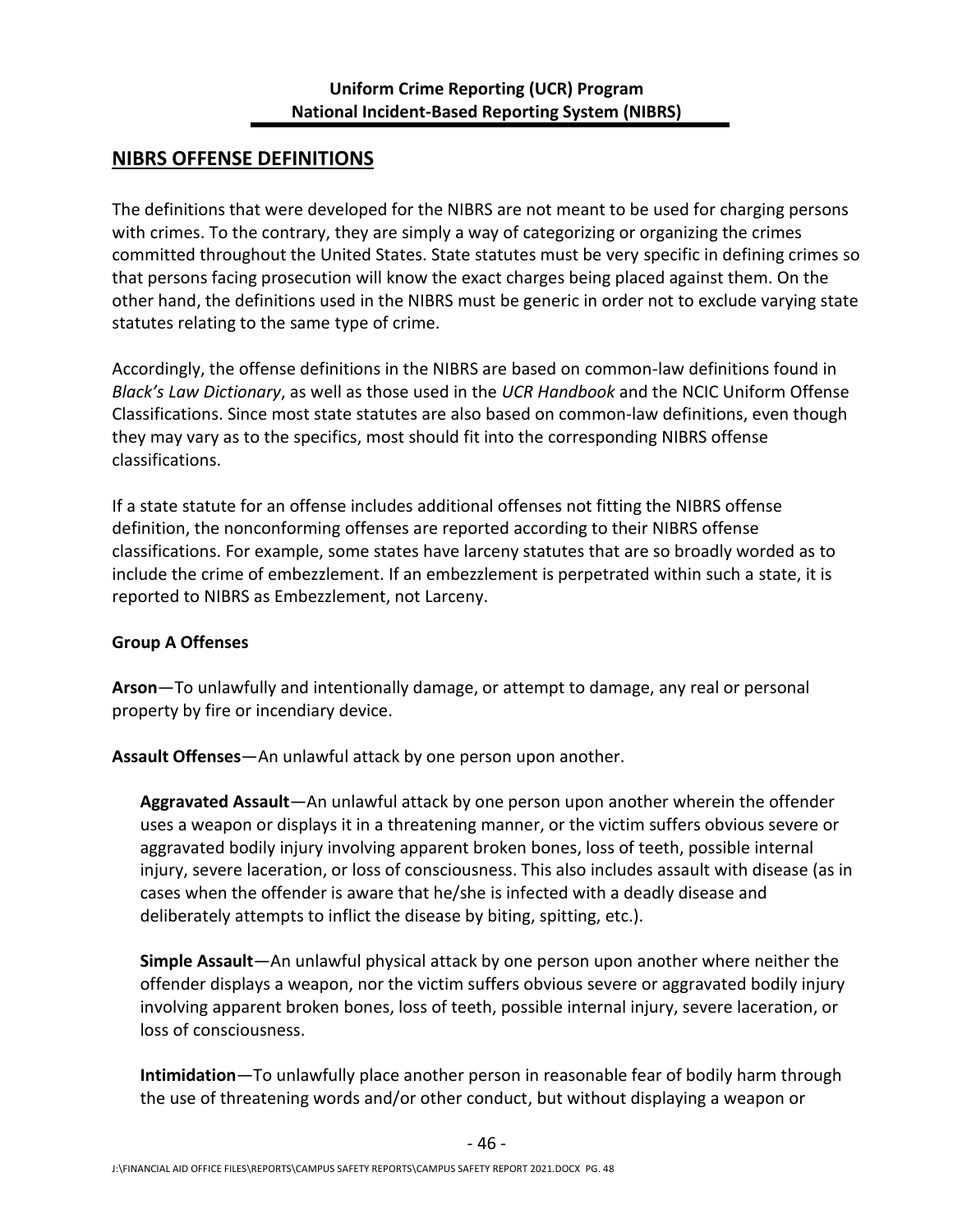**Uniform Crime Reporting (UCR) Program**
**National Incident-Based Reporting System (NIBRS)**

## NIBRS OFFENSE DEFINITIONS

The definitions that were developed for the NIBRS are not meant to be used for charging persons with crimes. To the contrary, they are simply a way of categorizing or organizing the crimes committed throughout the United States. State statutes must be very specific in defining crimes so that persons facing prosecution will know the exact charges being placed against them. On the other hand, the definitions used in the NIBRS must be generic in order not to exclude varying state statutes relating to the same type of crime.

Accordingly, the offense definitions in the NIBRS are based on common-law definitions found in *Black's Law Dictionary*, as well as those used in the *UCR Handbook* and the NCIC Uniform Offense Classifications. Since most state statutes are also based on common-law definitions, even though they may vary as to the specifics, most should fit into the corresponding NIBRS offense classifications.

If a state statute for an offense includes additional offenses not fitting the NIBRS offense definition, the nonconforming offenses are reported according to their NIBRS offense classifications. For example, some states have larceny statutes that are so broadly worded as to include the crime of embezzlement. If an embezzlement is perpetrated within such a state, it is reported to NIBRS as Embezzlement, not Larceny.

**Group A Offenses**

**Arson**—To unlawfully and intentionally damage, or attempt to damage, any real or personal property by fire or incendiary device.

**Assault Offenses**—An unlawful attack by one person upon another.

**Aggravated Assault**—An unlawful attack by one person upon another wherein the offender uses a weapon or displays it in a threatening manner, or the victim suffers obvious severe or aggravated bodily injury involving apparent broken bones, loss of teeth, possible internal injury, severe laceration, or loss of consciousness. This also includes assault with disease (as in cases when the offender is aware that he/she is infected with a deadly disease and deliberately attempts to inflict the disease by biting, spitting, etc.).

**Simple Assault**—An unlawful physical attack by one person upon another where neither the offender displays a weapon, nor the victim suffers obvious severe or aggravated bodily injury involving apparent broken bones, loss of teeth, possible internal injury, severe laceration, or loss of consciousness.

**Intimidation**—To unlawfully place another person in reasonable fear of bodily harm through the use of threatening words and/or other conduct, but without displaying a weapon or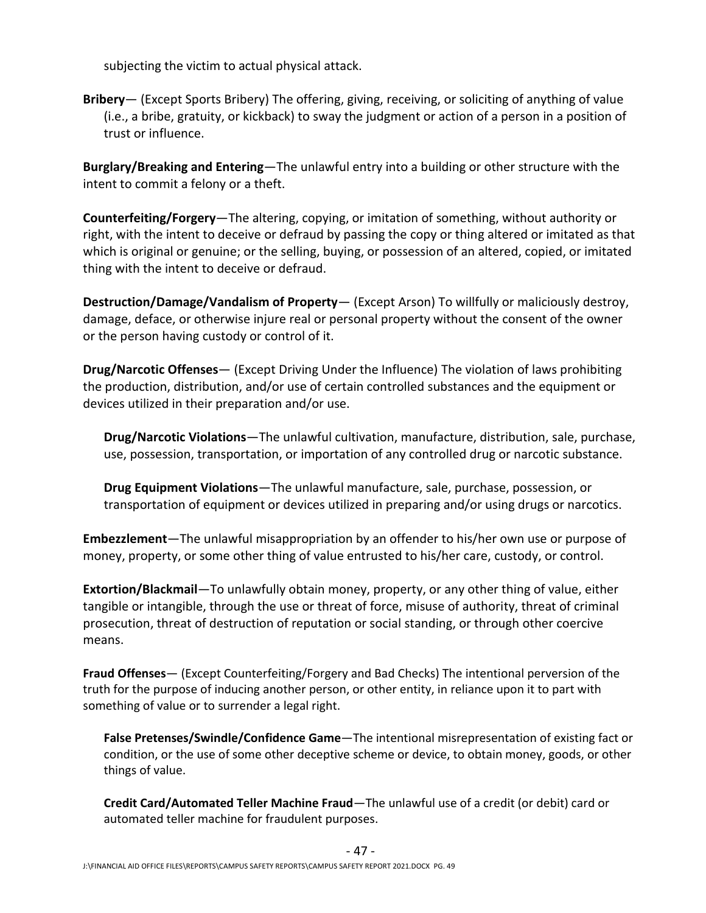subjecting the victim to actual physical attack.

**Bribery**— (Except Sports Bribery) The offering, giving, receiving, or soliciting of anything of value (i.e., a bribe, gratuity, or kickback) to sway the judgment or action of a person in a position of trust or influence.

**Burglary/Breaking and Entering**—The unlawful entry into a building or other structure with the intent to commit a felony or a theft.

**Counterfeiting/Forgery**—The altering, copying, or imitation of something, without authority or right, with the intent to deceive or defraud by passing the copy or thing altered or imitated as that which is original or genuine; or the selling, buying, or possession of an altered, copied, or imitated thing with the intent to deceive or defraud.

**Destruction/Damage/Vandalism of Property**— (Except Arson) To willfully or maliciously destroy, damage, deface, or otherwise injure real or personal property without the consent of the owner or the person having custody or control of it.

**Drug/Narcotic Offenses**— (Except Driving Under the Influence) The violation of laws prohibiting the production, distribution, and/or use of certain controlled substances and the equipment or devices utilized in their preparation and/or use.

**Drug/Narcotic Violations**—The unlawful cultivation, manufacture, distribution, sale, purchase, use, possession, transportation, or importation of any controlled drug or narcotic substance.

**Drug Equipment Violations**—The unlawful manufacture, sale, purchase, possession, or transportation of equipment or devices utilized in preparing and/or using drugs or narcotics.

**Embezzlement**—The unlawful misappropriation by an offender to his/her own use or purpose of money, property, or some other thing of value entrusted to his/her care, custody, or control.

**Extortion/Blackmail**—To unlawfully obtain money, property, or any other thing of value, either tangible or intangible, through the use or threat of force, misuse of authority, threat of criminal prosecution, threat of destruction of reputation or social standing, or through other coercive means.

**Fraud Offenses**— (Except Counterfeiting/Forgery and Bad Checks) The intentional perversion of the truth for the purpose of inducing another person, or other entity, in reliance upon it to part with something of value or to surrender a legal right.

**False Pretenses/Swindle/Confidence Game**—The intentional misrepresentation of existing fact or condition, or the use of some other deceptive scheme or device, to obtain money, goods, or other things of value.

**Credit Card/Automated Teller Machine Fraud**—The unlawful use of a credit (or debit) card or automated teller machine for fraudulent purposes.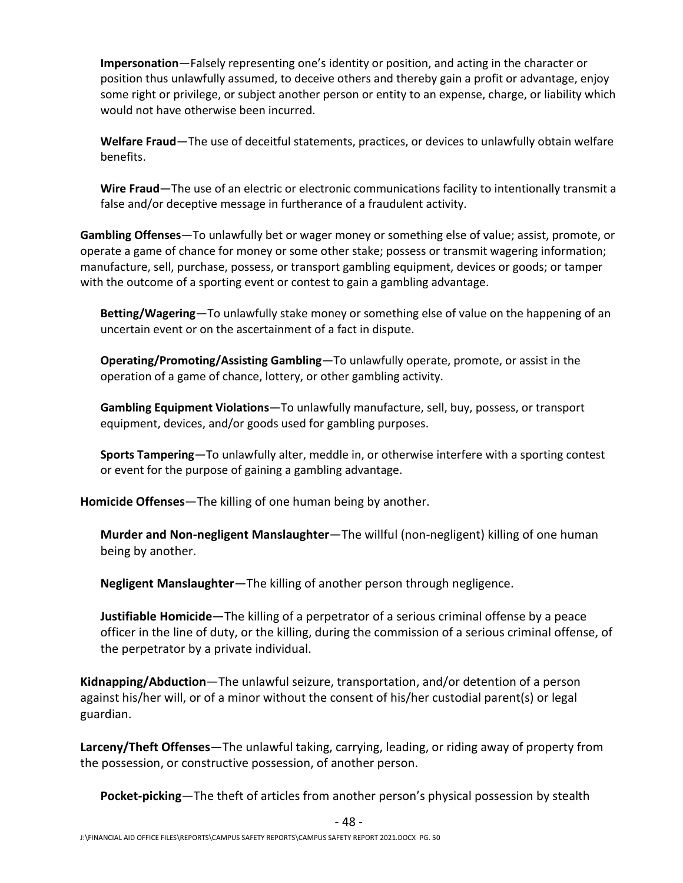**Impersonation**—Falsely representing one's identity or position, and acting in the character or position thus unlawfully assumed, to deceive others and thereby gain a profit or advantage, enjoy some right or privilege, or subject another person or entity to an expense, charge, or liability which would not have otherwise been incurred.

**Welfare Fraud**—The use of deceitful statements, practices, or devices to unlawfully obtain welfare benefits.

**Wire Fraud**—The use of an electric or electronic communications facility to intentionally transmit a false and/or deceptive message in furtherance of a fraudulent activity.

**Gambling Offenses**—To unlawfully bet or wager money or something else of value; assist, promote, or operate a game of chance for money or some other stake; possess or transmit wagering information; manufacture, sell, purchase, possess, or transport gambling equipment, devices or goods; or tamper with the outcome of a sporting event or contest to gain a gambling advantage.

**Betting/Wagering**—To unlawfully stake money or something else of value on the happening of an uncertain event or on the ascertainment of a fact in dispute.

**Operating/Promoting/Assisting Gambling**—To unlawfully operate, promote, or assist in the operation of a game of chance, lottery, or other gambling activity.

**Gambling Equipment Violations**—To unlawfully manufacture, sell, buy, possess, or transport equipment, devices, and/or goods used for gambling purposes.

**Sports Tampering**—To unlawfully alter, meddle in, or otherwise interfere with a sporting contest or event for the purpose of gaining a gambling advantage.

**Homicide Offenses**—The killing of one human being by another.

**Murder and Non-negligent Manslaughter**—The willful (non-negligent) killing of one human being by another.

**Negligent Manslaughter**—The killing of another person through negligence.

**Justifiable Homicide**—The killing of a perpetrator of a serious criminal offense by a peace officer in the line of duty, or the killing, during the commission of a serious criminal offense, of the perpetrator by a private individual.

**Kidnapping/Abduction**—The unlawful seizure, transportation, and/or detention of a person against his/her will, or of a minor without the consent of his/her custodial parent(s) or legal guardian.

**Larceny/Theft Offenses**—The unlawful taking, carrying, leading, or riding away of property from the possession, or constructive possession, of another person.

**Pocket-picking**—The theft of articles from another person's physical possession by stealth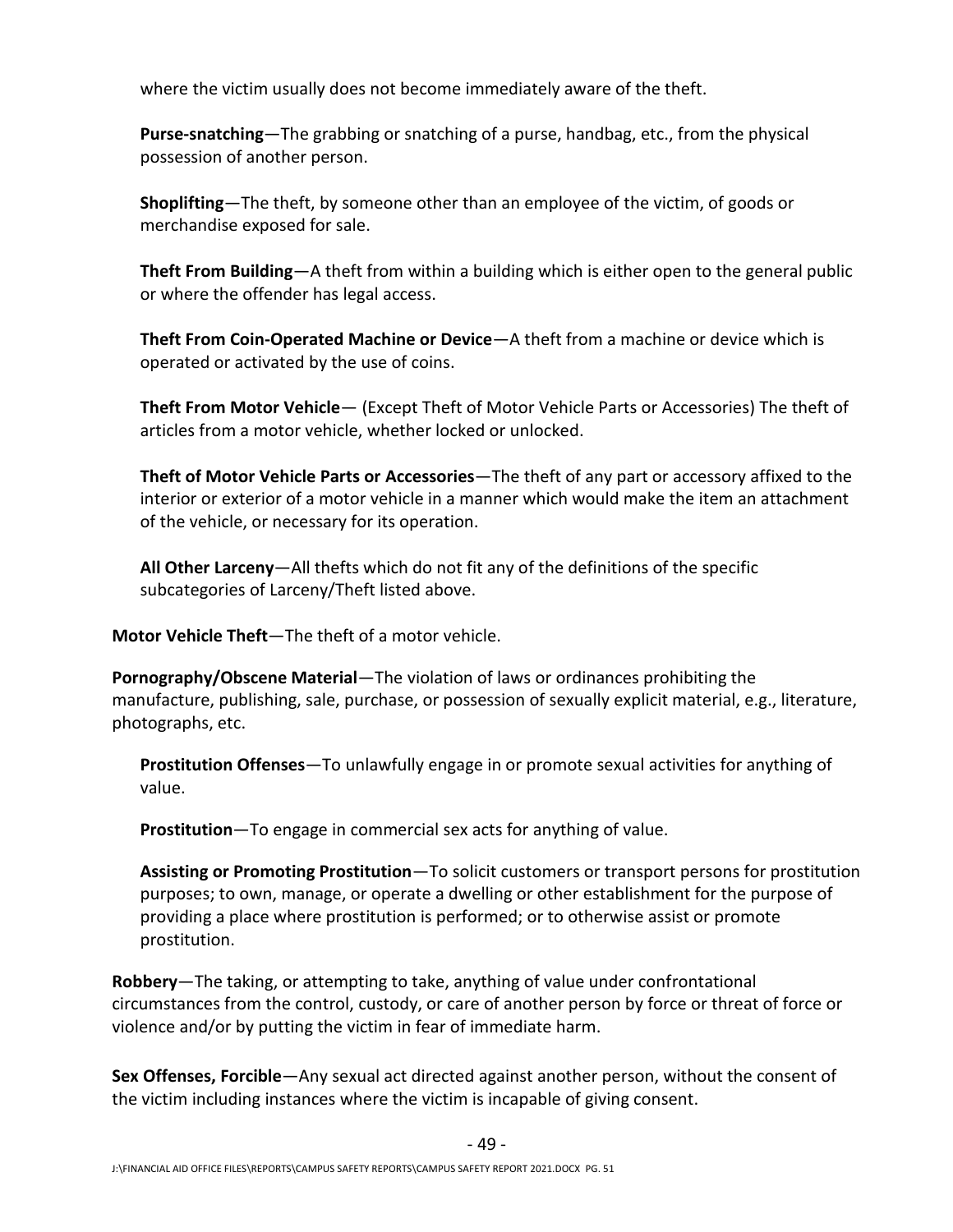where the victim usually does not become immediately aware of the theft.

**Purse-snatching**—The grabbing or snatching of a purse, handbag, etc., from the physical possession of another person.

**Shoplifting**—The theft, by someone other than an employee of the victim, of goods or merchandise exposed for sale.

**Theft From Building**—A theft from within a building which is either open to the general public or where the offender has legal access.

**Theft From Coin-Operated Machine or Device**—A theft from a machine or device which is operated or activated by the use of coins.

**Theft From Motor Vehicle**— (Except Theft of Motor Vehicle Parts or Accessories) The theft of articles from a motor vehicle, whether locked or unlocked.

**Theft of Motor Vehicle Parts or Accessories**—The theft of any part or accessory affixed to the interior or exterior of a motor vehicle in a manner which would make the item an attachment of the vehicle, or necessary for its operation.

**All Other Larceny**—All thefts which do not fit any of the definitions of the specific subcategories of Larceny/Theft listed above.

**Motor Vehicle Theft**—The theft of a motor vehicle.

**Pornography/Obscene Material**—The violation of laws or ordinances prohibiting the manufacture, publishing, sale, purchase, or possession of sexually explicit material, e.g., literature, photographs, etc.

**Prostitution Offenses**—To unlawfully engage in or promote sexual activities for anything of value.

**Prostitution**—To engage in commercial sex acts for anything of value.

**Assisting or Promoting Prostitution**—To solicit customers or transport persons for prostitution purposes; to own, manage, or operate a dwelling or other establishment for the purpose of providing a place where prostitution is performed; or to otherwise assist or promote prostitution.

**Robbery**—The taking, or attempting to take, anything of value under confrontational circumstances from the control, custody, or care of another person by force or threat of force or violence and/or by putting the victim in fear of immediate harm.

**Sex Offenses, Forcible**—Any sexual act directed against another person, without the consent of the victim including instances where the victim is incapable of giving consent.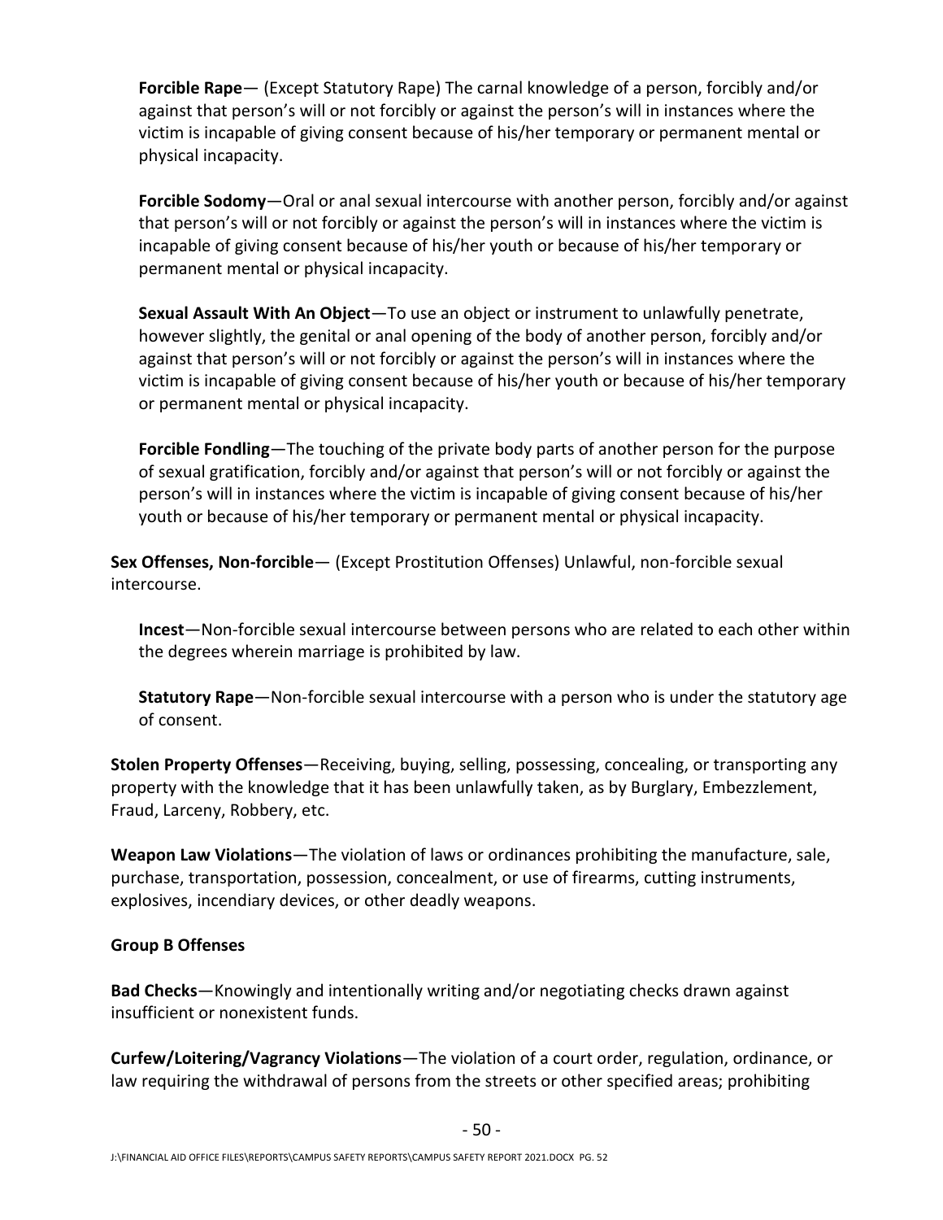**Forcible Rape**— (Except Statutory Rape) The carnal knowledge of a person, forcibly and/or against that person's will or not forcibly or against the person's will in instances where the victim is incapable of giving consent because of his/her temporary or permanent mental or physical incapacity.

**Forcible Sodomy**—Oral or anal sexual intercourse with another person, forcibly and/or against that person's will or not forcibly or against the person's will in instances where the victim is incapable of giving consent because of his/her youth or because of his/her temporary or permanent mental or physical incapacity.

**Sexual Assault With An Object**—To use an object or instrument to unlawfully penetrate, however slightly, the genital or anal opening of the body of another person, forcibly and/or against that person's will or not forcibly or against the person's will in instances where the victim is incapable of giving consent because of his/her youth or because of his/her temporary or permanent mental or physical incapacity.

**Forcible Fondling**—The touching of the private body parts of another person for the purpose of sexual gratification, forcibly and/or against that person's will or not forcibly or against the person's will in instances where the victim is incapable of giving consent because of his/her youth or because of his/her temporary or permanent mental or physical incapacity.

**Sex Offenses, Non-forcible**— (Except Prostitution Offenses) Unlawful, non-forcible sexual intercourse.

**Incest**—Non-forcible sexual intercourse between persons who are related to each other within the degrees wherein marriage is prohibited by law.

**Statutory Rape**—Non-forcible sexual intercourse with a person who is under the statutory age of consent.

**Stolen Property Offenses**—Receiving, buying, selling, possessing, concealing, or transporting any property with the knowledge that it has been unlawfully taken, as by Burglary, Embezzlement, Fraud, Larceny, Robbery, etc.

**Weapon Law Violations**—The violation of laws or ordinances prohibiting the manufacture, sale, purchase, transportation, possession, concealment, or use of firearms, cutting instruments, explosives, incendiary devices, or other deadly weapons.

**Group B Offenses**

**Bad Checks**—Knowingly and intentionally writing and/or negotiating checks drawn against insufficient or nonexistent funds.

**Curfew/Loitering/Vagrancy Violations**—The violation of a court order, regulation, ordinance, or law requiring the withdrawal of persons from the streets or other specified areas; prohibiting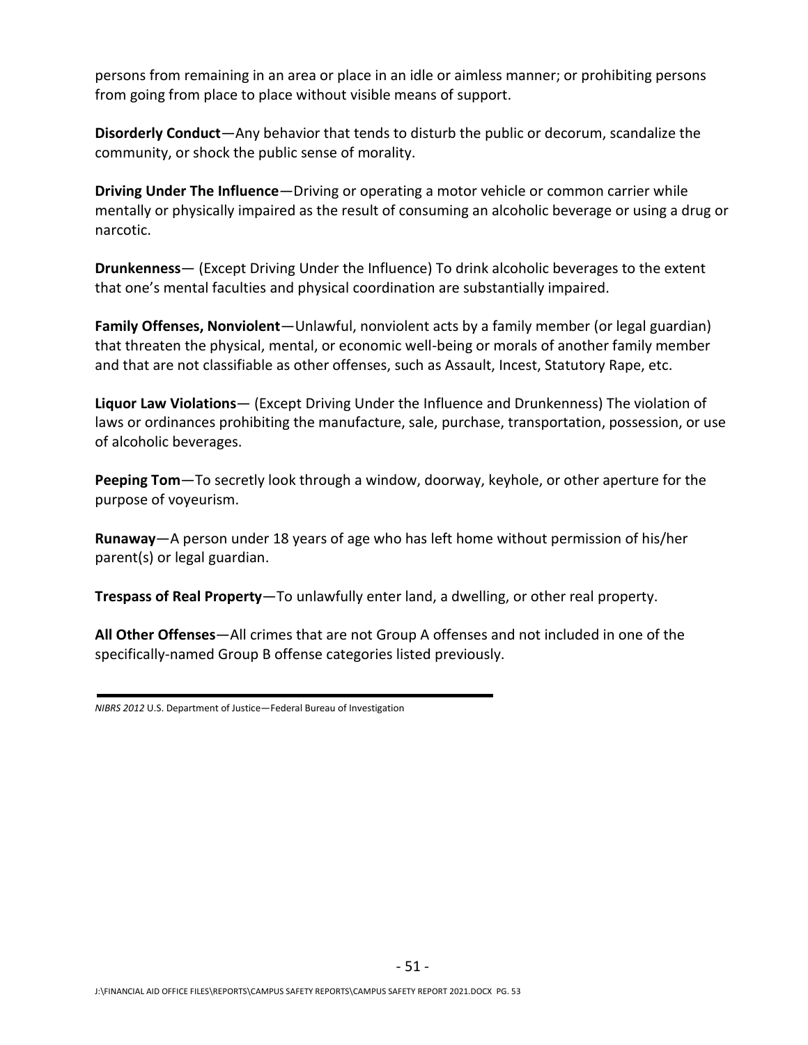persons from remaining in an area or place in an idle or aimless manner; or prohibiting persons from going from place to place without visible means of support.

**Disorderly Conduct**—Any behavior that tends to disturb the public or decorum, scandalize the community, or shock the public sense of morality.

**Driving Under The Influence**—Driving or operating a motor vehicle or common carrier while mentally or physically impaired as the result of consuming an alcoholic beverage or using a drug or narcotic.

**Drunkenness**— (Except Driving Under the Influence) To drink alcoholic beverages to the extent that one's mental faculties and physical coordination are substantially impaired.

**Family Offenses, Nonviolent**—Unlawful, nonviolent acts by a family member (or legal guardian) that threaten the physical, mental, or economic well-being or morals of another family member and that are not classifiable as other offenses, such as Assault, Incest, Statutory Rape, etc.

**Liquor Law Violations**— (Except Driving Under the Influence and Drunkenness) The violation of laws or ordinances prohibiting the manufacture, sale, purchase, transportation, possession, or use of alcoholic beverages.

**Peeping Tom**—To secretly look through a window, doorway, keyhole, or other aperture for the purpose of voyeurism.

**Runaway**—A person under 18 years of age who has left home without permission of his/her parent(s) or legal guardian.

**Trespass of Real Property**—To unlawfully enter land, a dwelling, or other real property.

**All Other Offenses**—All crimes that are not Group A offenses and not included in one of the specifically-named Group B offense categories listed previously.

---

*NIBRS 2012* U.S. Department of Justice—Federal Bureau of Investigation